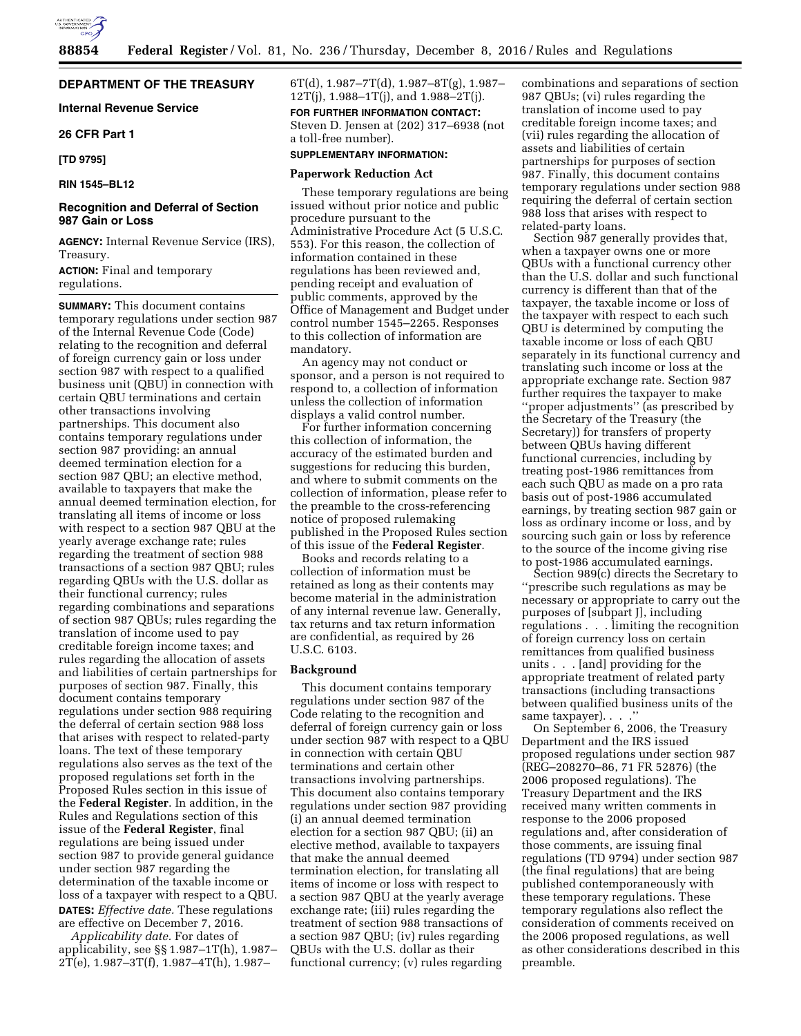## DEPARTMENT OF THE TREASURY

### Internal Revenue Service

### 26 CFR Part 1

**[TD 9795]**

**RIN 1545–BL12**

### Recognition and Deferral of Section 987 Gain or Loss

**AGENCY:** Internal Revenue Service (IRS), Treasury.

**ACTION:** Final and temporary regulations.

**SUMMARY:** This document contains temporary regulations under section 987 of the Internal Revenue Code (Code) relating to the recognition and deferral of foreign currency gain or loss under section 987 with respect to a qualified business unit (QBU) in connection with certain QBU terminations and certain other transactions involving partnerships. This document also contains temporary regulations under section 987 providing: an annual deemed termination election for a section 987 QBU; an elective method, available to taxpayers that make the annual deemed termination election, for translating all items of income or loss with respect to a section 987 QBU at the yearly average exchange rate; rules regarding the treatment of section 988 transactions of a section 987 QBU; rules regarding QBUs with the U.S. dollar as their functional currency; rules regarding combinations and separations of section 987 QBUs; rules regarding the translation of income used to pay creditable foreign income taxes; and rules regarding the allocation of assets and liabilities of certain partnerships for purposes of section 987. Finally, this document contains temporary regulations under section 988 requiring the deferral of certain section 988 loss that arises with respect to related-party loans. The text of these temporary regulations also serves as the text of the proposed regulations set forth in the Proposed Rules section in this issue of the **Federal Register**. In addition, in the Rules and Regulations section of this issue of the **Federal Register**, final regulations are being issued under section 987 to provide general guidance under section 987 regarding the determination of the taxable income or loss of a taxpayer with respect to a QBU.

**DATES:** *Effective date.* These regulations are effective on December 7, 2016.

*Applicability date.* For dates of applicability, see §§ 1.987–1T(h), 1.987–2T(e), 1.987–3T(f), 1.987–4T(h), 1.987–6T(d), 1.987–7T(d), 1.987–8T(g), 1.987–12T(j), 1.988–1T(j), and 1.988–2T(j).

**FOR FURTHER INFORMATION CONTACT:** Steven D. Jensen at (202) 317–6938 (not a toll-free number).

**SUPPLEMENTARY INFORMATION:**

### Paperwork Reduction Act

These temporary regulations are being issued without prior notice and public procedure pursuant to the Administrative Procedure Act (5 U.S.C. 553). For this reason, the collection of information contained in these regulations has been reviewed and, pending receipt and evaluation of public comments, approved by the Office of Management and Budget under control number 1545–2265. Responses to this collection of information are mandatory.

An agency may not conduct or sponsor, and a person is not required to respond to, a collection of information unless the collection of information displays a valid control number.

For further information concerning this collection of information, the accuracy of the estimated burden and suggestions for reducing this burden, and where to submit comments on the collection of information, please refer to the preamble to the cross-referencing notice of proposed rulemaking published in the Proposed Rules section of this issue of the **Federal Register**.

Books and records relating to a collection of information must be retained as long as their contents may become material in the administration of any internal revenue law. Generally, tax returns and tax return information are confidential, as required by 26 U.S.C. 6103.

### Background

This document contains temporary regulations under section 987 of the Code relating to the recognition and deferral of foreign currency gain or loss under section 987 with respect to a QBU in connection with certain QBU terminations and certain other transactions involving partnerships. This document also contains temporary regulations under section 987 providing (i) an annual deemed termination election for a section 987 QBU; (ii) an elective method, available to taxpayers that make the annual deemed termination election, for translating all items of income or loss with respect to a section 987 QBU at the yearly average exchange rate; (iii) rules regarding the treatment of section 988 transactions of a section 987 QBU; (iv) rules regarding QBUs with the U.S. dollar as their functional currency; (v) rules regarding combinations and separations of section 987 QBUs; (vi) rules regarding the translation of income used to pay creditable foreign income taxes; and (vii) rules regarding the allocation of assets and liabilities of certain partnerships for purposes of section 987. Finally, this document contains temporary regulations under section 988 requiring the deferral of certain section 988 loss that arises with respect to related-party loans.

Section 987 generally provides that, when a taxpayer owns one or more QBUs with a functional currency other than the U.S. dollar and such functional currency is different than that of the taxpayer, the taxable income or loss of the taxpayer with respect to each such QBU is determined by computing the taxable income or loss of each QBU separately in its functional currency and translating such income or loss at the appropriate exchange rate. Section 987 further requires the taxpayer to make ''proper adjustments'' (as prescribed by the Secretary of the Treasury (the Secretary)) for transfers of property between QBUs having different functional currencies, including by treating post-1986 remittances from each such QBU as made on a pro rata basis out of post-1986 accumulated earnings, by treating section 987 gain or loss as ordinary income or loss, and by sourcing such gain or loss by reference to the source of the income giving rise to post-1986 accumulated earnings.

Section 989(c) directs the Secretary to ''prescribe such regulations as may be necessary or appropriate to carry out the purposes of [subpart J], including regulations . . . limiting the recognition of foreign currency loss on certain remittances from qualified business units . . . [and] providing for the appropriate treatment of related party transactions (including transactions between qualified business units of the same taxpayer). . . .''

On September 6, 2006, the Treasury Department and the IRS issued proposed regulations under section 987 (REG–208270–86, 71 FR 52876) (the 2006 proposed regulations). The Treasury Department and the IRS received many written comments in response to the 2006 proposed regulations and, after consideration of those comments, are issuing final regulations (TD 9794) under section 987 (the final regulations) that are being published contemporaneously with these temporary regulations. These temporary regulations also reflect the consideration of comments received on the 2006 proposed regulations, as well as other considerations described in this preamble.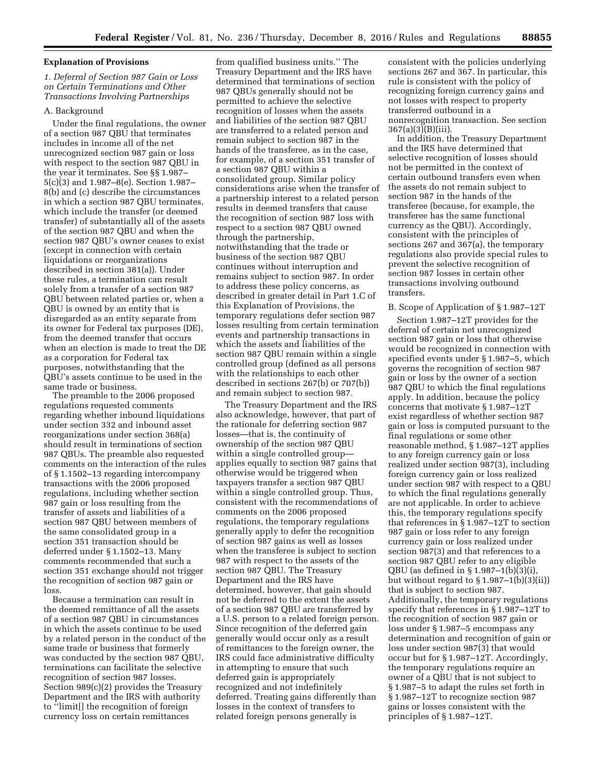## Explanation of Provisions

### 1. Deferral of Section 987 Gain or Loss on Certain Terminations and Other Transactions Involving Partnerships

#### A. Background

Under the final regulations, the owner of a section 987 QBU that terminates includes in income all of the net unrecognized section 987 gain or loss with respect to the section 987 QBU in the year it terminates. See §§ 1.987–5(c)(3) and 1.987–8(e). Section 1.987–8(b) and (c) describe the circumstances in which a section 987 QBU terminates, which include the transfer (or deemed transfer) of substantially all of the assets of the section 987 QBU and when the section 987 QBU's owner ceases to exist (except in connection with certain liquidations or reorganizations described in section 381(a)). Under these rules, a termination can result solely from a transfer of a section 987 QBU between related parties or, when a QBU is owned by an entity that is disregarded as an entity separate from its owner for Federal tax purposes (DE), from the deemed transfer that occurs when an election is made to treat the DE as a corporation for Federal tax purposes, notwithstanding that the QBU's assets continue to be used in the same trade or business.

The preamble to the 2006 proposed regulations requested comments regarding whether inbound liquidations under section 332 and inbound asset reorganizations under section 368(a) should result in terminations of section 987 QBUs. The preamble also requested comments on the interaction of the rules of § 1.1502–13 regarding intercompany transactions with the 2006 proposed regulations, including whether section 987 gain or loss resulting from the transfer of assets and liabilities of a section 987 QBU between members of the same consolidated group in a section 351 transaction should be deferred under § 1.1502–13. Many comments recommended that such a section 351 exchange should not trigger the recognition of section 987 gain or loss.

Because a termination can result in the deemed remittance of all the assets of a section 987 QBU in circumstances in which the assets continue to be used by a related person in the conduct of the same trade or business that formerly was conducted by the section 987 QBU, terminations can facilitate the selective recognition of section 987 losses. Section 989(c)(2) provides the Treasury Department and the IRS with authority to ''limit[] the recognition of foreign currency loss on certain remittances from qualified business units.'' The Treasury Department and the IRS have determined that terminations of section 987 QBUs generally should not be permitted to achieve the selective recognition of losses when the assets and liabilities of the section 987 QBU are transferred to a related person and remain subject to section 987 in the hands of the transferee, as in the case, for example, of a section 351 transfer of a section 987 QBU within a consolidated group. Similar policy considerations arise when the transfer of a partnership interest to a related person results in deemed transfers that cause the recognition of section 987 loss with respect to a section 987 QBU owned through the partnership, notwithstanding that the trade or business of the section 987 QBU continues without interruption and remains subject to section 987. In order to address these policy concerns, as described in greater detail in Part 1.C of this Explanation of Provisions, the temporary regulations defer section 987 losses resulting from certain termination events and partnership transactions in which the assets and liabilities of the section 987 QBU remain within a single controlled group (defined as all persons with the relationships to each other described in sections 267(b) or 707(b)) and remain subject to section 987.

The Treasury Department and the IRS also acknowledge, however, that part of the rationale for deferring section 987 losses—that is, the continuity of ownership of the section 987 QBU within a single controlled group—applies equally to section 987 gains that otherwise would be triggered when taxpayers transfer a section 987 QBU within a single controlled group. Thus, consistent with the recommendations of comments on the 2006 proposed regulations, the temporary regulations generally apply to defer the recognition of section 987 gains as well as losses when the transferee is subject to section 987 with respect to the assets of the section 987 QBU. The Treasury Department and the IRS have determined, however, that gain should not be deferred to the extent the assets of a section 987 QBU are transferred by a U.S. person to a related foreign person. Since recognition of the deferred gain generally would occur only as a result of remittances to the foreign owner, the IRS could face administrative difficulty in attempting to ensure that such deferred gain is appropriately recognized and not indefinitely deferred. Treating gains differently than losses in the context of transfers to related foreign persons generally is consistent with the policies underlying sections 267 and 367. In particular, this rule is consistent with the policy of recognizing foreign currency gains and not losses with respect to property transferred outbound in a nonrecognition transaction. See section 367(a)(3)(B)(iii).

In addition, the Treasury Department and the IRS have determined that selective recognition of losses should not be permitted in the context of certain outbound transfers even when the assets do not remain subject to section 987 in the hands of the transferee (because, for example, the transferee has the same functional currency as the QBU). Accordingly, consistent with the principles of sections 267 and 367(a), the temporary regulations also provide special rules to prevent the selective recognition of section 987 losses in certain other transactions involving outbound transfers.

#### B. Scope of Application of § 1.987–12T

Section 1.987–12T provides for the deferral of certain net unrecognized section 987 gain or loss that otherwise would be recognized in connection with specified events under § 1.987–5, which governs the recognition of section 987 gain or loss by the owner of a section 987 QBU to which the final regulations apply. In addition, because the policy concerns that motivate § 1.987–12T exist regardless of whether section 987 gain or loss is computed pursuant to the final regulations or some other reasonable method, § 1.987–12T applies to any foreign currency gain or loss realized under section 987(3), including foreign currency gain or loss realized under section 987 with respect to a QBU to which the final regulations generally are not applicable. In order to achieve this, the temporary regulations specify that references in § 1.987–12T to section 987 gain or loss refer to any foreign currency gain or loss realized under section 987(3) and that references to a section 987 QBU refer to any eligible QBU (as defined in § 1.987–1(b)(3)(i), but without regard to § 1.987–1(b)(3)(ii)) that is subject to section 987. Additionally, the temporary regulations specify that references in § 1.987–12T to the recognition of section 987 gain or loss under § 1.987–5 encompass any determination and recognition of gain or loss under section 987(3) that would occur but for § 1.987–12T. Accordingly, the temporary regulations require an owner of a QBU that is not subject to § 1.987–5 to adapt the rules set forth in § 1.987–12T to recognize section 987 gains or losses consistent with the principles of § 1.987–12T.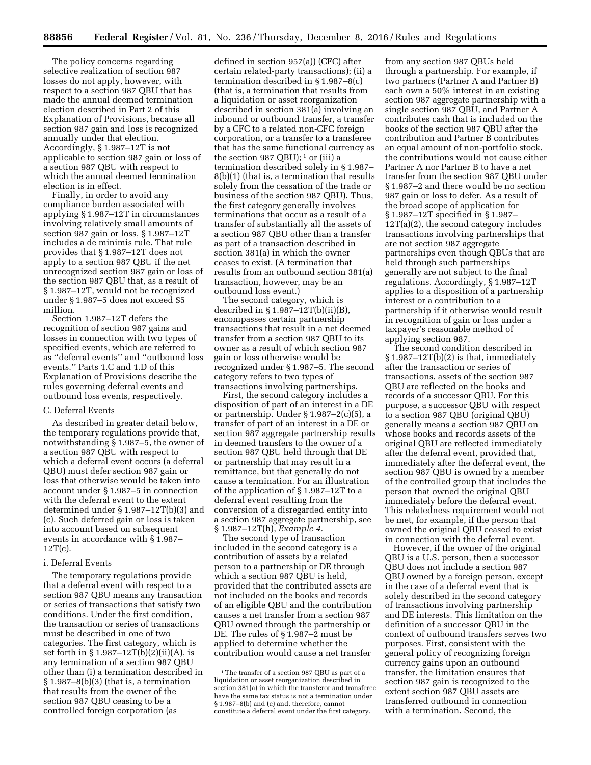The policy concerns regarding selective realization of section 987 losses do not apply, however, with respect to a section 987 QBU that has made the annual deemed termination election described in Part 2 of this Explanation of Provisions, because all section 987 gain and loss is recognized annually under that election. Accordingly, § 1.987–12T is not applicable to section 987 gain or loss of a section 987 QBU with respect to which the annual deemed termination election is in effect.

Finally, in order to avoid any compliance burden associated with applying § 1.987–12T in circumstances involving relatively small amounts of section 987 gain or loss, § 1.987–12T includes a de minimis rule. That rule provides that § 1.987–12T does not apply to a section 987 QBU if the net unrecognized section 987 gain or loss of the section 987 QBU that, as a result of § 1.987–12T, would not be recognized under § 1.987–5 does not exceed $5 million.

Section 1.987–12T defers the recognition of section 987 gains and losses in connection with two types of specified events, which are referred to as ''deferral events'' and ''outbound loss events.'' Parts 1.C and 1.D of this Explanation of Provisions describe the rules governing deferral events and outbound loss events, respectively.

### C. Deferral Events

As described in greater detail below, the temporary regulations provide that, notwithstanding § 1.987–5, the owner of a section 987 QBU with respect to which a deferral event occurs (a deferral QBU) must defer section 987 gain or loss that otherwise would be taken into account under § 1.987–5 in connection with the deferral event to the extent determined under § 1.987–12T(b)(3) and (c). Such deferred gain or loss is taken into account based on subsequent events in accordance with § 1.987–12T(c).

#### i. Deferral Events

The temporary regulations provide that a deferral event with respect to a section 987 QBU means any transaction or series of transactions that satisfy two conditions. Under the first condition, the transaction or series of transactions must be described in one of two categories. The first category, which is set forth in § 1.987–12T(b)(2)(ii)(A), is any termination of a section 987 QBU other than (i) a termination described in § 1.987–8(b)(3) (that is, a termination that results from the owner of the section 987 QBU ceasing to be a controlled foreign corporation (as defined in section 957(a)) (CFC) after certain related-party transactions); (ii) a termination described in § 1.987–8(c) (that is, a termination that results from a liquidation or asset reorganization described in section 381(a) involving an inbound or outbound transfer, a transfer by a CFC to a related non-CFC foreign corporation, or a transfer to a transferee that has the same functional currency as the section 987 QBU); [1] or (iii) a termination described solely in § 1.987–8(b)(1) (that is, a termination that results solely from the cessation of the trade or business of the section 987 QBU). Thus, the first category generally involves terminations that occur as a result of a transfer of substantially all the assets of a section 987 QBU other than a transfer as part of a transaction described in section 381(a) in which the owner ceases to exist. (A termination that results from an outbound section 381(a) transaction, however, may be an outbound loss event.)

The second category, which is described in § 1.987–12T(b)(ii)(B), encompasses certain partnership transactions that result in a net deemed transfer from a section 987 QBU to its owner as a result of which section 987 gain or loss otherwise would be recognized under § 1.987–5. The second category refers to two types of transactions involving partnerships.

First, the second category includes a disposition of part of an interest in a DE or partnership. Under § 1.987–2(c)(5), a transfer of part of an interest in a DE or section 987 aggregate partnership results in deemed transfers to the owner of a section 987 QBU held through that DE or partnership that may result in a remittance, but that generally do not cause a termination. For an illustration of the application of § 1.987–12T to a deferral event resulting from the conversion of a disregarded entity into a section 987 aggregate partnership, see § 1.987–12T(h), *Example 4.*

The second type of transaction included in the second category is a contribution of assets by a related person to a partnership or DE through which a section 987 QBU is held, provided that the contributed assets are not included on the books and records of an eligible QBU and the contribution causes a net transfer from a section 987 QBU owned through the partnership or DE. The rules of § 1.987–2 must be applied to determine whether the contribution would cause a net transfer from any section 987 QBUs held through a partnership. For example, if two partners (Partner A and Partner B) each own a 50% interest in an existing section 987 aggregate partnership with a single section 987 QBU, and Partner A contributes cash that is included on the books of the section 987 QBU after the contribution and Partner B contributes an equal amount of non-portfolio stock, the contributions would not cause either Partner A nor Partner B to have a net transfer from the section 987 QBU under § 1.987–2 and there would be no section 987 gain or loss to defer. As a result of the broad scope of application for § 1.987–12T specified in § 1.987–12T(a)(2), the second category includes transactions involving partnerships that are not section 987 aggregate partnerships even though QBUs that are held through such partnerships generally are not subject to the final regulations. Accordingly, § 1.987–12T applies to a disposition of a partnership interest or a contribution to a partnership if it otherwise would result in recognition of gain or loss under a taxpayer's reasonable method of applying section 987.

The second condition described in § 1.987–12T(b)(2) is that, immediately after the transaction or series of transactions, assets of the section 987 QBU are reflected on the books and records of a successor QBU. For this purpose, a successor QBU with respect to a section 987 QBU (original QBU) generally means a section 987 QBU on whose books and records assets of the original QBU are reflected immediately after the deferral event, provided that, immediately after the deferral event, the section 987 QBU is owned by a member of the controlled group that includes the person that owned the original QBU immediately before the deferral event. This relatedness requirement would not be met, for example, if the person that owned the original QBU ceased to exist in connection with the deferral event.

However, if the owner of the original QBU is a U.S. person, then a successor QBU does not include a section 987 QBU owned by a foreign person, except in the case of a deferral event that is solely described in the second category of transactions involving partnership and DE interests. This limitation on the definition of a successor QBU in the context of outbound transfers serves two purposes. First, consistent with the general policy of recognizing foreign currency gains upon an outbound transfer, the limitation ensures that section 987 gain is recognized to the extent section 987 QBU assets are transferred outbound in connection with a termination. Second, the

[1] The transfer of a section 987 QBU as part of a liquidation or asset reorganization described in section 381(a) in which the transferor and transferee have the same tax status is not a termination under § 1.987–8(b) and (c) and, therefore, cannot constitute a deferral event under the first category.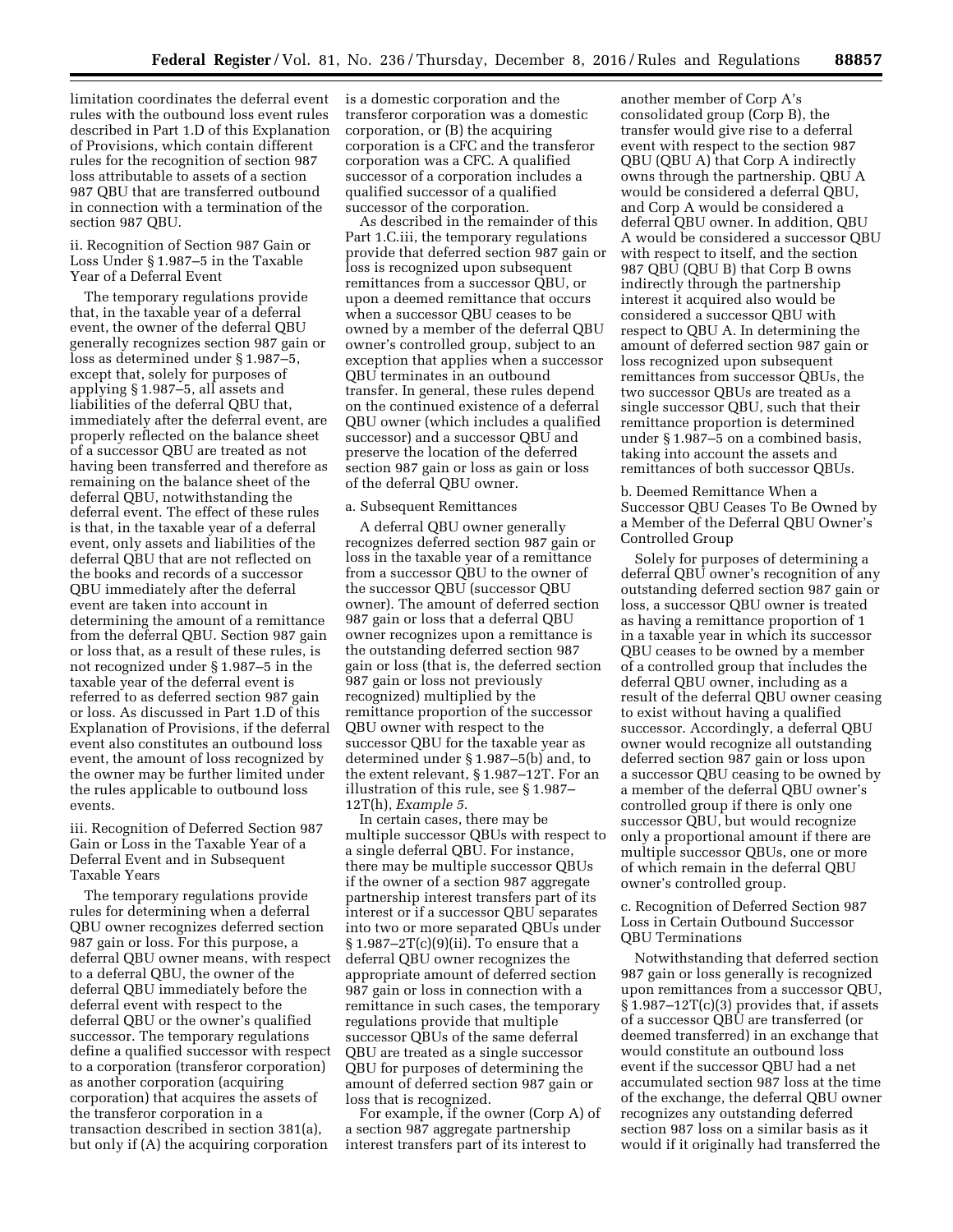limitation coordinates the deferral event rules with the outbound loss event rules described in Part 1.D of this Explanation of Provisions, which contain different rules for the recognition of section 987 loss attributable to assets of a section 987 QBU that are transferred outbound in connection with a termination of the section 987 QBU.

ii. Recognition of Section 987 Gain or Loss Under § 1.987–5 in the Taxable Year of a Deferral Event

The temporary regulations provide that, in the taxable year of a deferral event, the owner of the deferral QBU generally recognizes section 987 gain or loss as determined under § 1.987–5, except that, solely for purposes of applying § 1.987–5, all assets and liabilities of the deferral QBU that, immediately after the deferral event, are properly reflected on the balance sheet of a successor QBU are treated as not having been transferred and therefore as remaining on the balance sheet of the deferral QBU, notwithstanding the deferral event. The effect of these rules is that, in the taxable year of a deferral event, only assets and liabilities of the deferral QBU that are not reflected on the books and records of a successor QBU immediately after the deferral event are taken into account in determining the amount of a remittance from the deferral QBU. Section 987 gain or loss that, as a result of these rules, is not recognized under § 1.987–5 in the taxable year of the deferral event is referred to as deferred section 987 gain or loss. As discussed in Part 1.D of this Explanation of Provisions, if the deferral event also constitutes an outbound loss event, the amount of loss recognized by the owner may be further limited under the rules applicable to outbound loss events.

iii. Recognition of Deferred Section 987 Gain or Loss in the Taxable Year of a Deferral Event and in Subsequent Taxable Years

The temporary regulations provide rules for determining when a deferral QBU owner recognizes deferred section 987 gain or loss. For this purpose, a deferral QBU owner means, with respect to a deferral QBU, the owner of the deferral QBU immediately before the deferral event with respect to the deferral QBU or the owner's qualified successor. The temporary regulations define a qualified successor with respect to a corporation (transferor corporation) as another corporation (acquiring corporation) that acquires the assets of the transferor corporation in a transaction described in section 381(a), but only if (A) the acquiring corporation is a domestic corporation and the transferor corporation was a domestic corporation, or (B) the acquiring corporation is a CFC and the transferor corporation was a CFC. A qualified successor of a corporation includes a qualified successor of a qualified successor of the corporation.

As described in the remainder of this Part 1.C.iii, the temporary regulations provide that deferred section 987 gain or loss is recognized upon subsequent remittances from a successor QBU, or upon a deemed remittance that occurs when a successor QBU ceases to be owned by a member of the deferral QBU owner's controlled group, subject to an exception that applies when a successor QBU terminates in an outbound transfer. In general, these rules depend on the continued existence of a deferral QBU owner (which includes a qualified successor) and a successor QBU and preserve the location of the deferred section 987 gain or loss as gain or loss of the deferral QBU owner.

a. Subsequent Remittances

A deferral QBU owner generally recognizes deferred section 987 gain or loss in the taxable year of a remittance from a successor QBU to the owner of the successor QBU (successor QBU owner). The amount of deferred section 987 gain or loss that a deferral QBU owner recognizes upon a remittance is the outstanding deferred section 987 gain or loss (that is, the deferred section 987 gain or loss not previously recognized) multiplied by the remittance proportion of the successor QBU owner with respect to the successor QBU for the taxable year as determined under § 1.987–5(b) and, to the extent relevant, § 1.987–12T. For an illustration of this rule, see § 1.987–12T(h), *Example 5*.

In certain cases, there may be multiple successor QBUs with respect to a single deferral QBU. For instance, there may be multiple successor QBUs if the owner of a section 987 aggregate partnership interest transfers part of its interest or if a successor QBU separates into two or more separated QBUs under § 1.987–2T(c)(9)(ii). To ensure that a deferral QBU owner recognizes the appropriate amount of deferred section 987 gain or loss in connection with a remittance in such cases, the temporary regulations provide that multiple successor QBUs of the same deferral QBU are treated as a single successor QBU for purposes of determining the amount of deferred section 987 gain or loss that is recognized.

For example, if the owner (Corp A) of a section 987 aggregate partnership interest transfers part of its interest to another member of Corp A's consolidated group (Corp B), the transfer would give rise to a deferral event with respect to the section 987 QBU (QBU A) that Corp A indirectly owns through the partnership. QBU A would be considered a deferral QBU, and Corp A would be considered a deferral QBU owner. In addition, QBU A would be considered a successor QBU with respect to itself, and the section 987 QBU (QBU B) that Corp B owns indirectly through the partnership interest it acquired also would be considered a successor QBU with respect to QBU A. In determining the amount of deferred section 987 gain or loss recognized upon subsequent remittances from successor QBUs, the two successor QBUs are treated as a single successor QBU, such that their remittance proportion is determined under § 1.987–5 on a combined basis, taking into account the assets and remittances of both successor QBUs.

b. Deemed Remittance When a Successor QBU Ceases To Be Owned by a Member of the Deferral QBU Owner's Controlled Group

Solely for purposes of determining a deferral QBU owner's recognition of any outstanding deferred section 987 gain or loss, a successor QBU owner is treated as having a remittance proportion of 1 in a taxable year in which its successor QBU ceases to be owned by a member of a controlled group that includes the deferral QBU owner, including as a result of the deferral QBU owner ceasing to exist without having a qualified successor. Accordingly, a deferral QBU owner would recognize all outstanding deferred section 987 gain or loss upon a successor QBU ceasing to be owned by a member of the deferral QBU owner's controlled group if there is only one successor QBU, but would recognize only a proportional amount if there are multiple successor QBUs, one or more of which remain in the deferral QBU owner's controlled group.

c. Recognition of Deferred Section 987 Loss in Certain Outbound Successor QBU Terminations

Notwithstanding that deferred section 987 gain or loss generally is recognized upon remittances from a successor QBU, § 1.987–12T(c)(3) provides that, if assets of a successor QBU are transferred (or deemed transferred) in an exchange that would constitute an outbound loss event if the successor QBU had a net accumulated section 987 loss at the time of the exchange, the deferral QBU owner recognizes any outstanding deferred section 987 loss on a similar basis as it would if it originally had transferred the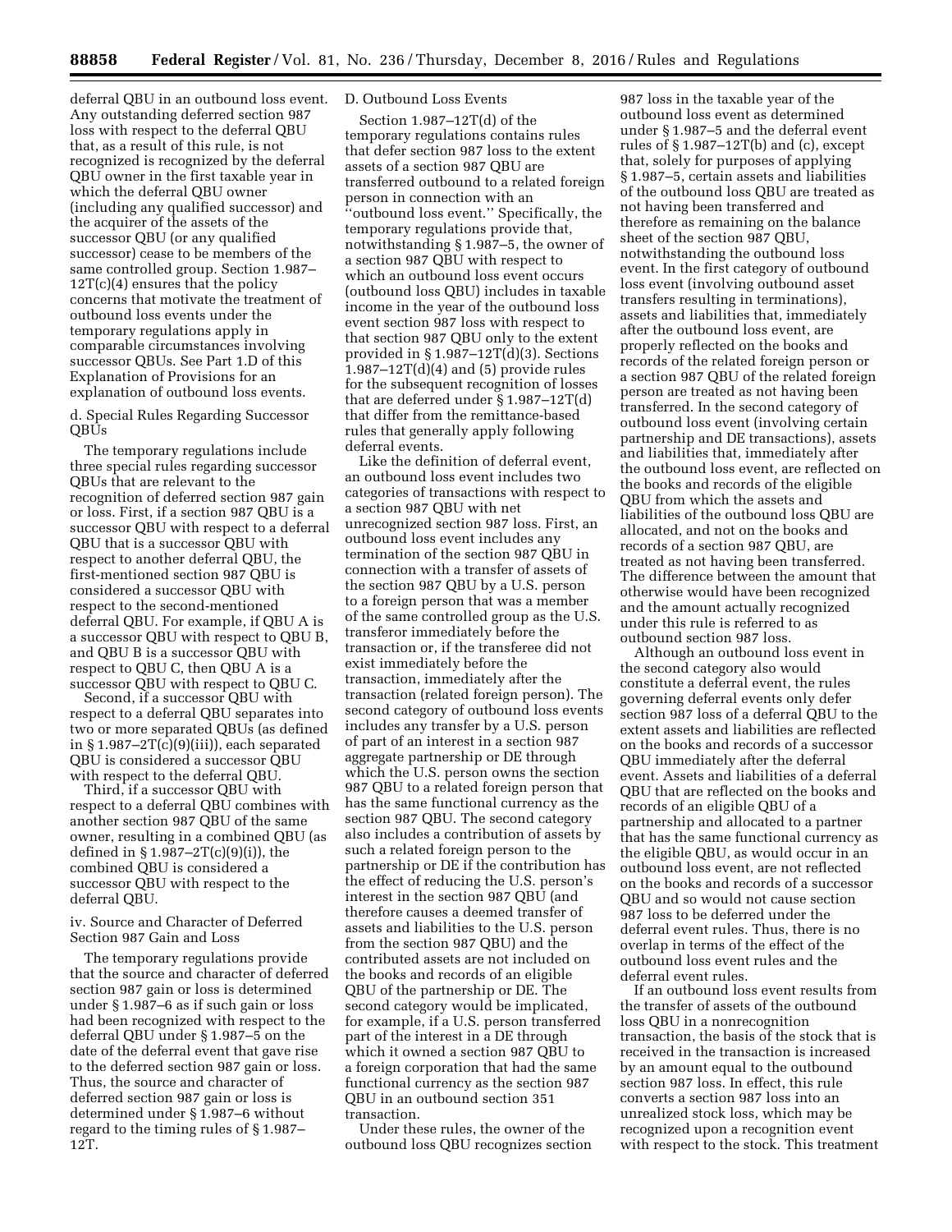deferral QBU in an outbound loss event. Any outstanding deferred section 987 loss with respect to the deferral QBU that, as a result of this rule, is not recognized is recognized by the deferral QBU owner in the first taxable year in which the deferral QBU owner (including any qualified successor) and the acquirer of the assets of the successor QBU (or any qualified successor) cease to be members of the same controlled group. Section 1.987–12T(c)(4) ensures that the policy concerns that motivate the treatment of outbound loss events under the temporary regulations apply in comparable circumstances involving successor QBUs. See Part 1.D of this Explanation of Provisions for an explanation of outbound loss events.

d. Special Rules Regarding Successor QBUs

The temporary regulations include three special rules regarding successor QBUs that are relevant to the recognition of deferred section 987 gain or loss. First, if a section 987 QBU is a successor QBU with respect to a deferral QBU that is a successor QBU with respect to another deferral QBU, the first-mentioned section 987 QBU is considered a successor QBU with respect to the second-mentioned deferral QBU. For example, if QBU A is a successor QBU with respect to QBU B, and QBU B is a successor QBU with respect to QBU C, then QBU A is a successor QBU with respect to QBU C.

Second, if a successor QBU with respect to a deferral QBU separates into two or more separated QBUs (as defined in § 1.987–2T(c)(9)(iii)), each separated QBU is considered a successor QBU with respect to the deferral QBU.

Third, if a successor QBU with respect to a deferral QBU combines with another section 987 QBU of the same owner, resulting in a combined QBU (as defined in § 1.987–2T(c)(9)(i)), the combined QBU is considered a successor QBU with respect to the deferral QBU.

iv. Source and Character of Deferred Section 987 Gain and Loss

The temporary regulations provide that the source and character of deferred section 987 gain or loss is determined under § 1.987–6 as if such gain or loss had been recognized with respect to the deferral QBU under § 1.987–5 on the date of the deferral event that gave rise to the deferred section 987 gain or loss. Thus, the source and character of deferred section 987 gain or loss is determined under § 1.987–6 without regard to the timing rules of § 1.987–12T.

D. Outbound Loss Events

Section 1.987–12T(d) of the temporary regulations contains rules that defer section 987 loss to the extent assets of a section 987 QBU are transferred outbound to a related foreign person in connection with an "outbound loss event." Specifically, the temporary regulations provide that, notwithstanding § 1.987–5, the owner of a section 987 QBU with respect to which an outbound loss event occurs (outbound loss QBU) includes in taxable income in the year of the outbound loss event section 987 loss with respect to that section 987 QBU only to the extent provided in § 1.987–12T(d)(3). Sections 1.987–12T(d)(4) and (5) provide rules for the subsequent recognition of losses that are deferred under § 1.987–12T(d) that differ from the remittance-based rules that generally apply following deferral events.

Like the definition of deferral event, an outbound loss event includes two categories of transactions with respect to a section 987 QBU with net unrecognized section 987 loss. First, an outbound loss event includes any termination of the section 987 QBU in connection with a transfer of assets of the section 987 QBU by a U.S. person to a foreign person that was a member of the same controlled group as the U.S. transferor immediately before the transaction or, if the transferee did not exist immediately before the transaction, immediately after the transaction (related foreign person). The second category of outbound loss events includes any transfer by a U.S. person of part of an interest in a section 987 aggregate partnership or DE through which the U.S. person owns the section 987 QBU to a related foreign person that has the same functional currency as the section 987 QBU. The second category also includes a contribution of assets by such a related foreign person to the partnership or DE if the contribution has the effect of reducing the U.S. person's interest in the section 987 QBU (and therefore causes a deemed transfer of assets and liabilities to the U.S. person from the section 987 QBU) and the contributed assets are not included on the books and records of an eligible QBU of the partnership or DE. The second category would be implicated, for example, if a U.S. person transferred part of the interest in a DE through which it owned a section 987 QBU to a foreign corporation that had the same functional currency as the section 987 QBU in an outbound section 351 transaction.

Under these rules, the owner of the outbound loss QBU recognizes section 987 loss in the taxable year of the outbound loss event as determined under § 1.987–5 and the deferral event rules of § 1.987–12T(b) and (c), except that, solely for purposes of applying § 1.987–5, certain assets and liabilities of the outbound loss QBU are treated as not having been transferred and therefore as remaining on the balance sheet of the section 987 QBU, notwithstanding the outbound loss event. In the first category of outbound loss event (involving outbound asset transfers resulting in terminations), assets and liabilities that, immediately after the outbound loss event, are properly reflected on the books and records of the related foreign person or a section 987 QBU of the related foreign person are treated as not having been transferred. In the second category of outbound loss event (involving certain partnership and DE transactions), assets and liabilities that, immediately after the outbound loss event, are reflected on the books and records of the eligible QBU from which the assets and liabilities of the outbound loss QBU are allocated, and not on the books and records of a section 987 QBU, are treated as not having been transferred. The difference between the amount that otherwise would have been recognized and the amount actually recognized under this rule is referred to as outbound section 987 loss.

Although an outbound loss event in the second category also would constitute a deferral event, the rules governing deferral events only defer section 987 loss of a deferral QBU to the extent assets and liabilities are reflected on the books and records of a successor QBU immediately after the deferral event. Assets and liabilities of a deferral QBU that are reflected on the books and records of an eligible QBU of a partnership and allocated to a partner that has the same functional currency as the eligible QBU, as would occur in an outbound loss event, are not reflected on the books and records of a successor QBU and so would not cause section 987 loss to be deferred under the deferral event rules. Thus, there is no overlap in terms of the effect of the outbound loss event rules and the deferral event rules.

If an outbound loss event results from the transfer of assets of the outbound loss QBU in a nonrecognition transaction, the basis of the stock that is received in the transaction is increased by an amount equal to the outbound section 987 loss. In effect, this rule converts a section 987 loss into an unrealized stock loss, which may be recognized upon a recognition event with respect to the stock. This treatment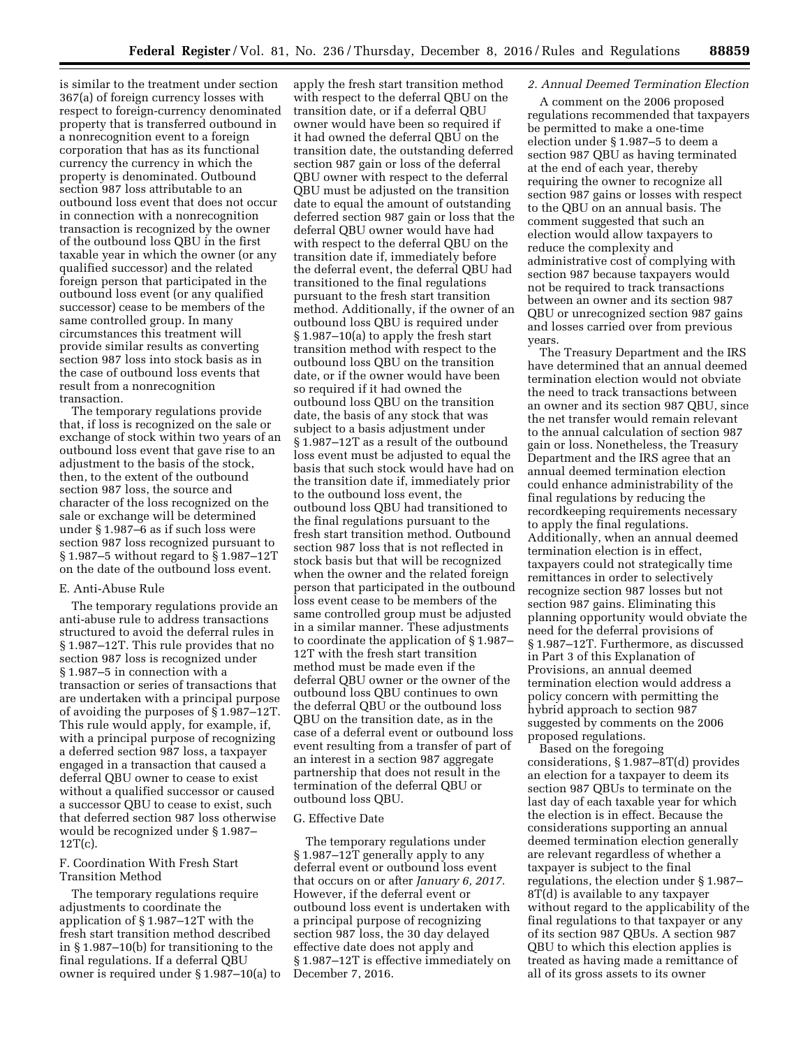is similar to the treatment under section 367(a) of foreign currency losses with respect to foreign-currency denominated property that is transferred outbound in a nonrecognition event to a foreign corporation that has as its functional currency the currency in which the property is denominated. Outbound section 987 loss attributable to an outbound loss event that does not occur in connection with a nonrecognition transaction is recognized by the owner of the outbound loss QBU in the first taxable year in which the owner (or any qualified successor) and the related foreign person that participated in the outbound loss event (or any qualified successor) cease to be members of the same controlled group. In many circumstances this treatment will provide similar results as converting section 987 loss into stock basis as in the case of outbound loss events that result from a nonrecognition transaction.

The temporary regulations provide that, if loss is recognized on the sale or exchange of stock within two years of an outbound loss event that gave rise to an adjustment to the basis of the stock, then, to the extent of the outbound section 987 loss, the source and character of the loss recognized on the sale or exchange will be determined under § 1.987–6 as if such loss were section 987 loss recognized pursuant to § 1.987–5 without regard to § 1.987–12T on the date of the outbound loss event.

### E. Anti-Abuse Rule

The temporary regulations provide an anti-abuse rule to address transactions structured to avoid the deferral rules in § 1.987–12T. This rule provides that no section 987 loss is recognized under § 1.987–5 in connection with a transaction or series of transactions that are undertaken with a principal purpose of avoiding the purposes of § 1.987–12T. This rule would apply, for example, if, with a principal purpose of recognizing a deferred section 987 loss, a taxpayer engaged in a transaction that caused a deferral QBU owner to cease to exist without a qualified successor or caused a successor QBU to cease to exist, such that deferred section 987 loss otherwise would be recognized under § 1.987–12T(c).

### F. Coordination With Fresh Start Transition Method

The temporary regulations require adjustments to coordinate the application of § 1.987–12T with the fresh start transition method described in § 1.987–10(b) for transitioning to the final regulations. If a deferral QBU owner is required under § 1.987–10(a) to apply the fresh start transition method with respect to the deferral QBU on the transition date, or if a deferral QBU owner would have been so required if it had owned the deferral QBU on the transition date, the outstanding deferred section 987 gain or loss of the deferral QBU owner with respect to the deferral QBU must be adjusted on the transition date to equal the amount of outstanding deferred section 987 gain or loss that the deferral QBU owner would have had with respect to the deferral QBU on the transition date if, immediately before the deferral event, the deferral QBU had transitioned to the final regulations pursuant to the fresh start transition method. Additionally, if the owner of an outbound loss QBU is required under § 1.987–10(a) to apply the fresh start transition method with respect to the outbound loss QBU on the transition date, or if the owner would have been so required if it had owned the outbound loss QBU on the transition date, the basis of any stock that was subject to a basis adjustment under § 1.987–12T as a result of the outbound loss event must be adjusted to equal the basis that such stock would have had on the transition date if, immediately prior to the outbound loss event, the outbound loss QBU had transitioned to the final regulations pursuant to the fresh start transition method. Outbound section 987 loss that is not reflected in stock basis but that will be recognized when the owner and the related foreign person that participated in the outbound loss event cease to be members of the same controlled group must be adjusted in a similar manner. These adjustments to coordinate the application of § 1.987–12T with the fresh start transition method must be made even if the deferral QBU owner or the owner of the outbound loss QBU continues to own the deferral QBU or the outbound loss QBU on the transition date, as in the case of a deferral event or outbound loss event resulting from a transfer of part of an interest in a section 987 aggregate partnership that does not result in the termination of the deferral QBU or outbound loss QBU.

### G. Effective Date

The temporary regulations under § 1.987–12T generally apply to any deferral event or outbound loss event that occurs on or after *January 6, 2017.* However, if the deferral event or outbound loss event is undertaken with a principal purpose of recognizing section 987 loss, the 30 day delayed effective date does not apply and § 1.987–12T is effective immediately on December 7, 2016.

### *2. Annual Deemed Termination Election*

A comment on the 2006 proposed regulations recommended that taxpayers be permitted to make a one-time election under § 1.987–5 to deem a section 987 QBU as having terminated at the end of each year, thereby requiring the owner to recognize all section 987 gains or losses with respect to the QBU on an annual basis. The comment suggested that such an election would allow taxpayers to reduce the complexity and administrative cost of complying with section 987 because taxpayers would not be required to track transactions between an owner and its section 987 QBU or unrecognized section 987 gains and losses carried over from previous years.

The Treasury Department and the IRS have determined that an annual deemed termination election would not obviate the need to track transactions between an owner and its section 987 QBU, since the net transfer would remain relevant to the annual calculation of section 987 gain or loss. Nonetheless, the Treasury Department and the IRS agree that an annual deemed termination election could enhance administrability of the final regulations by reducing the recordkeeping requirements necessary to apply the final regulations. Additionally, when an annual deemed termination election is in effect, taxpayers could not strategically time remittances in order to selectively recognize section 987 losses but not section 987 gains. Eliminating this planning opportunity would obviate the need for the deferral provisions of § 1.987–12T. Furthermore, as discussed in Part 3 of this Explanation of Provisions, an annual deemed termination election would address a policy concern with permitting the hybrid approach to section 987 suggested by comments on the 2006 proposed regulations.

Based on the foregoing considerations, § 1.987–8T(d) provides an election for a taxpayer to deem its section 987 QBUs to terminate on the last day of each taxable year for which the election is in effect. Because the considerations supporting an annual deemed termination election generally are relevant regardless of whether a taxpayer is subject to the final regulations, the election under § 1.987–8T(d) is available to any taxpayer without regard to the applicability of the final regulations to that taxpayer or any of its section 987 QBUs. A section 987 QBU to which this election applies is treated as having made a remittance of all of its gross assets to its owner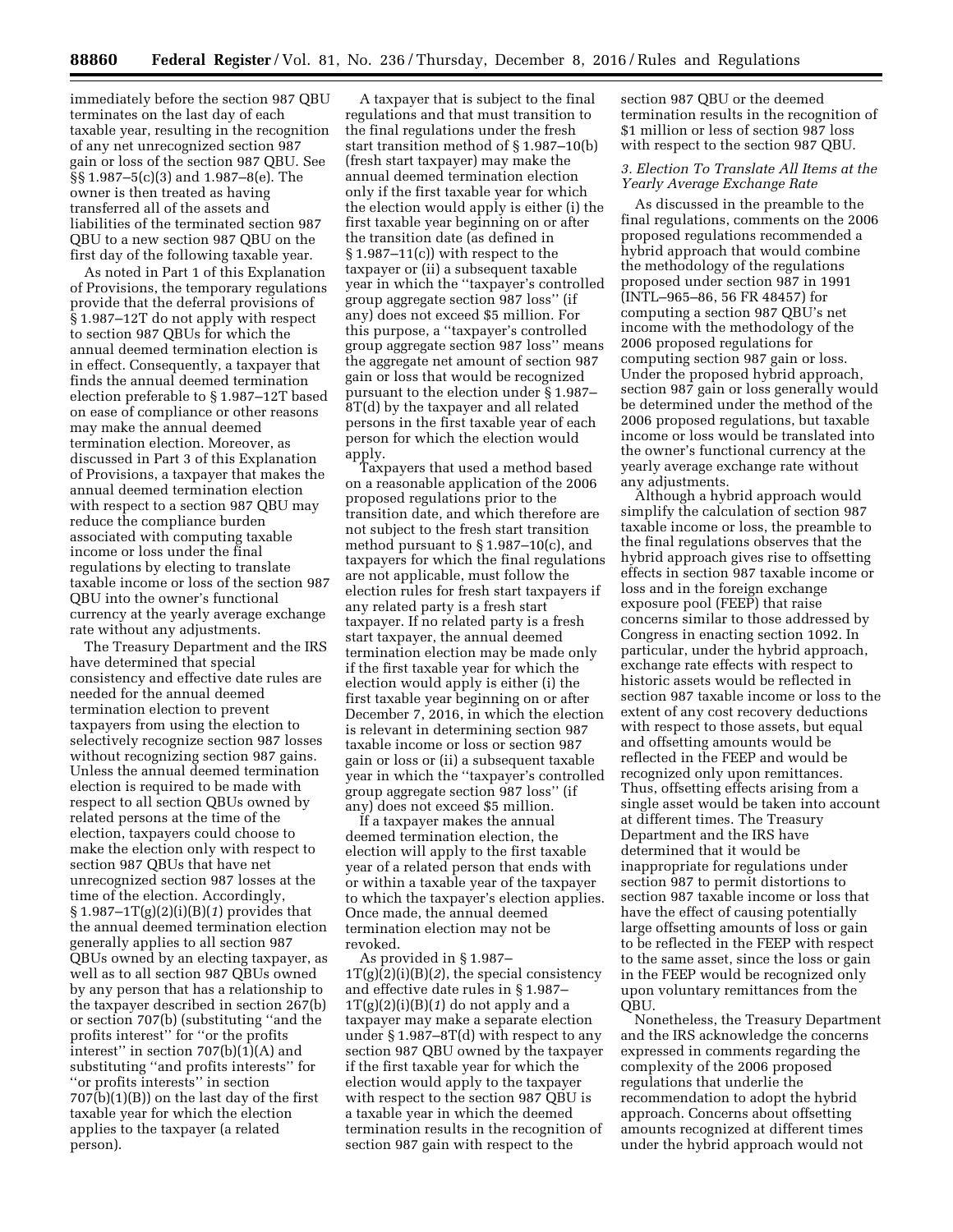immediately before the section 987 QBU terminates on the last day of each taxable year, resulting in the recognition of any net unrecognized section 987 gain or loss of the section 987 QBU. See §§ 1.987–5(c)(3) and 1.987–8(e). The owner is then treated as having transferred all of the assets and liabilities of the terminated section 987 QBU to a new section 987 QBU on the first day of the following taxable year.

As noted in Part 1 of this Explanation of Provisions, the temporary regulations provide that the deferral provisions of § 1.987–12T do not apply with respect to section 987 QBUs for which the annual deemed termination election is in effect. Consequently, a taxpayer that finds the annual deemed termination election preferable to § 1.987–12T based on ease of compliance or other reasons may make the annual deemed termination election. Moreover, as discussed in Part 3 of this Explanation of Provisions, a taxpayer that makes the annual deemed termination election with respect to a section 987 QBU may reduce the compliance burden associated with computing taxable income or loss under the final regulations by electing to translate taxable income or loss of the section 987 QBU into the owner's functional currency at the yearly average exchange rate without any adjustments.

The Treasury Department and the IRS have determined that special consistency and effective date rules are needed for the annual deemed termination election to prevent taxpayers from using the election to selectively recognize section 987 losses without recognizing section 987 gains. Unless the annual deemed termination election is required to be made with respect to all section QBUs owned by related persons at the time of the election, taxpayers could choose to make the election only with respect to section 987 QBUs that have net unrecognized section 987 losses at the time of the election. Accordingly, § 1.987–1T(g)(2)(i)(B)(*1*) provides that the annual deemed termination election generally applies to all section 987 QBUs owned by an electing taxpayer, as well as to all section 987 QBUs owned by any person that has a relationship to the taxpayer described in section 267(b) or section 707(b) (substituting "and the profits interest" for "or the profits interest" in section 707(b)(1)(A) and substituting "and profits interests" for "or profits interests" in section 707(b)(1)(B)) on the last day of the first taxable year for which the election applies to the taxpayer (a related person).

A taxpayer that is subject to the final regulations and that must transition to the final regulations under the fresh start transition method of § 1.987–10(b) (fresh start taxpayer) may make the annual deemed termination election only if the first taxable year for which the election would apply is either (i) the first taxable year beginning on or after the transition date (as defined in § 1.987–11(c)) with respect to the taxpayer or (ii) a subsequent taxable year in which the "taxpayer's controlled group aggregate section 987 loss" (if any) does not exceed $5 million. For this purpose, a "taxpayer's controlled group aggregate section 987 loss" means the aggregate net amount of section 987 gain or loss that would be recognized pursuant to the election under § 1.987–8T(d) by the taxpayer and all related persons in the first taxable year of each person for which the election would apply.

Taxpayers that used a method based on a reasonable application of the 2006 proposed regulations prior to the transition date, and which therefore are not subject to the fresh start transition method pursuant to § 1.987–10(c), and taxpayers for which the final regulations are not applicable, must follow the election rules for fresh start taxpayers if any related party is a fresh start taxpayer. If no related party is a fresh start taxpayer, the annual deemed termination election may be made only if the first taxable year for which the election would apply is either (i) the first taxable year beginning on or after December 7, 2016, in which the election is relevant in determining section 987 taxable income or loss or section 987 gain or loss or (ii) a subsequent taxable year in which the "taxpayer's controlled group aggregate section 987 loss" (if any) does not exceed $5 million.

If a taxpayer makes the annual deemed termination election, the election will apply to the first taxable year of a related person that ends with or within a taxable year of the taxpayer to which the taxpayer's election applies. Once made, the annual deemed termination election may not be revoked.

As provided in § 1.987–1T(g)(2)(i)(B)(*2*), the special consistency and effective date rules in § 1.987–1T(g)(2)(i)(B)(*1*) do not apply and a taxpayer may make a separate election under § 1.987–8T(d) with respect to any section 987 QBU owned by the taxpayer if the first taxable year for which the election would apply to the taxpayer with respect to the section 987 QBU is a taxable year in which the deemed termination results in the recognition of section 987 gain with respect to the section 987 QBU or the deemed termination results in the recognition of $1 million or less of section 987 loss with respect to the section 987 QBU.

### *3. Election To Translate All Items at the Yearly Average Exchange Rate*

As discussed in the preamble to the final regulations, comments on the 2006 proposed regulations recommended a hybrid approach that would combine the methodology of the regulations proposed under section 987 in 1991 (INTL–965–86, 56 FR 48457) for computing a section 987 QBU's net income with the methodology of the 2006 proposed regulations for computing section 987 gain or loss. Under the proposed hybrid approach, section 987 gain or loss generally would be determined under the method of the 2006 proposed regulations, but taxable income or loss would be translated into the owner's functional currency at the yearly average exchange rate without any adjustments.

Although a hybrid approach would simplify the calculation of section 987 taxable income or loss, the preamble to the final regulations observes that the hybrid approach gives rise to offsetting effects in section 987 taxable income or loss and in the foreign exchange exposure pool (FEEP) that raise concerns similar to those addressed by Congress in enacting section 1092. In particular, under the hybrid approach, exchange rate effects with respect to historic assets would be reflected in section 987 taxable income or loss to the extent of any cost recovery deductions with respect to those assets, but equal and offsetting amounts would be reflected in the FEEP and would be recognized only upon remittances. Thus, offsetting effects arising from a single asset would be taken into account at different times. The Treasury Department and the IRS have determined that it would be inappropriate for regulations under section 987 to permit distortions to section 987 taxable income or loss that have the effect of causing potentially large offsetting amounts of loss or gain to be reflected in the FEEP with respect to the same asset, since the loss or gain in the FEEP would be recognized only upon voluntary remittances from the QBU.

Nonetheless, the Treasury Department and the IRS acknowledge the concerns expressed in comments regarding the complexity of the 2006 proposed regulations that underlie the recommendation to adopt the hybrid approach. Concerns about offsetting amounts recognized at different times under the hybrid approach would not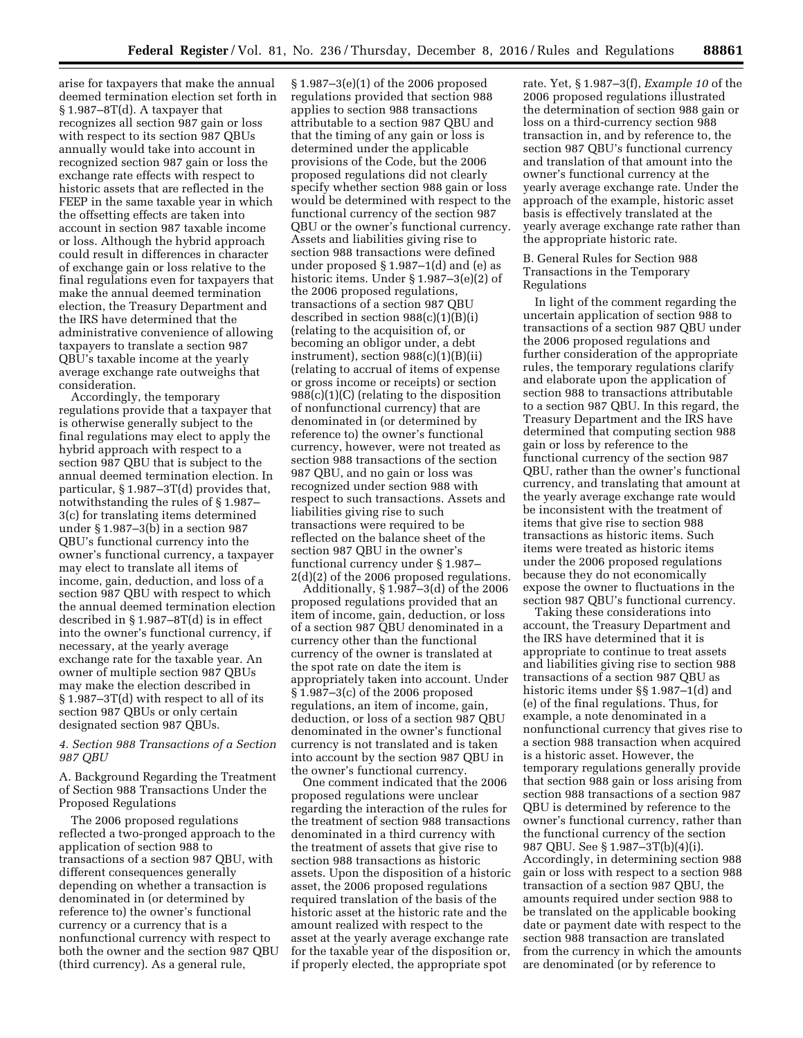arise for taxpayers that make the annual deemed termination election set forth in § 1.987–8T(d). A taxpayer that recognizes all section 987 gain or loss with respect to its section 987 QBUs annually would take into account in recognized section 987 gain or loss the exchange rate effects with respect to historic assets that are reflected in the FEEP in the same taxable year in which the offsetting effects are taken into account in section 987 taxable income or loss. Although the hybrid approach could result in differences in character of exchange gain or loss relative to the final regulations even for taxpayers that make the annual deemed termination election, the Treasury Department and the IRS have determined that the administrative convenience of allowing taxpayers to translate a section 987 QBU's taxable income at the yearly average exchange rate outweighs that consideration.

Accordingly, the temporary regulations provide that a taxpayer that is otherwise generally subject to the final regulations may elect to apply the hybrid approach with respect to a section 987 QBU that is subject to the annual deemed termination election. In particular, § 1.987–3T(d) provides that, notwithstanding the rules of § 1.987–3(c) for translating items determined under § 1.987–3(b) in a section 987 QBU's functional currency into the owner's functional currency, a taxpayer may elect to translate all items of income, gain, deduction, and loss of a section 987 QBU with respect to which the annual deemed termination election described in § 1.987–8T(d) is in effect into the owner's functional currency, if necessary, at the yearly average exchange rate for the taxable year. An owner of multiple section 987 QBUs may make the election described in § 1.987–3T(d) with respect to all of its section 987 QBUs or only certain designated section 987 QBUs.

#### *4. Section 988 Transactions of a Section 987 QBU*

A. Background Regarding the Treatment of Section 988 Transactions Under the Proposed Regulations

The 2006 proposed regulations reflected a two-pronged approach to the application of section 988 to transactions of a section 987 QBU, with different consequences generally depending on whether a transaction is denominated in (or determined by reference to) the owner's functional currency or a currency that is a nonfunctional currency with respect to both the owner and the section 987 QBU (third currency). As a general rule, § 1.987–3(e)(1) of the 2006 proposed regulations provided that section 988 applies to section 988 transactions attributable to a section 987 QBU and that the timing of any gain or loss is determined under the applicable provisions of the Code, but the 2006 proposed regulations did not clearly specify whether section 988 gain or loss would be determined with respect to the functional currency of the section 987 QBU or the owner's functional currency. Assets and liabilities giving rise to section 988 transactions were defined under proposed § 1.987–1(d) and (e) as historic items. Under § 1.987–3(e)(2) of the 2006 proposed regulations, transactions of a section 987 QBU described in section 988(c)(1)(B)(i) (relating to the acquisition of, or becoming an obligor under, a debt instrument), section 988(c)(1)(B)(ii) (relating to accrual of items of expense or gross income or receipts) or section 988(c)(1)(C) (relating to the disposition of nonfunctional currency) that are denominated in (or determined by reference to) the owner's functional currency, however, were not treated as section 988 transactions of the section 987 QBU, and no gain or loss was recognized under section 988 with respect to such transactions. Assets and liabilities giving rise to such transactions were required to be reflected on the balance sheet of the section 987 QBU in the owner's functional currency under § 1.987–2(d)(2) of the 2006 proposed regulations.

Additionally, § 1.987–3(d) of the 2006 proposed regulations provided that an item of income, gain, deduction, or loss of a section 987 QBU denominated in a currency other than the functional currency of the owner is translated at the spot rate on date the item is appropriately taken into account. Under § 1.987–3(c) of the 2006 proposed regulations, an item of income, gain, deduction, or loss of a section 987 QBU denominated in the owner's functional currency is not translated and is taken into account by the section 987 QBU in the owner's functional currency.

One comment indicated that the 2006 proposed regulations were unclear regarding the interaction of the rules for the treatment of section 988 transactions denominated in a third currency with the treatment of assets that give rise to section 988 transactions as historic assets. Upon the disposition of a historic asset, the 2006 proposed regulations required translation of the basis of the historic asset at the historic rate and the amount realized with respect to the asset at the yearly average exchange rate for the taxable year of the disposition or, if properly elected, the appropriate spot rate. Yet, § 1.987–3(f), *Example 10* of the 2006 proposed regulations illustrated the determination of section 988 gain or loss on a third-currency section 988 transaction in, and by reference to, the section 987 QBU's functional currency and translation of that amount into the owner's functional currency at the yearly average exchange rate. Under the approach of the example, historic asset basis is effectively translated at the yearly average exchange rate rather than the appropriate historic rate.

B. General Rules for Section 988 Transactions in the Temporary Regulations

In light of the comment regarding the uncertain application of section 988 to transactions of a section 987 QBU under the 2006 proposed regulations and further consideration of the appropriate rules, the temporary regulations clarify and elaborate upon the application of section 988 to transactions attributable to a section 987 QBU. In this regard, the Treasury Department and the IRS have determined that computing section 988 gain or loss by reference to the functional currency of the section 987 QBU, rather than the owner's functional currency, and translating that amount at the yearly average exchange rate would be inconsistent with the treatment of items that give rise to section 988 transactions as historic items. Such items were treated as historic items under the 2006 proposed regulations because they do not economically expose the owner to fluctuations in the section 987 QBU's functional currency.

Taking these considerations into account, the Treasury Department and the IRS have determined that it is appropriate to continue to treat assets and liabilities giving rise to section 988 transactions of a section 987 QBU as historic items under §§ 1.987–1(d) and (e) of the final regulations. Thus, for example, a note denominated in a nonfunctional currency that gives rise to a section 988 transaction when acquired is a historic asset. However, the temporary regulations generally provide that section 988 gain or loss arising from section 988 transactions of a section 987 QBU is determined by reference to the owner's functional currency, rather than the functional currency of the section 987 QBU. See § 1.987–3T(b)(4)(i). Accordingly, in determining section 988 gain or loss with respect to a section 988 transaction of a section 987 QBU, the amounts required under section 988 to be translated on the applicable booking date or payment date with respect to the section 988 transaction are translated from the currency in which the amounts are denominated (or by reference to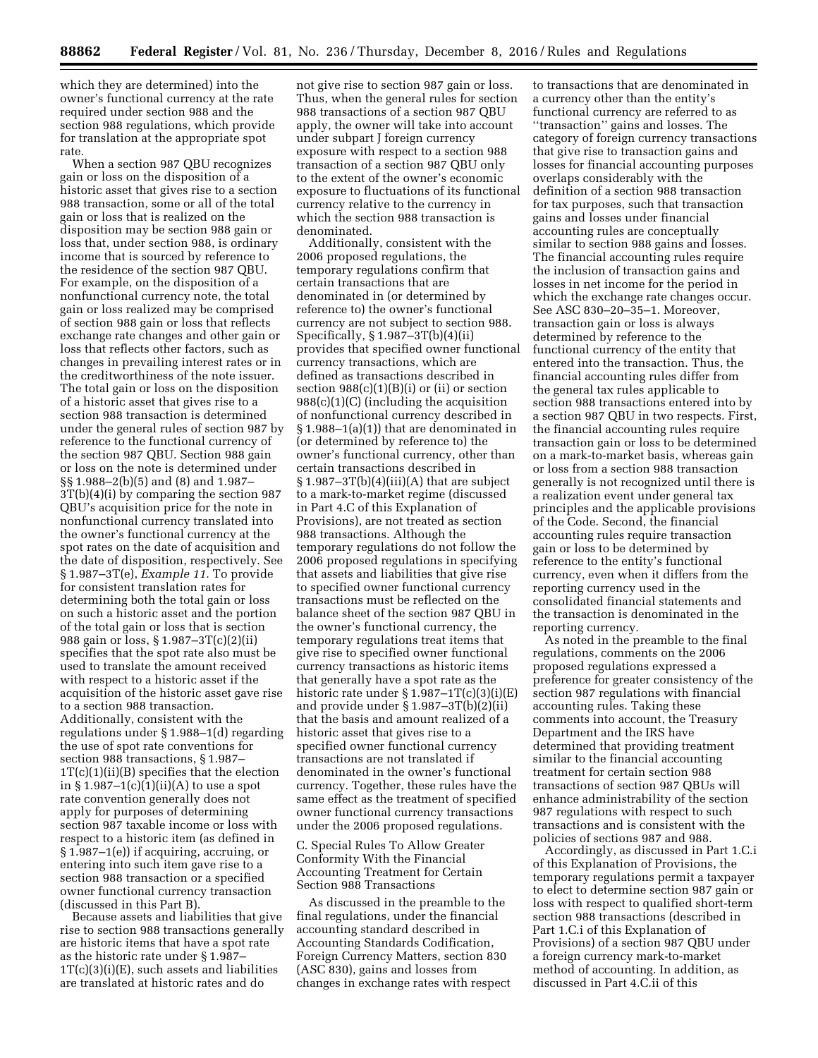which they are determined) into the owner's functional currency at the rate required under section 988 and the section 988 regulations, which provide for translation at the appropriate spot rate.

When a section 987 QBU recognizes gain or loss on the disposition of a historic asset that gives rise to a section 988 transaction, some or all of the total gain or loss that is realized on the disposition may be section 988 gain or loss that, under section 988, is ordinary income that is sourced by reference to the residence of the section 987 QBU. For example, on the disposition of a nonfunctional currency note, the total gain or loss realized may be comprised of section 988 gain or loss that reflects exchange rate changes and other gain or loss that reflects other factors, such as changes in prevailing interest rates or in the creditworthiness of the note issuer. The total gain or loss on the disposition of a historic asset that gives rise to a section 988 transaction is determined under the general rules of section 987 by reference to the functional currency of the section 987 QBU. Section 988 gain or loss on the note is determined under §§ 1.988–2(b)(5) and (8) and 1.987–3T(b)(4)(i) by comparing the section 987 QBU's acquisition price for the note in nonfunctional currency translated into the owner's functional currency at the spot rates on the date of acquisition and the date of disposition, respectively. See § 1.987–3T(e), *Example 11.* To provide for consistent translation rates for determining both the total gain or loss on such a historic asset and the portion of the total gain or loss that is section 988 gain or loss, § 1.987–3T(c)(2)(ii) specifies that the spot rate also must be used to translate the amount received with respect to a historic asset if the acquisition of the historic asset gave rise to a section 988 transaction. Additionally, consistent with the regulations under § 1.988–1(d) regarding the use of spot rate conventions for section 988 transactions, § 1.987–1T(c)(1)(ii)(B) specifies that the election in § 1.987–1(c)(1)(ii)(A) to use a spot rate convention generally does not apply for purposes of determining section 987 taxable income or loss with respect to a historic item (as defined in § 1.987–1(e)) if acquiring, accruing, or entering into such item gave rise to a section 988 transaction or a specified owner functional currency transaction (discussed in this Part B).

Because assets and liabilities that give rise to section 988 transactions generally are historic items that have a spot rate as the historic rate under § 1.987–1T(c)(3)(i)(E), such assets and liabilities are translated at historic rates and do not give rise to section 987 gain or loss. Thus, when the general rules for section 988 transactions of a section 987 QBU apply, the owner will take into account under subpart J foreign currency exposure with respect to a section 988 transaction of a section 987 QBU only to the extent of the owner's economic exposure to fluctuations of its functional currency relative to the currency in which the section 988 transaction is denominated.

Additionally, consistent with the 2006 proposed regulations, the temporary regulations confirm that certain transactions that are denominated in (or determined by reference to) the owner's functional currency are not subject to section 988. Specifically, § 1.987–3T(b)(4)(ii) provides that specified owner functional currency transactions, which are defined as transactions described in section 988(c)(1)(B)(i) or (ii) or section 988(c)(1)(C) (including the acquisition of nonfunctional currency described in § 1.988–1(a)(1)) that are denominated in (or determined by reference to) the owner's functional currency, other than certain transactions described in § 1.987–3T(b)(4)(iii)(A) that are subject to a mark-to-market regime (discussed in Part 4.C of this Explanation of Provisions), are not treated as section 988 transactions. Although the temporary regulations do not follow the 2006 proposed regulations in specifying that assets and liabilities that give rise to specified owner functional currency transactions must be reflected on the balance sheet of the section 987 QBU in the owner's functional currency, the temporary regulations treat items that give rise to specified owner functional currency transactions as historic items that generally have a spot rate as the historic rate under § 1.987–1T(c)(3)(i)(E) and provide under § 1.987–3T(b)(2)(ii) that the basis and amount realized of a historic asset that gives rise to a specified owner functional currency transactions are not translated if denominated in the owner's functional currency. Together, these rules have the same effect as the treatment of specified owner functional currency transactions under the 2006 proposed regulations.

C. Special Rules To Allow Greater Conformity With the Financial Accounting Treatment for Certain Section 988 Transactions

As discussed in the preamble to the final regulations, under the financial accounting standard described in Accounting Standards Codification, Foreign Currency Matters, section 830 (ASC 830), gains and losses from changes in exchange rates with respect to transactions that are denominated in a currency other than the entity's functional currency are referred to as "transaction" gains and losses. The category of foreign currency transactions that give rise to transaction gains and losses for financial accounting purposes overlaps considerably with the definition of a section 988 transaction for tax purposes, such that transaction gains and losses under financial accounting rules are conceptually similar to section 988 gains and losses. The financial accounting rules require the inclusion of transaction gains and losses in net income for the period in which the exchange rate changes occur. See ASC 830–20–35–1. Moreover, transaction gain or loss is always determined by reference to the functional currency of the entity that entered into the transaction. Thus, the financial accounting rules differ from the general tax rules applicable to section 988 transactions entered into by a section 987 QBU in two respects. First, the financial accounting rules require transaction gain or loss to be determined on a mark-to-market basis, whereas gain or loss from a section 988 transaction generally is not recognized until there is a realization event under general tax principles and the applicable provisions of the Code. Second, the financial accounting rules require transaction gain or loss to be determined by reference to the entity's functional currency, even when it differs from the reporting currency used in the consolidated financial statements and the transaction is denominated in the reporting currency.

As noted in the preamble to the final regulations, comments on the 2006 proposed regulations expressed a preference for greater consistency of the section 987 regulations with financial accounting rules. Taking these comments into account, the Treasury Department and the IRS have determined that providing treatment similar to the financial accounting treatment for certain section 988 transactions of section 987 QBUs will enhance administrability of the section 987 regulations with respect to such transactions and is consistent with the policies of sections 987 and 988.

Accordingly, as discussed in Part 1.C.i of this Explanation of Provisions, the temporary regulations permit a taxpayer to elect to determine section 987 gain or loss with respect to qualified short-term section 988 transactions (described in Part 1.C.i of this Explanation of Provisions) of a section 987 QBU under a foreign currency mark-to-market method of accounting. In addition, as discussed in Part 4.C.ii of this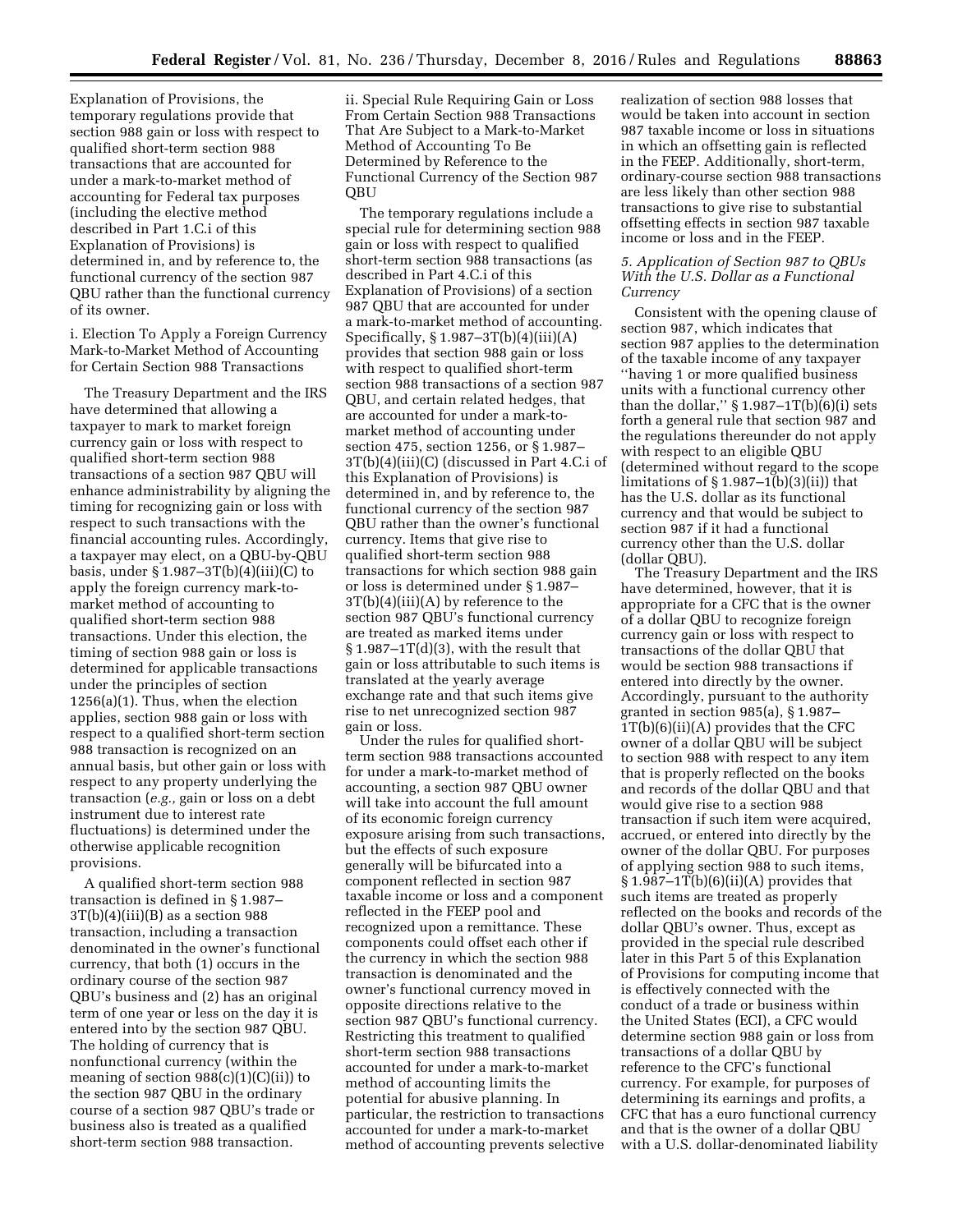Explanation of Provisions, the temporary regulations provide that section 988 gain or loss with respect to qualified short-term section 988 transactions that are accounted for under a mark-to-market method of accounting for Federal tax purposes (including the elective method described in Part 1.C.i of this Explanation of Provisions) is determined in, and by reference to, the functional currency of the section 987 QBU rather than the functional currency of its owner.

i. Election To Apply a Foreign Currency Mark-to-Market Method of Accounting for Certain Section 988 Transactions

The Treasury Department and the IRS have determined that allowing a taxpayer to mark to market foreign currency gain or loss with respect to qualified short-term section 988 transactions of a section 987 QBU will enhance administrability by aligning the timing for recognizing gain or loss with respect to such transactions with the financial accounting rules. Accordingly, a taxpayer may elect, on a QBU-by-QBU basis, under § 1.987–3T(b)(4)(iii)(C) to apply the foreign currency mark-to-market method of accounting to qualified short-term section 988 transactions. Under this election, the timing of section 988 gain or loss is determined for applicable transactions under the principles of section 1256(a)(1). Thus, when the election applies, section 988 gain or loss with respect to a qualified short-term section 988 transaction is recognized on an annual basis, but other gain or loss with respect to any property underlying the transaction (*e.g.,* gain or loss on a debt instrument due to interest rate fluctuations) is determined under the otherwise applicable recognition provisions.

A qualified short-term section 988 transaction is defined in § 1.987–3T(b)(4)(iii)(B) as a section 988 transaction, including a transaction denominated in the owner's functional currency, that both (1) occurs in the ordinary course of the section 987 QBU's business and (2) has an original term of one year or less on the day it is entered into by the section 987 QBU. The holding of currency that is nonfunctional currency (within the meaning of section 988(c)(1)(C)(ii)) to the section 987 QBU in the ordinary course of a section 987 QBU's trade or business also is treated as a qualified short-term section 988 transaction.

ii. Special Rule Requiring Gain or Loss From Certain Section 988 Transactions That Are Subject to a Mark-to-Market Method of Accounting To Be Determined by Reference to the Functional Currency of the Section 987 QBU

The temporary regulations include a special rule for determining section 988 gain or loss with respect to qualified short-term section 988 transactions (as described in Part 4.C.i of this Explanation of Provisions) of a section 987 QBU that are accounted for under a mark-to-market method of accounting. Specifically, § 1.987–3T(b)(4)(iii)(A) provides that section 988 gain or loss with respect to qualified short-term section 988 transactions of a section 987 QBU, and certain related hedges, that are accounted for under a mark-to-market method of accounting under section 475, section 1256, or § 1.987–3T(b)(4)(iii)(C) (discussed in Part 4.C.i of this Explanation of Provisions) is determined in, and by reference to, the functional currency of the section 987 QBU rather than the owner's functional currency. Items that give rise to qualified short-term section 988 transactions for which section 988 gain or loss is determined under § 1.987–3T(b)(4)(iii)(A) by reference to the section 987 QBU's functional currency are treated as marked items under § 1.987–1T(d)(3), with the result that gain or loss attributable to such items is translated at the yearly average exchange rate and that such items give rise to net unrecognized section 987 gain or loss.

Under the rules for qualified short-term section 988 transactions accounted for under a mark-to-market method of accounting, a section 987 QBU owner will take into account the full amount of its economic foreign currency exposure arising from such transactions, but the effects of such exposure generally will be bifurcated into a component reflected in section 987 taxable income or loss and a component reflected in the FEEP pool and recognized upon a remittance. These components could offset each other if the currency in which the section 988 transaction is denominated and the owner's functional currency moved in opposite directions relative to the section 987 QBU's functional currency. Restricting this treatment to qualified short-term section 988 transactions accounted for under a mark-to-market method of accounting limits the potential for abusive planning. In particular, the restriction to transactions accounted for under a mark-to-market method of accounting prevents selective realization of section 988 losses that would be taken into account in section 987 taxable income or loss in situations in which an offsetting gain is reflected in the FEEP. Additionally, short-term, ordinary-course section 988 transactions are less likely than other section 988 transactions to give rise to substantial offsetting effects in section 987 taxable income or loss and in the FEEP.

### *5. Application of Section 987 to QBUs With the U.S. Dollar as a Functional Currency*

Consistent with the opening clause of section 987, which indicates that section 987 applies to the determination of the taxable income of any taxpayer ''having 1 or more qualified business units with a functional currency other than the dollar,'' § 1.987–1T(b)(6)(i) sets forth a general rule that section 987 and the regulations thereunder do not apply with respect to an eligible QBU (determined without regard to the scope limitations of § 1.987–1(b)(3)(ii)) that has the U.S. dollar as its functional currency and that would be subject to section 987 if it had a functional currency other than the U.S. dollar (dollar QBU).

The Treasury Department and the IRS have determined, however, that it is appropriate for a CFC that is the owner of a dollar QBU to recognize foreign currency gain or loss with respect to transactions of the dollar QBU that would be section 988 transactions if entered into directly by the owner. Accordingly, pursuant to the authority granted in section 985(a), § 1.987–1T(b)(6)(ii)(A) provides that the CFC owner of a dollar QBU will be subject to section 988 with respect to any item that is properly reflected on the books and records of the dollar QBU and that would give rise to a section 988 transaction if such item were acquired, accrued, or entered into directly by the owner of the dollar QBU. For purposes of applying section 988 to such items, § 1.987–1T(b)(6)(ii)(A) provides that such items are treated as properly reflected on the books and records of the dollar QBU's owner. Thus, except as provided in the special rule described later in this Part 5 of this Explanation of Provisions for computing income that is effectively connected with the conduct of a trade or business within the United States (ECI), a CFC would determine section 988 gain or loss from transactions of a dollar QBU by reference to the CFC's functional currency. For example, for purposes of determining its earnings and profits, a CFC that has a euro functional currency and that is the owner of a dollar QBU with a U.S. dollar-denominated liability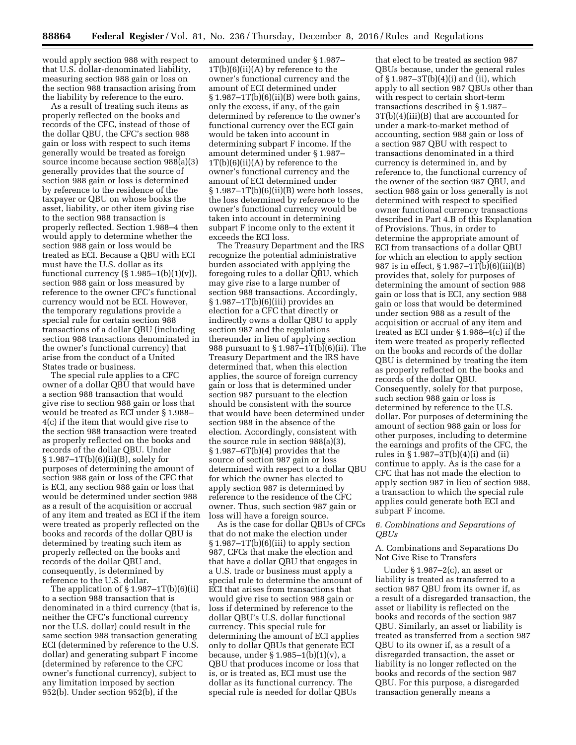would apply section 988 with respect to that U.S. dollar-denominated liability, measuring section 988 gain or loss on the section 988 transaction arising from the liability by reference to the euro.

As a result of treating such items as properly reflected on the books and records of the CFC, instead of those of the dollar QBU, the CFC's section 988 gain or loss with respect to such items generally would be treated as foreign source income because section 988(a)(3) generally provides that the source of section 988 gain or loss is determined by reference to the residence of the taxpayer or QBU on whose books the asset, liability, or other item giving rise to the section 988 transaction is properly reflected. Section 1.988–4 then would apply to determine whether the section 988 gain or loss would be treated as ECI. Because a QBU with ECI must have the U.S. dollar as its functional currency (§ 1.985–1(b)(1)(v)), section 988 gain or loss measured by reference to the owner CFC's functional currency would not be ECI. However, the temporary regulations provide a special rule for certain section 988 transactions of a dollar QBU (including section 988 transactions denominated in the owner's functional currency) that arise from the conduct of a United States trade or business.

The special rule applies to a CFC owner of a dollar QBU that would have a section 988 transaction that would give rise to section 988 gain or loss that would be treated as ECI under § 1.988–4(c) if the item that would give rise to the section 988 transaction were treated as properly reflected on the books and records of the dollar QBU. Under § 1.987–1T(b)(6)(ii)(B), solely for purposes of determining the amount of section 988 gain or loss of the CFC that is ECI, any section 988 gain or loss that would be determined under section 988 as a result of the acquisition or accrual of any item and treated as ECI if the item were treated as properly reflected on the books and records of the dollar QBU is determined by treating such item as properly reflected on the books and records of the dollar QBU and, consequently, is determined by reference to the U.S. dollar.

The application of § 1.987–1T(b)(6)(ii) to a section 988 transaction that is denominated in a third currency (that is, neither the CFC's functional currency nor the U.S. dollar) could result in the same section 988 transaction generating ECI (determined by reference to the U.S. dollar) and generating subpart F income (determined by reference to the CFC owner's functional currency), subject to any limitation imposed by section 952(b). Under section 952(b), if the amount determined under § 1.987–1T(b)(6)(ii)(A) by reference to the owner's functional currency and the amount of ECI determined under § 1.987–1T(b)(6)(ii)(B) were both gains, only the excess, if any, of the gain determined by reference to the owner's functional currency over the ECI gain would be taken into account in determining subpart F income. If the amount determined under § 1.987–1T(b)(6)(ii)(A) by reference to the owner's functional currency and the amount of ECI determined under § 1.987–1T(b)(6)(ii)(B) were both losses, the loss determined by reference to the owner's functional currency would be taken into account in determining subpart F income only to the extent it exceeds the ECI loss.

The Treasury Department and the IRS recognize the potential administrative burden associated with applying the foregoing rules to a dollar QBU, which may give rise to a large number of section 988 transactions. Accordingly, § 1.987–1T(b)(6)(iii) provides an election for a CFC that directly or indirectly owns a dollar QBU to apply section 987 and the regulations thereunder in lieu of applying section 988 pursuant to § 1.987–1T(b)(6)(ii). The Treasury Department and the IRS have determined that, when this election applies, the source of foreign currency gain or loss that is determined under section 987 pursuant to the election should be consistent with the source that would have been determined under section 988 in the absence of the election. Accordingly, consistent with the source rule in section 988(a)(3), § 1.987–6T(b)(4) provides that the source of section 987 gain or loss determined with respect to a dollar QBU for which the owner has elected to apply section 987 is determined by reference to the residence of the CFC owner. Thus, such section 987 gain or loss will have a foreign source.

As is the case for dollar QBUs of CFCs that do not make the election under § 1.987–1T(b)(6)(iii) to apply section 987, CFCs that make the election and that have a dollar QBU that engages in a U.S. trade or business must apply a special rule to determine the amount of ECI that arises from transactions that would give rise to section 988 gain or loss if determined by reference to the dollar QBU's U.S. dollar functional currency. This special rule for determining the amount of ECI applies only to dollar QBUs that generate ECI because, under § 1.985–1(b)(1)(v), a QBU that produces income or loss that is, or is treated as, ECI must use the dollar as its functional currency. The special rule is needed for dollar QBUs that elect to be treated as section 987 QBUs because, under the general rules of § 1.987–3T(b)(4)(i) and (ii), which apply to all section 987 QBUs other than with respect to certain short-term transactions described in § 1.987–3T(b)(4)(iii)(B) that are accounted for under a mark-to-market method of accounting, section 988 gain or loss of a section 987 QBU with respect to transactions denominated in a third currency is determined in, and by reference to, the functional currency of the owner of the section 987 QBU, and section 988 gain or loss generally is not determined with respect to specified owner functional currency transactions described in Part 4.B of this Explanation of Provisions. Thus, in order to determine the appropriate amount of ECI from transactions of a dollar QBU for which an election to apply section 987 is in effect, § 1.987–1T(b)(6)(iii)(B) provides that, solely for purposes of determining the amount of section 988 gain or loss that is ECI, any section 988 gain or loss that would be determined under section 988 as a result of the acquisition or accrual of any item and treated as ECI under § 1.988–4(c) if the item were treated as properly reflected on the books and records of the dollar QBU is determined by treating the item as properly reflected on the books and records of the dollar QBU. Consequently, solely for that purpose, such section 988 gain or loss is determined by reference to the U.S. dollar. For purposes of determining the amount of section 988 gain or loss for other purposes, including to determine the earnings and profits of the CFC, the rules in § 1.987–3T(b)(4)(i) and (ii) continue to apply. As is the case for a CFC that has not made the election to apply section 987 in lieu of section 988, a transaction to which the special rule applies could generate both ECI and subpart F income.

### *6. Combinations and Separations of QBUs*

#### A. Combinations and Separations Do Not Give Rise to Transfers

Under § 1.987–2(c), an asset or liability is treated as transferred to a section 987 QBU from its owner if, as a result of a disregarded transaction, the asset or liability is reflected on the books and records of the section 987 QBU. Similarly, an asset or liability is treated as transferred from a section 987 QBU to its owner if, as a result of a disregarded transaction, the asset or liability is no longer reflected on the books and records of the section 987 QBU. For this purpose, a disregarded transaction generally means a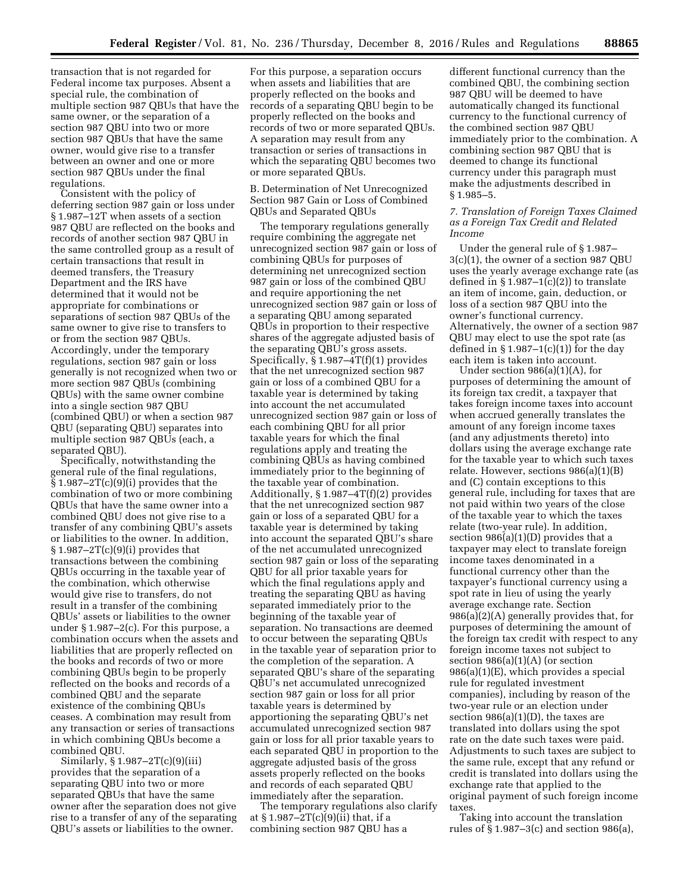transaction that is not regarded for Federal income tax purposes. Absent a special rule, the combination of multiple section 987 QBUs that have the same owner, or the separation of a section 987 QBU into two or more section 987 QBUs that have the same owner, would give rise to a transfer between an owner and one or more section 987 QBUs under the final regulations.

Consistent with the policy of deferring section 987 gain or loss under § 1.987–12T when assets of a section 987 QBU are reflected on the books and records of another section 987 QBU in the same controlled group as a result of certain transactions that result in deemed transfers, the Treasury Department and the IRS have determined that it would not be appropriate for combinations or separations of section 987 QBUs of the same owner to give rise to transfers to or from the section 987 QBUs. Accordingly, under the temporary regulations, section 987 gain or loss generally is not recognized when two or more section 987 QBUs (combining QBUs) with the same owner combine into a single section 987 QBU (combined QBU) or when a section 987 QBU (separating QBU) separates into multiple section 987 QBUs (each, a separated QBU).

Specifically, notwithstanding the general rule of the final regulations, § 1.987–2T(c)(9)(i) provides that the combination of two or more combining QBUs that have the same owner into a combined QBU does not give rise to a transfer of any combining QBU's assets or liabilities to the owner. In addition, § 1.987–2T(c)(9)(i) provides that transactions between the combining QBUs occurring in the taxable year of the combination, which otherwise would give rise to transfers, do not result in a transfer of the combining QBUs' assets or liabilities to the owner under § 1.987–2(c). For this purpose, a combination occurs when the assets and liabilities that are properly reflected on the books and records of two or more combining QBUs begin to be properly reflected on the books and records of a combined QBU and the separate existence of the combining QBUs ceases. A combination may result from any transaction or series of transactions in which combining QBUs become a combined QBU.

Similarly, § 1.987–2T(c)(9)(iii) provides that the separation of a separating QBU into two or more separated QBUs that have the same owner after the separation does not give rise to a transfer of any of the separating QBU's assets or liabilities to the owner. For this purpose, a separation occurs when assets and liabilities that are properly reflected on the books and records of a separating QBU begin to be properly reflected on the books and records of two or more separated QBUs. A separation may result from any transaction or series of transactions in which the separating QBU becomes two or more separated QBUs.

B. Determination of Net Unrecognized Section 987 Gain or Loss of Combined QBUs and Separated QBUs

The temporary regulations generally require combining the aggregate net unrecognized section 987 gain or loss of combining QBUs for purposes of determining net unrecognized section 987 gain or loss of the combined QBU and require apportioning the net unrecognized section 987 gain or loss of a separating QBU among separated QBUs in proportion to their respective shares of the aggregate adjusted basis of the separating QBU's gross assets. Specifically, § 1.987–4T(f)(1) provides that the net unrecognized section 987 gain or loss of a combined QBU for a taxable year is determined by taking into account the net accumulated unrecognized section 987 gain or loss of each combining QBU for all prior taxable years for which the final regulations apply and treating the combining QBUs as having combined immediately prior to the beginning of the taxable year of combination. Additionally, § 1.987–4T(f)(2) provides that the net unrecognized section 987 gain or loss of a separated QBU for a taxable year is determined by taking into account the separated QBU's share of the net accumulated unrecognized section 987 gain or loss of the separating QBU for all prior taxable years for which the final regulations apply and treating the separating QBU as having separated immediately prior to the beginning of the taxable year of separation. No transactions are deemed to occur between the separating QBUs in the taxable year of separation prior to the completion of the separation. A separated QBU's share of the separating QBU's net accumulated unrecognized section 987 gain or loss for all prior taxable years is determined by apportioning the separating QBU's net accumulated unrecognized section 987 gain or loss for all prior taxable years to each separated QBU in proportion to the aggregate adjusted basis of the gross assets properly reflected on the books and records of each separated QBU immediately after the separation.

The temporary regulations also clarify at § 1.987–2T(c)(9)(ii) that, if a combining section 987 QBU has a different functional currency than the combined QBU, the combining section 987 QBU will be deemed to have automatically changed its functional currency to the functional currency of the combined section 987 QBU immediately prior to the combination. A combining section 987 QBU that is deemed to change its functional currency under this paragraph must make the adjustments described in § 1.985–5.

*7. Translation of Foreign Taxes Claimed as a Foreign Tax Credit and Related Income*

Under the general rule of § 1.987–3(c)(1), the owner of a section 987 QBU uses the yearly average exchange rate (as defined in § 1.987–1(c)(2)) to translate an item of income, gain, deduction, or loss of a section 987 QBU into the owner's functional currency. Alternatively, the owner of a section 987 QBU may elect to use the spot rate (as defined in § 1.987–1(c)(1)) for the day each item is taken into account.

Under section 986(a)(1)(A), for purposes of determining the amount of its foreign tax credit, a taxpayer that takes foreign income taxes into account when accrued generally translates the amount of any foreign income taxes (and any adjustments thereto) into dollars using the average exchange rate for the taxable year to which such taxes relate. However, sections 986(a)(1)(B) and (C) contain exceptions to this general rule, including for taxes that are not paid within two years of the close of the taxable year to which the taxes relate (two-year rule). In addition, section 986(a)(1)(D) provides that a taxpayer may elect to translate foreign income taxes denominated in a functional currency other than the taxpayer's functional currency using a spot rate in lieu of using the yearly average exchange rate. Section 986(a)(2)(A) generally provides that, for purposes of determining the amount of the foreign tax credit with respect to any foreign income taxes not subject to section 986(a)(1)(A) (or section 986(a)(1)(E), which provides a special rule for regulated investment companies), including by reason of the two-year rule or an election under section 986(a)(1)(D), the taxes are translated into dollars using the spot rate on the date such taxes were paid. Adjustments to such taxes are subject to the same rule, except that any refund or credit is translated into dollars using the exchange rate that applied to the original payment of such foreign income taxes.

Taking into account the translation rules of § 1.987–3(c) and section 986(a),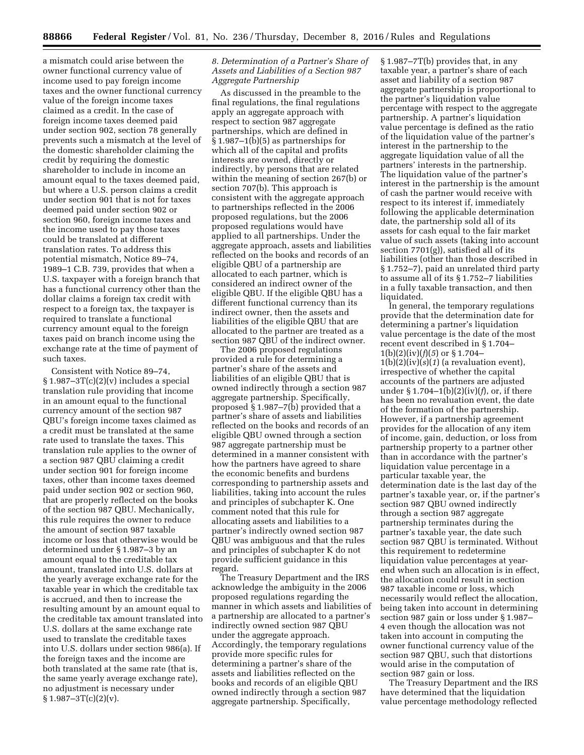a mismatch could arise between the owner functional currency value of income used to pay foreign income taxes and the owner functional currency value of the foreign income taxes claimed as a credit. In the case of foreign income taxes deemed paid under section 902, section 78 generally prevents such a mismatch at the level of the domestic shareholder claiming the credit by requiring the domestic shareholder to include in income an amount equal to the taxes deemed paid, but where a U.S. person claims a credit under section 901 that is not for taxes deemed paid under section 902 or section 960, foreign income taxes and the income used to pay those taxes could be translated at different translation rates. To address this potential mismatch, Notice 89–74, 1989–1 C.B. 739, provides that when a U.S. taxpayer with a foreign branch that has a functional currency other than the dollar claims a foreign tax credit with respect to a foreign tax, the taxpayer is required to translate a functional currency amount equal to the foreign taxes paid on branch income using the exchange rate at the time of payment of such taxes.

Consistent with Notice 89–74, § 1.987–3T(c)(2)(v) includes a special translation rule providing that income in an amount equal to the functional currency amount of the section 987 QBU's foreign income taxes claimed as a credit must be translated at the same rate used to translate the taxes. This translation rule applies to the owner of a section 987 QBU claiming a credit under section 901 for foreign income taxes, other than income taxes deemed paid under section 902 or section 960, that are properly reflected on the books of the section 987 QBU. Mechanically, this rule requires the owner to reduce the amount of section 987 taxable income or loss that otherwise would be determined under § 1.987–3 by an amount equal to the creditable tax amount, translated into U.S. dollars at the yearly average exchange rate for the taxable year in which the creditable tax is accrued, and then to increase the resulting amount by an amount equal to the creditable tax amount translated into U.S. dollars at the same exchange rate used to translate the creditable taxes into U.S. dollars under section 986(a). If the foreign taxes and the income are both translated at the same rate (that is, the same yearly average exchange rate), no adjustment is necessary under § 1.987–3T(c)(2)(v).

### *8. Determination of a Partner's Share of Assets and Liabilities of a Section 987 Aggregate Partnership*

As discussed in the preamble to the final regulations, the final regulations apply an aggregate approach with respect to section 987 aggregate partnerships, which are defined in § 1.987–1(b)(5) as partnerships for which all of the capital and profits interests are owned, directly or indirectly, by persons that are related within the meaning of section 267(b) or section 707(b). This approach is consistent with the aggregate approach to partnerships reflected in the 2006 proposed regulations, but the 2006 proposed regulations would have applied to all partnerships. Under the aggregate approach, assets and liabilities reflected on the books and records of an eligible QBU of a partnership are allocated to each partner, which is considered an indirect owner of the eligible QBU. If the eligible QBU has a different functional currency than its indirect owner, then the assets and liabilities of the eligible QBU that are allocated to the partner are treated as a section 987 QBU of the indirect owner.

The 2006 proposed regulations provided a rule for determining a partner's share of the assets and liabilities of an eligible QBU that is owned indirectly through a section 987 aggregate partnership. Specifically, proposed § 1.987–7(b) provided that a partner's share of assets and liabilities reflected on the books and records of an eligible QBU owned through a section 987 aggregate partnership must be determined in a manner consistent with how the partners have agreed to share the economic benefits and burdens corresponding to partnership assets and liabilities, taking into account the rules and principles of subchapter K. One comment noted that this rule for allocating assets and liabilities to a partner's indirectly owned section 987 QBU was ambiguous and that the rules and principles of subchapter K do not provide sufficient guidance in this regard.

The Treasury Department and the IRS acknowledge the ambiguity in the 2006 proposed regulations regarding the manner in which assets and liabilities of a partnership are allocated to a partner's indirectly owned section 987 QBU under the aggregate approach. Accordingly, the temporary regulations provide more specific rules for determining a partner's share of the assets and liabilities reflected on the books and records of an eligible QBU owned indirectly through a section 987 aggregate partnership. Specifically, § 1.987–7T(b) provides that, in any taxable year, a partner's share of each asset and liability of a section 987 aggregate partnership is proportional to the partner's liquidation value percentage with respect to the aggregate partnership. A partner's liquidation value percentage is defined as the ratio of the liquidation value of the partner's interest in the partnership to the aggregate liquidation value of all the partners' interests in the partnership. The liquidation value of the partner's interest in the partnership is the amount of cash the partner would receive with respect to its interest if, immediately following the applicable determination date, the partnership sold all of its assets for cash equal to the fair market value of such assets (taking into account section 7701(g)), satisfied all of its liabilities (other than those described in § 1.752–7), paid an unrelated third party to assume all of its § 1.752–7 liabilities in a fully taxable transaction, and then liquidated.

In general, the temporary regulations provide that the determination date for determining a partner's liquidation value percentage is the date of the most recent event described in § 1.704–1(b)(2)(iv)(*f*)(*5*) or § 1.704–1(b)(2)(iv)(*s*)(*1*) (a revaluation event), irrespective of whether the capital accounts of the partners are adjusted under § 1.704–1(b)(2)(iv)(*f*), or, if there has been no revaluation event, the date of the formation of the partnership. However, if a partnership agreement provides for the allocation of any item of income, gain, deduction, or loss from partnership property to a partner other than in accordance with the partner's liquidation value percentage in a particular taxable year, the determination date is the last day of the partner's taxable year, or, if the partner's section 987 QBU owned indirectly through a section 987 aggregate partnership terminates during the partner's taxable year, the date such section 987 QBU is terminated. Without this requirement to redetermine liquidation value percentages at year-end when such an allocation is in effect, the allocation could result in section 987 taxable income or loss, which necessarily would reflect the allocation, being taken into account in determining section 987 gain or loss under § 1.987–4 even though the allocation was not taken into account in computing the owner functional currency value of the section 987 QBU, such that distortions would arise in the computation of section 987 gain or loss.

The Treasury Department and the IRS have determined that the liquidation value percentage methodology reflected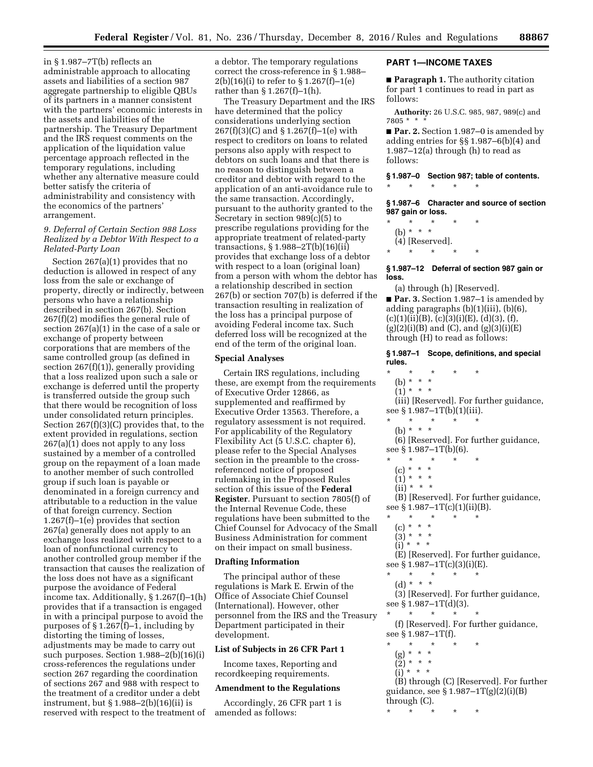in § 1.987–7T(b) reflects an administrable approach to allocating assets and liabilities of a section 987 aggregate partnership to eligible QBUs of its partners in a manner consistent with the partners' economic interests in the assets and liabilities of the partnership. The Treasury Department and the IRS request comments on the application of the liquidation value percentage approach reflected in the temporary regulations, including whether any alternative measure could better satisfy the criteria of administrability and consistency with the economics of the partners' arrangement.

### *9. Deferral of Certain Section 988 Loss Realized by a Debtor With Respect to a Related-Party Loan*

Section 267(a)(1) provides that no deduction is allowed in respect of any loss from the sale or exchange of property, directly or indirectly, between persons who have a relationship described in section 267(b). Section 267(f)(2) modifies the general rule of section 267(a)(1) in the case of a sale or exchange of property between corporations that are members of the same controlled group (as defined in section 267(f)(1)), generally providing that a loss realized upon such a sale or exchange is deferred until the property is transferred outside the group such that there would be recognition of loss under consolidated return principles. Section 267(f)(3)(C) provides that, to the extent provided in regulations, section 267(a)(1) does not apply to any loss sustained by a member of a controlled group on the repayment of a loan made to another member of such controlled group if such loan is payable or denominated in a foreign currency and attributable to a reduction in the value of that foreign currency. Section 1.267(f)–1(e) provides that section 267(a) generally does not apply to an exchange loss realized with respect to a loan of nonfunctional currency to another controlled group member if the transaction that causes the realization of the loss does not have as a significant purpose the avoidance of Federal income tax. Additionally, § 1.267(f)–1(h) provides that if a transaction is engaged in with a principal purpose to avoid the purposes of § 1.267(f)–1, including by distorting the timing of losses, adjustments may be made to carry out such purposes. Section 1.988–2(b)(16)(i) cross-references the regulations under section 267 regarding the coordination of sections 267 and 988 with respect to the treatment of a creditor under a debt instrument, but § 1.988–2(b)(16)(ii) is reserved with respect to the treatment of a debtor. The temporary regulations correct the cross-reference in § 1.988–2(b)(16)(i) to refer to § 1.267(f)–1(e) rather than § 1.267(f)–1(h).

The Treasury Department and the IRS have determined that the policy considerations underlying section 267(f)(3)(C) and § 1.267(f)–1(e) with respect to creditors on loans to related persons also apply with respect to debtors on such loans and that there is no reason to distinguish between a creditor and debtor with regard to the application of an anti-avoidance rule to the same transaction. Accordingly, pursuant to the authority granted to the Secretary in section 989(c)(5) to prescribe regulations providing for the appropriate treatment of related-party transactions, § 1.988–2T(b)(16)(ii) provides that exchange loss of a debtor with respect to a loan (original loan) from a person with whom the debtor has a relationship described in section 267(b) or section 707(b) is deferred if the transaction resulting in realization of the loss has a principal purpose of avoiding Federal income tax. Such deferred loss will be recognized at the end of the term of the original loan.

## Special Analyses

Certain IRS regulations, including these, are exempt from the requirements of Executive Order 12866, as supplemented and reaffirmed by Executive Order 13563. Therefore, a regulatory assessment is not required. For applicability of the Regulatory Flexibility Act (5 U.S.C. chapter 6), please refer to the Special Analyses section in the preamble to the cross-referenced notice of proposed rulemaking in the Proposed Rules section of this issue of the **Federal Register**. Pursuant to section 7805(f) of the Internal Revenue Code, these regulations have been submitted to the Chief Counsel for Advocacy of the Small Business Administration for comment on their impact on small business.

## Drafting Information

The principal author of these regulations is Mark E. Erwin of the Office of Associate Chief Counsel (International). However, other personnel from the IRS and the Treasury Department participated in their development.

## List of Subjects in 26 CFR Part 1

Income taxes, Reporting and recordkeeping requirements.

## Amendment to the Regulations

Accordingly, 26 CFR part 1 is amended as follows:

## PART 1—INCOME TAXES

■ **Paragraph 1.** The authority citation for part 1 continues to read in part as follows:

**Authority:** 26 U.S.C. 985, 987, 989(c) and 7805 * * *

■ **Par. 2.** Section 1.987–0 is amended by adding entries for §§ 1.987–6(b)(4) and 1.987–12(a) through (h) to read as follows:

### § 1.987–0 Section 987; table of contents.

\* \* \* \* \*

### § 1.987–6 Character and source of section 987 gain or loss.

\* \* \* \* \*

(b) * * *

(4) [Reserved].

\* \* \* \* \*

### § 1.987–12 Deferral of section 987 gain or loss.

(a) through (h) [Reserved].

■ **Par. 3.** Section 1.987–1 is amended by adding paragraphs (b)(1)(iii), (b)(6), (c)(1)(ii)(B), (c)(3)(i)(E), (d)(3), (f), (g)(2)(i)(B) and (C), and (g)(3)(i)(E) through (H) to read as follows:

### § 1.987–1 Scope, definitions, and special rules.

\* \* \* \* \*

(b) * * *

(1) * * *

(iii) [Reserved]. For further guidance, see § 1.987–1T(b)(1)(iii).

\* \* \* \* \*

(b) * * *

(6) [Reserved]. For further guidance, see § 1.987–1T(b)(6).

\* \* \* \* \*

(c) * * *

(1) * * *

(ii) * * *

(B) [Reserved]. For further guidance, see § 1.987–1T(c)(1)(ii)(B).

\* \* \* \* \*

(c) * * *

(3) * * *

(i) * * *

(E) [Reserved]. For further guidance, see § 1.987–1T(c)(3)(i)(E).

\* \* \* \* \*

(d) * * *

(3) [Reserved]. For further guidance, see § 1.987–1T(d)(3).

\* \* \* \* \*

(f) [Reserved]. For further guidance, see § 1.987–1T(f).

\* \* \* \* \*

(g) * * *

(2) * * *

(i) * * *

(B) through (C) [Reserved]. For further guidance, see § 1.987–1T(g)(2)(i)(B) through (C).

\* \* \* \* \*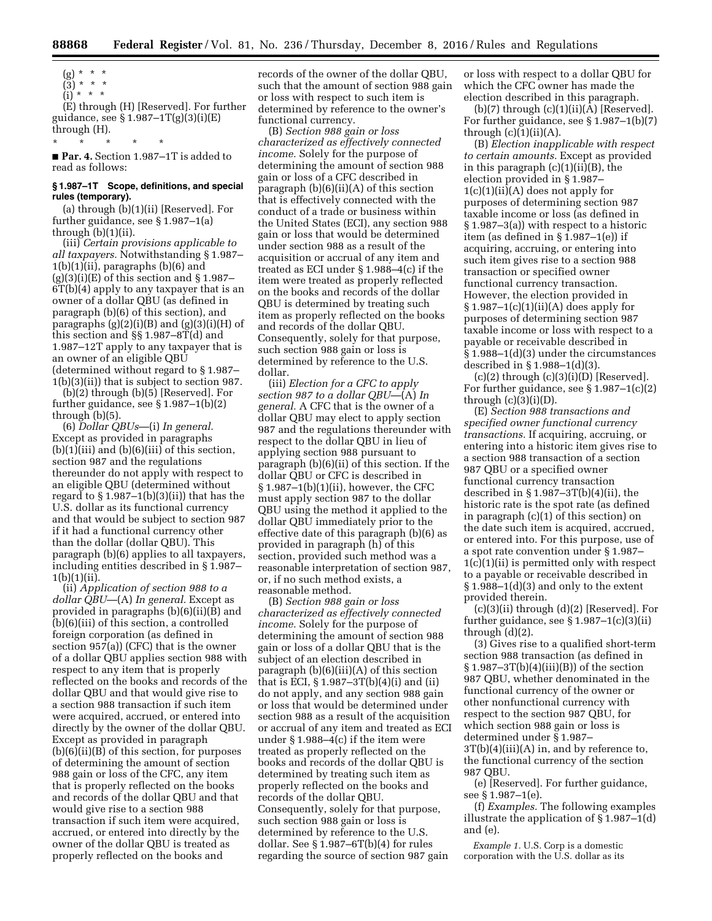(g) * * *

(3) * * *

(i) * * *

(E) through (H) [Reserved]. For further guidance, see § 1.987–1T(g)(3)(i)(E) through (H).

\* \* \* \* \*

■ **Par. 4.** Section 1.987–1T is added to read as follows:

**§ 1.987–1T Scope, definitions, and special rules (temporary).**

(a) through (b)(1)(ii) [Reserved]. For further guidance, see § 1.987–1(a) through (b)(1)(ii).

(iii) *Certain provisions applicable to all taxpayers.* Notwithstanding § 1.987–1(b)(1)(ii), paragraphs (b)(6) and (g)(3)(i)(E) of this section and § 1.987–6T(b)(4) apply to any taxpayer that is an owner of a dollar QBU (as defined in paragraph (b)(6) of this section), and paragraphs (g)(2)(i)(B) and (g)(3)(i)(H) of this section and §§ 1.987–8T(d) and 1.987–12T apply to any taxpayer that is an owner of an eligible QBU (determined without regard to § 1.987–1(b)(3)(ii)) that is subject to section 987.

(b)(2) through (b)(5) [Reserved]. For further guidance, see § 1.987–1(b)(2) through (b)(5).

(6) *Dollar QBUs*—(i) *In general.* Except as provided in paragraphs (b)(1)(iii) and (b)(6)(iii) of this section, section 987 and the regulations thereunder do not apply with respect to an eligible QBU (determined without regard to § 1.987–1(b)(3)(ii)) that has the U.S. dollar as its functional currency and that would be subject to section 987 if it had a functional currency other than the dollar (dollar QBU). This paragraph (b)(6) applies to all taxpayers, including entities described in § 1.987–1(b)(1)(ii).

(ii) *Application of section 988 to a dollar QBU*—(A) *In general.* Except as provided in paragraphs (b)(6)(ii)(B) and (b)(6)(iii) of this section, a controlled foreign corporation (as defined in section 957(a)) (CFC) that is the owner of a dollar QBU applies section 988 with respect to any item that is properly reflected on the books and records of the dollar QBU and that would give rise to a section 988 transaction if such item were acquired, accrued, or entered into directly by the owner of the dollar QBU. Except as provided in paragraph (b)(6)(ii)(B) of this section, for purposes of determining the amount of section 988 gain or loss of the CFC, any item that is properly reflected on the books and records of the dollar QBU and that would give rise to a section 988 transaction if such item were acquired, accrued, or entered into directly by the owner of the dollar QBU is treated as properly reflected on the books and records of the owner of the dollar QBU, such that the amount of section 988 gain or loss with respect to such item is determined by reference to the owner's functional currency.

(B) *Section 988 gain or loss characterized as effectively connected income.* Solely for the purpose of determining the amount of section 988 gain or loss of a CFC described in paragraph (b)(6)(ii)(A) of this section that is effectively connected with the conduct of a trade or business within the United States (ECI), any section 988 gain or loss that would be determined under section 988 as a result of the acquisition or accrual of any item and treated as ECI under § 1.988–4(c) if the item were treated as properly reflected on the books and records of the dollar QBU is determined by treating such item as properly reflected on the books and records of the dollar QBU. Consequently, solely for that purpose, such section 988 gain or loss is determined by reference to the U.S. dollar.

(iii) *Election for a CFC to apply section 987 to a dollar QBU*—(A) *In general.* A CFC that is the owner of a dollar QBU may elect to apply section 987 and the regulations thereunder with respect to the dollar QBU in lieu of applying section 988 pursuant to paragraph (b)(6)(ii) of this section. If the dollar QBU or CFC is described in § 1.987–1(b)(1)(ii), however, the CFC must apply section 987 to the dollar QBU using the method it applied to the dollar QBU immediately prior to the effective date of this paragraph (b)(6) as provided in paragraph (h) of this section, provided such method was a reasonable interpretation of section 987, or, if no such method exists, a reasonable method.

(B) *Section 988 gain or loss characterized as effectively connected income.* Solely for the purpose of determining the amount of section 988 gain or loss of a dollar QBU that is the subject of an election described in paragraph (b)(6)(iii)(A) of this section that is ECI, § 1.987–3T(b)(4)(i) and (ii) do not apply, and any section 988 gain or loss that would be determined under section 988 as a result of the acquisition or accrual of any item and treated as ECI under § 1.988–4(c) if the item were treated as properly reflected on the books and records of the dollar QBU is determined by treating such item as properly reflected on the books and records of the dollar QBU. Consequently, solely for that purpose, such section 988 gain or loss is determined by reference to the U.S. dollar. See § 1.987–6T(b)(4) for rules regarding the source of section 987 gain or loss with respect to a dollar QBU for which the CFC owner has made the election described in this paragraph.

(b)(7) through (c)(1)(ii)(A) [Reserved]. For further guidance, see § 1.987–1(b)(7) through (c)(1)(ii)(A).

(B) *Election inapplicable with respect to certain amounts.* Except as provided in this paragraph (c)(1)(ii)(B), the election provided in § 1.987–1(c)(1)(ii)(A) does not apply for purposes of determining section 987 taxable income or loss (as defined in § 1.987–3(a)) with respect to a historic item (as defined in § 1.987–1(e)) if acquiring, accruing, or entering into such item gives rise to a section 988 transaction or specified owner functional currency transaction. However, the election provided in § 1.987–1(c)(1)(ii)(A) does apply for purposes of determining section 987 taxable income or loss with respect to a payable or receivable described in § 1.988–1(d)(3) under the circumstances described in § 1.988–1(d)(3).

(c)(2) through (c)(3)(i)(D) [Reserved]. For further guidance, see § 1.987–1(c)(2) through (c)(3)(i)(D).

(E) *Section 988 transactions and specified owner functional currency transactions.* If acquiring, accruing, or entering into a historic item gives rise to a section 988 transaction of a section 987 QBU or a specified owner functional currency transaction described in § 1.987–3T(b)(4)(ii), the historic rate is the spot rate (as defined in paragraph (c)(1) of this section) on the date such item is acquired, accrued, or entered into. For this purpose, use of a spot rate convention under § 1.987–1(c)(1)(ii) is permitted only with respect to a payable or receivable described in § 1.988–1(d)(3) and only to the extent provided therein.

(c)(3)(ii) through (d)(2) [Reserved]. For further guidance, see § 1.987–1(c)(3)(ii) through (d)(2).

(3) Gives rise to a qualified short-term section 988 transaction (as defined in § 1.987–3T(b)(4)(iii)(B)) of the section 987 QBU, whether denominated in the functional currency of the owner or other nonfunctional currency with respect to the section 987 QBU, for which section 988 gain or loss is determined under § 1.987–3T(b)(4)(iii)(A) in, and by reference to, the functional currency of the section 987 QBU.

(e) [Reserved]. For further guidance, see § 1.987–1(e).

(f) *Examples.* The following examples illustrate the application of § 1.987–1(d) and (e).

*Example 1.* U.S. Corp is a domestic corporation with the U.S. dollar as its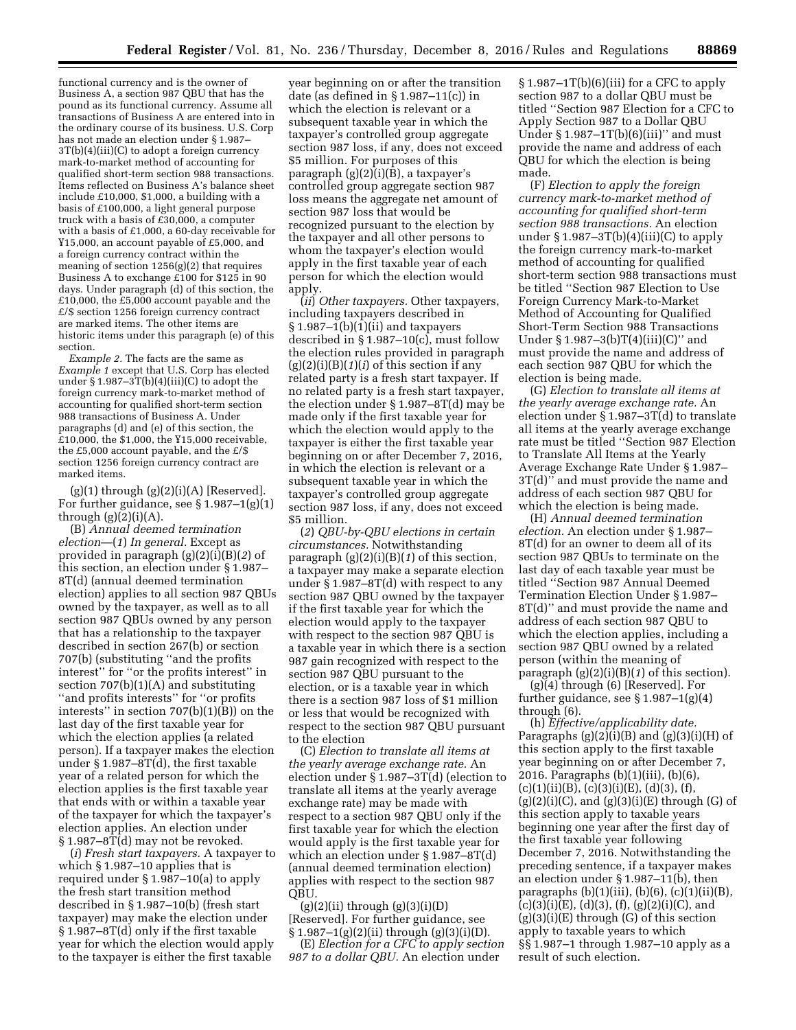functional currency and is the owner of Business A, a section 987 QBU that has the pound as its functional currency. Assume all transactions of Business A are entered into in the ordinary course of its business. U.S. Corp has not made an election under § 1.987–3T(b)(4)(iii)(C) to adopt a foreign currency mark-to-market method of accounting for qualified short-term section 988 transactions. Items reflected on Business A's balance sheet include £10,000, $1,000, a building with a basis of £100,000, a light general purpose truck with a basis of £30,000, a computer with a basis of £1,000, a 60-day receivable for ¥15,000, an account payable of £5,000, and a foreign currency contract within the meaning of section 1256(g)(2) that requires Business A to exchange £100 for $125 in 90 days. Under paragraph (d) of this section, the £10,000, the £5,000 account payable and the £/$ section 1256 foreign currency contract are marked items. The other items are historic items under this paragraph (e) of this section.

*Example 2.* The facts are the same as *Example 1* except that U.S. Corp has elected under § 1.987–3T(b)(4)(iii)(C) to adopt the foreign currency mark-to-market method of accounting for qualified short-term section 988 transactions of Business A. Under paragraphs (d) and (e) of this section, the £10,000, the $1,000, the ¥15,000 receivable, the £5,000 account payable, and the £/$ section 1256 foreign currency contract are marked items.

(g)(1) through (g)(2)(i)(A) [Reserved]. For further guidance, see § 1.987–1(g)(1) through (g)(2)(i)(A).

(B) *Annual deemed termination election*—(*1*) *In general.* Except as provided in paragraph (g)(2)(i)(B)(*2*) of this section, an election under § 1.987–8T(d) (annual deemed termination election) applies to all section 987 QBUs owned by the taxpayer, as well as to all section 987 QBUs owned by any person that has a relationship to the taxpayer described in section 267(b) or section 707(b) (substituting ''and the profits interest'' for ''or the profits interest'' in section 707(b)(1)(A) and substituting ''and profits interests'' for ''or profits interests'' in section 707(b)(1)(B)) on the last day of the first taxable year for which the election applies (a related person). If a taxpayer makes the election under § 1.987–8T(d), the first taxable year of a related person for which the election applies is the first taxable year that ends with or within a taxable year of the taxpayer for which the taxpayer's election applies. An election under § 1.987–8T(d) may not be revoked.

(*i*) *Fresh start taxpayers.* A taxpayer to which § 1.987–10 applies that is required under § 1.987–10(a) to apply the fresh start transition method described in § 1.987–10(b) (fresh start taxpayer) may make the election under § 1.987–8T(d) only if the first taxable year for which the election would apply to the taxpayer is either the first taxable year beginning on or after the transition date (as defined in § 1.987–11(c)) in which the election is relevant or a subsequent taxable year in which the taxpayer's controlled group aggregate section 987 loss, if any, does not exceed $5 million. For purposes of this paragraph (g)(2)(i)(B), a taxpayer's controlled group aggregate section 987 loss means the aggregate net amount of section 987 loss that would be recognized pursuant to the election by the taxpayer and all other persons to whom the taxpayer's election would apply in the first taxable year of each person for which the election would apply.

(*ii*) *Other taxpayers.* Other taxpayers, including taxpayers described in § 1.987–1(b)(1)(ii) and taxpayers described in § 1.987–10(c), must follow the election rules provided in paragraph (g)(2)(i)(B)(*1*)(*i*) of this section if any related party is a fresh start taxpayer. If no related party is a fresh start taxpayer, the election under § 1.987–8T(d) may be made only if the first taxable year for which the election would apply to the taxpayer is either the first taxable year beginning on or after December 7, 2016, in which the election is relevant or a subsequent taxable year in which the taxpayer's controlled group aggregate section 987 loss, if any, does not exceed $5 million.

(*2*) *QBU-by-QBU elections in certain circumstances.* Notwithstanding paragraph (g)(2)(i)(B)(*1*) of this section, a taxpayer may make a separate election under § 1.987–8T(d) with respect to any section 987 QBU owned by the taxpayer if the first taxable year for which the election would apply to the taxpayer with respect to the section 987 QBU is a taxable year in which there is a section 987 gain recognized with respect to the section 987 QBU pursuant to the election, or is a taxable year in which there is a section 987 loss of $1 million or less that would be recognized with respect to the section 987 QBU pursuant to the election

(C) *Election to translate all items at the yearly average exchange rate.* An election under § 1.987–3T(d) (election to translate all items at the yearly average exchange rate) may be made with respect to a section 987 QBU only if the first taxable year for which the election would apply is the first taxable year for which an election under § 1.987–8T(d) (annual deemed termination election) applies with respect to the section 987 QBU.

(g)(2)(ii) through (g)(3)(i)(D) [Reserved]. For further guidance, see § 1.987–1(g)(2)(ii) through (g)(3)(i)(D).

(E) *Election for a CFC to apply section 987 to a dollar QBU.* An election under § 1.987–1T(b)(6)(iii) for a CFC to apply section 987 to a dollar QBU must be titled ''Section 987 Election for a CFC to Apply Section 987 to a Dollar QBU Under § 1.987–1T(b)(6)(iii)'' and must provide the name and address of each QBU for which the election is being made.

(F) *Election to apply the foreign currency mark-to-market method of accounting for qualified short-term section 988 transactions.* An election under § 1.987–3T(b)(4)(iii)(C) to apply the foreign currency mark-to-market method of accounting for qualified short-term section 988 transactions must be titled ''Section 987 Election to Use Foreign Currency Mark-to-Market Method of Accounting for Qualified Short-Term Section 988 Transactions Under § 1.987–3(b)T(4)(iii)(C)'' and must provide the name and address of each section 987 QBU for which the election is being made.

(G) *Election to translate all items at the yearly average exchange rate.* An election under § 1.987–3T(d) to translate all items at the yearly average exchange rate must be titled ''Section 987 Election to Translate All Items at the Yearly Average Exchange Rate Under § 1.987–3T(d)'' and must provide the name and address of each section 987 QBU for which the election is being made.

(H) *Annual deemed termination election.* An election under § 1.987–8T(d) for an owner to deem all of its section 987 QBUs to terminate on the last day of each taxable year must be titled ''Section 987 Annual Deemed Termination Election Under § 1.987–8T(d)'' and must provide the name and address of each section 987 QBU to which the election applies, including a section 987 QBU owned by a related person (within the meaning of paragraph (g)(2)(i)(B)(*1*) of this section).

(g)(4) through (6) [Reserved]. For further guidance, see § 1.987–1(g)(4) through (6).

(h) *Effective/applicability date.* Paragraphs (g)(2)(i)(B) and (g)(3)(i)(H) of this section apply to the first taxable year beginning on or after December 7, 2016. Paragraphs (b)(1)(iii), (b)(6), (c)(1)(ii)(B), (c)(3)(i)(E), (d)(3), (f), (g)(2)(i)(C), and (g)(3)(i)(E) through (G) of this section apply to taxable years beginning one year after the first day of the first taxable year following December 7, 2016. Notwithstanding the preceding sentence, if a taxpayer makes an election under § 1.987–11(b), then paragraphs (b)(1)(iii), (b)(6), (c)(1)(ii)(B), (c)(3)(i)(E), (d)(3), (f), (g)(2)(i)(C), and (g)(3)(i)(E) through (G) of this section apply to taxable years to which §§ 1.987–1 through 1.987–10 apply as a result of such election.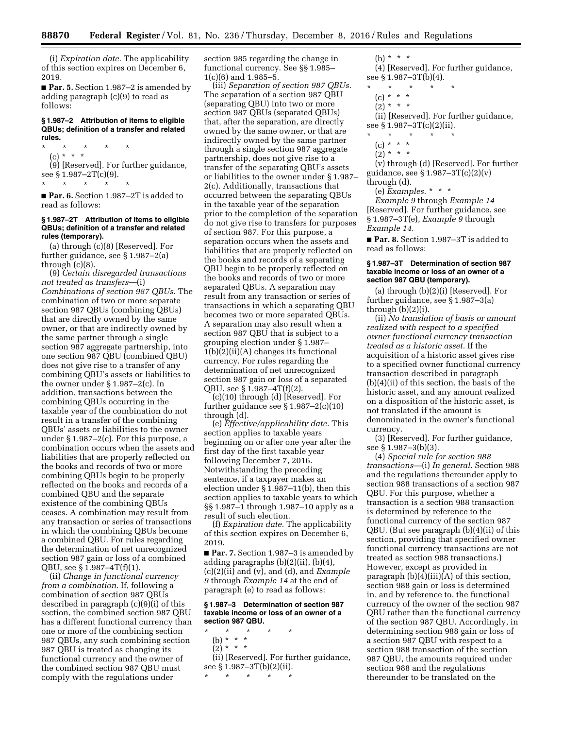(i) *Expiration date.* The applicability of this section expires on December 6, 2019.

■ **Par. 5.** Section 1.987–2 is amended by adding paragraph (c)(9) to read as follows:

**§ 1.987–2 Attribution of items to eligible QBUs; definition of a transfer and related rules.**

\* \* \* \* \*

(c) \* \* \*

(9) [Reserved]. For further guidance, see § 1.987–2T(c)(9).

\* \* \* \* \*

■ **Par. 6.** Section 1.987–2T is added to read as follows:

**§ 1.987–2T Attribution of items to eligible QBUs; definition of a transfer and related rules (temporary).**

(a) through (c)(8) [Reserved]. For further guidance, see § 1.987–2(a) through (c)(8).

(9) *Certain disregarded transactions not treated as transfers*—(i) *Combinations of section 987 QBUs.* The combination of two or more separate section 987 QBUs (combining QBUs) that are directly owned by the same owner, or that are indirectly owned by the same partner through a single section 987 aggregate partnership, into one section 987 QBU (combined QBU) does not give rise to a transfer of any combining QBU's assets or liabilities to the owner under § 1.987–2(c). In addition, transactions between the combining QBUs occurring in the taxable year of the combination do not result in a transfer of the combining QBUs' assets or liabilities to the owner under § 1.987–2(c). For this purpose, a combination occurs when the assets and liabilities that are properly reflected on the books and records of two or more combining QBUs begin to be properly reflected on the books and records of a combined QBU and the separate existence of the combining QBUs ceases. A combination may result from any transaction or series of transactions in which the combining QBUs become a combined QBU. For rules regarding the determination of net unrecognized section 987 gain or loss of a combined QBU, see § 1.987–4T(f)(1).

(ii) *Change in functional currency from a combination.* If, following a combination of section 987 QBUs described in paragraph (c)(9)(i) of this section, the combined section 987 QBU has a different functional currency than one or more of the combining section 987 QBUs, any such combining section 987 QBU is treated as changing its functional currency and the owner of the combined section 987 QBU must comply with the regulations under section 985 regarding the change in functional currency. See §§ 1.985–1(c)(6) and 1.985–5.

(iii) *Separation of section 987 QBUs.* The separation of a section 987 QBU (separating QBU) into two or more section 987 QBUs (separated QBUs) that, after the separation, are directly owned by the same owner, or that are indirectly owned by the same partner through a single section 987 aggregate partnership, does not give rise to a transfer of the separating QBU's assets or liabilities to the owner under § 1.987–2(c). Additionally, transactions that occurred between the separating QBUs in the taxable year of the separation prior to the completion of the separation do not give rise to transfers for purposes of section 987. For this purpose, a separation occurs when the assets and liabilities that are properly reflected on the books and records of a separating QBU begin to be properly reflected on the books and records of two or more separated QBUs. A separation may result from any transaction or series of transactions in which a separating QBU becomes two or more separated QBUs. A separation may also result when a section 987 QBU that is subject to a grouping election under § 1.987–1(b)(2)(ii)(A) changes its functional currency. For rules regarding the determination of net unrecognized section 987 gain or loss of a separated QBU, see § 1.987–4T(f)(2).

(c)(10) through (d) [Reserved]. For further guidance see § 1.987–2(c)(10) through (d).

(e) *Effective/applicability date.* This section applies to taxable years beginning on or after one year after the first day of the first taxable year following December 7, 2016. Notwithstanding the preceding sentence, if a taxpayer makes an election under § 1.987–11(b), then this section applies to taxable years to which §§ 1.987–1 through 1.987–10 apply as a result of such election.

(f) *Expiration date.* The applicability of this section expires on December 6, 2019.

■ **Par. 7.** Section 1.987–3 is amended by adding paragraphs (b)(2)(ii), (b)(4), (c)(2)(ii) and (v), and (d), and *Example 9* through *Example 14* at the end of paragraph (e) to read as follows:

**§ 1.987–3 Determination of section 987 taxable income or loss of an owner of a section 987 QBU.**

\* \* \* \* \*

(b) \* \* \*

(2) \* \* \*

(ii) [Reserved]. For further guidance, see § 1.987–3T(b)(2)(ii).

\* \* \* \* \*

(b) \* \* \*

(4) [Reserved]. For further guidance, see § 1.987–3T(b)(4).

\* \* \* \* \*

(c) \* \* \*

(2) \* \* \*

(ii) [Reserved]. For further guidance, see § 1.987–3T(c)(2)(ii).

\* \* \* \* \*

(c) \* \* \*

(2) \* \* \*

(v) through (d) [Reserved]. For further guidance, see § 1.987–3T(c)(2)(v) through (d).

(e) *Examples.* \* \* \*

*Example 9* through *Example 14* [Reserved]. For further guidance, see § 1.987–3T(e), *Example 9* through *Example 14*.

■ **Par. 8.** Section 1.987–3T is added to read as follows:

**§ 1.987–3T Determination of section 987 taxable income or loss of an owner of a section 987 QBU (temporary).**

(a) through (b)(2)(i) [Reserved]. For further guidance, see § 1.987–3(a) through (b)(2)(i).

(ii) *No translation of basis or amount realized with respect to a specified owner functional currency transaction treated as a historic asset.* If the acquisition of a historic asset gives rise to a specified owner functional currency transaction described in paragraph (b)(4)(ii) of this section, the basis of the historic asset, and any amount realized on a disposition of the historic asset, is not translated if the amount is denominated in the owner's functional currency.

(3) [Reserved]. For further guidance, see § 1.987–3(b)(3).

(4) *Special rule for section 988 transactions*—(i) *In general.* Section 988 and the regulations thereunder apply to section 988 transactions of a section 987 QBU. For this purpose, whether a transaction is a section 988 transaction is determined by reference to the functional currency of the section 987 QBU. (But see paragraph (b)(4)(ii) of this section, providing that specified owner functional currency transactions are not treated as section 988 transactions.) However, except as provided in paragraph (b)(4)(iii)(A) of this section, section 988 gain or loss is determined in, and by reference to, the functional currency of the owner of the section 987 QBU rather than the functional currency of the section 987 QBU. Accordingly, in determining section 988 gain or loss of a section 987 QBU with respect to a section 988 transaction of the section 987 QBU, the amounts required under section 988 and the regulations thereunder to be translated on the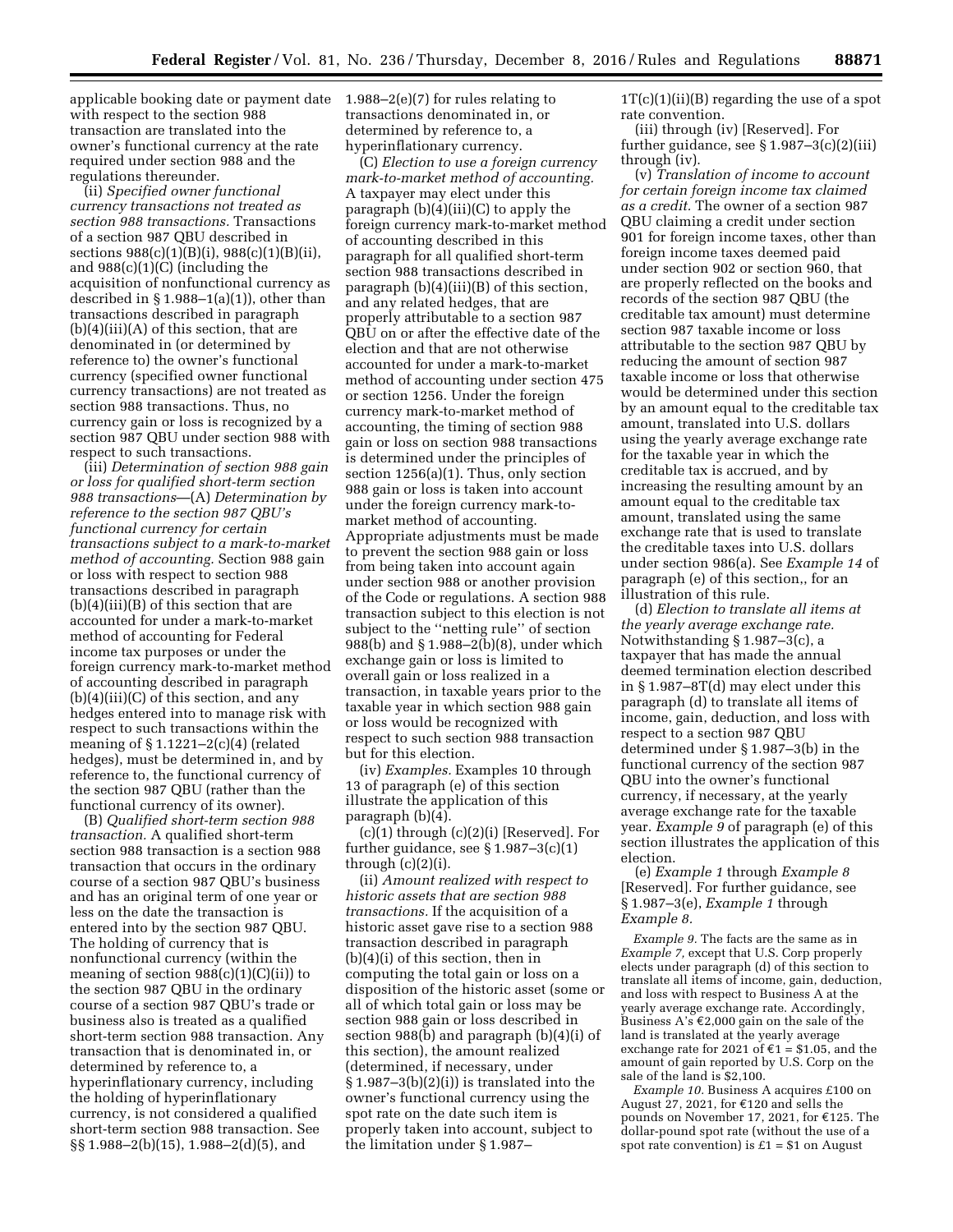applicable booking date or payment date with respect to the section 988 transaction are translated into the owner's functional currency at the rate required under section 988 and the regulations thereunder.

(ii) *Specified owner functional currency transactions not treated as section 988 transactions.* Transactions of a section 987 QBU described in sections 988(c)(1)(B)(i), 988(c)(1)(B)(ii), and 988(c)(1)(C) (including the acquisition of nonfunctional currency as described in § 1.988–1(a)(1)), other than transactions described in paragraph (b)(4)(iii)(A) of this section, that are denominated in (or determined by reference to) the owner's functional currency (specified owner functional currency transactions) are not treated as section 988 transactions. Thus, no currency gain or loss is recognized by a section 987 QBU under section 988 with respect to such transactions.

(iii) *Determination of section 988 gain or loss for qualified short-term section 988 transactions*—(A) *Determination by reference to the section 987 QBU's functional currency for certain transactions subject to a mark-to-market method of accounting.* Section 988 gain or loss with respect to section 988 transactions described in paragraph (b)(4)(iii)(B) of this section that are accounted for under a mark-to-market method of accounting for Federal income tax purposes or under the foreign currency mark-to-market method of accounting described in paragraph (b)(4)(iii)(C) of this section, and any hedges entered into to manage risk with respect to such transactions within the meaning of § 1.1221–2(c)(4) (related hedges), must be determined in, and by reference to, the functional currency of the section 987 QBU (rather than the functional currency of its owner).

(B) *Qualified short-term section 988 transaction.* A qualified short-term section 988 transaction is a section 988 transaction that occurs in the ordinary course of a section 987 QBU's business and has an original term of one year or less on the date the transaction is entered into by the section 987 QBU. The holding of currency that is nonfunctional currency (within the meaning of section 988(c)(1)(C)(ii)) to the section 987 QBU in the ordinary course of a section 987 QBU's trade or business also is treated as a qualified short-term section 988 transaction. Any transaction that is denominated in, or determined by reference to, a hyperinflationary currency, including the holding of hyperinflationary currency, is not considered a qualified short-term section 988 transaction. See §§ 1.988–2(b)(15), 1.988–2(d)(5), and 1.988–2(e)(7) for rules relating to transactions denominated in, or determined by reference to, a hyperinflationary currency.

(C) *Election to use a foreign currency mark-to-market method of accounting.* A taxpayer may elect under this paragraph (b)(4)(iii)(C) to apply the foreign currency mark-to-market method of accounting described in this paragraph for all qualified short-term section 988 transactions described in paragraph (b)(4)(iii)(B) of this section, and any related hedges, that are properly attributable to a section 987 QBU on or after the effective date of the election and that are not otherwise accounted for under a mark-to-market method of accounting under section 475 or section 1256. Under the foreign currency mark-to-market method of accounting, the timing of section 988 gain or loss on section 988 transactions is determined under the principles of section 1256(a)(1). Thus, only section 988 gain or loss is taken into account under the foreign currency mark-to-market method of accounting. Appropriate adjustments must be made to prevent the section 988 gain or loss from being taken into account again under section 988 or another provision of the Code or regulations. A section 988 transaction subject to this election is not subject to the ''netting rule'' of section 988(b) and § 1.988–2(b)(8), under which exchange gain or loss is limited to overall gain or loss realized in a transaction, in taxable years prior to the taxable year in which section 988 gain or loss would be recognized with respect to such section 988 transaction but for this election.

(iv) *Examples.* Examples 10 through 13 of paragraph (e) of this section illustrate the application of this paragraph (b)(4).

(c)(1) through (c)(2)(i) [Reserved]. For further guidance, see § 1.987–3(c)(1) through (c)(2)(i).

(ii) *Amount realized with respect to historic assets that are section 988 transactions.* If the acquisition of a historic asset gave rise to a section 988 transaction described in paragraph (b)(4)(i) of this section, then in computing the total gain or loss on a disposition of the historic asset (some or all of which total gain or loss may be section 988 gain or loss described in section 988(b) and paragraph (b)(4)(i) of this section), the amount realized (determined, if necessary, under § 1.987–3(b)(2)(i)) is translated into the owner's functional currency using the spot rate on the date such item is properly taken into account, subject to the limitation under § 1.987–1T(c)(1)(ii)(B) regarding the use of a spot rate convention.

(iii) through (iv) [Reserved]. For further guidance, see § 1.987–3(c)(2)(iii) through (iv).

(v) *Translation of income to account for certain foreign income tax claimed as a credit.* The owner of a section 987 QBU claiming a credit under section 901 for foreign income taxes, other than foreign income taxes deemed paid under section 902 or section 960, that are properly reflected on the books and records of the section 987 QBU (the creditable tax amount) must determine section 987 taxable income or loss attributable to the section 987 QBU by reducing the amount of section 987 taxable income or loss that otherwise would be determined under this section by an amount equal to the creditable tax amount, translated into U.S. dollars using the yearly average exchange rate for the taxable year in which the creditable tax is accrued, and by increasing the resulting amount by an amount equal to the creditable tax amount, translated using the same exchange rate that is used to translate the creditable taxes into U.S. dollars under section 986(a). See *Example 14* of paragraph (e) of this section,, for an illustration of this rule.

(d) *Election to translate all items at the yearly average exchange rate.* Notwithstanding § 1.987–3(c), a taxpayer that has made the annual deemed termination election described in § 1.987–8T(d) may elect under this paragraph (d) to translate all items of income, gain, deduction, and loss with respect to a section 987 QBU determined under § 1.987–3(b) in the functional currency of the section 987 QBU into the owner's functional currency, if necessary, at the yearly average exchange rate for the taxable year. *Example 9* of paragraph (e) of this section illustrates the application of this election.

(e) *Example 1* through *Example 8* [Reserved]. For further guidance, see § 1.987–3(e), *Example 1* through *Example 8*.

*Example 9.* The facts are the same as in *Example 7,* except that U.S. Corp properly elects under paragraph (d) of this section to translate all items of income, gain, deduction, and loss with respect to Business A at the yearly average exchange rate. Accordingly, Business A's €2,000 gain on the sale of the land is translated at the yearly average exchange rate for 2021 of €1 = $1.05, and the amount of gain reported by U.S. Corp on the sale of the land is $2,100.

*Example 10.* Business A acquires £100 on August 27, 2021, for €120 and sells the pounds on November 17, 2021, for €125. The dollar-pound spot rate (without the use of a spot rate convention) is £1 = $1 on August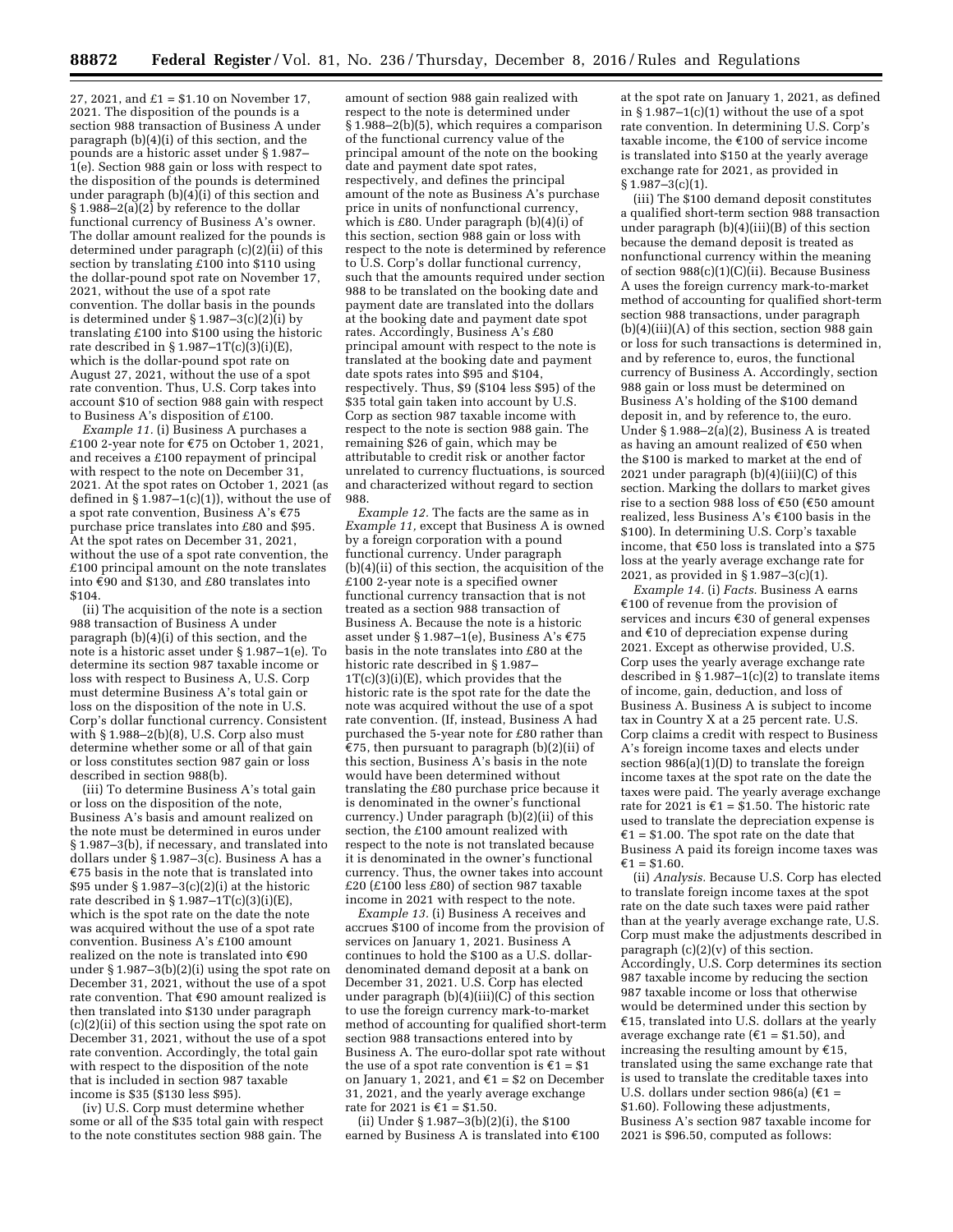27, 2021, and £1 = $1.10 on November 17, 2021. The disposition of the pounds is a section 988 transaction of Business A under paragraph (b)(4)(i) of this section, and the pounds are a historic asset under § 1.987–1(e). Section 988 gain or loss with respect to the disposition of the pounds is determined under paragraph (b)(4)(i) of this section and § 1.988–2(a)(2) by reference to the dollar functional currency of Business A's owner. The dollar amount realized for the pounds is determined under paragraph (c)(2)(ii) of this section by translating £100 into $110 using the dollar-pound spot rate on November 17, 2021, without the use of a spot rate convention. The dollar basis in the pounds is determined under § 1.987–3(c)(2)(i) by translating £100 into $100 using the historic rate described in § 1.987–1T(c)(3)(i)(E), which is the dollar-pound spot rate on August 27, 2021, without the use of a spot rate convention. Thus, U.S. Corp takes into account $10 of section 988 gain with respect to Business A's disposition of £100.

*Example 11.* (i) Business A purchases a £100 2-year note for €75 on October 1, 2021, and receives a £100 repayment of principal with respect to the note on December 31, 2021. At the spot rates on October 1, 2021 (as defined in § 1.987–1(c)(1)), without the use of a spot rate convention, Business A's €75 purchase price translates into £80 and $95. At the spot rates on December 31, 2021, without the use of a spot rate convention, the £100 principal amount on the note translates into €90 and $130, and £80 translates into $104.

(ii) The acquisition of the note is a section 988 transaction of Business A under paragraph (b)(4)(i) of this section, and the note is a historic asset under § 1.987–1(e). To determine its section 987 taxable income or loss with respect to Business A, U.S. Corp must determine Business A's total gain or loss on the disposition of the note in U.S. Corp's dollar functional currency. Consistent with § 1.988–2(b)(8), U.S. Corp also must determine whether some or all of that gain or loss constitutes section 987 gain or loss described in section 988(b).

(iii) To determine Business A's total gain or loss on the disposition of the note, Business A's basis and amount realized on the note must be determined in euros under § 1.987–3(b), if necessary, and translated into dollars under § 1.987–3(c). Business A has a €75 basis in the note that is translated into $95 under § 1.987–3(c)(2)(i) at the historic rate described in § 1.987–1T(c)(3)(i)(E), which is the spot rate on the date the note was acquired without the use of a spot rate convention. Business A's £100 amount realized on the note is translated into €90 under § 1.987–3(b)(2)(i) using the spot rate on December 31, 2021, without the use of a spot rate convention. That €90 amount realized is then translated into $130 under paragraph (c)(2)(ii) of this section using the spot rate on December 31, 2021, without the use of a spot rate convention. Accordingly, the total gain with respect to the disposition of the note that is included in section 987 taxable income is $35 ($130 less $95).

(iv) U.S. Corp must determine whether some or all of the $35 total gain with respect to the note constitutes section 988 gain. The amount of section 988 gain realized with respect to the note is determined under § 1.988–2(b)(5), which requires a comparison of the functional currency value of the principal amount of the note on the booking date and payment date spot rates, respectively, and defines the principal amount of the note as Business A's purchase price in units of nonfunctional currency, which is £80. Under paragraph (b)(4)(i) of this section, section 988 gain or loss with respect to the note is determined by reference to U.S. Corp's dollar functional currency, such that the amounts required under section 988 to be translated on the booking date and payment date are translated into the dollars at the booking date and payment date spot rates. Accordingly, Business A's £80 principal amount with respect to the note is translated at the booking date and payment date spots rates into $95 and $104, respectively. Thus, $9 ($104 less $95) of the $35 total gain taken into account by U.S. Corp as section 987 taxable income with respect to the note is section 988 gain. The remaining $26 of gain, which may be attributable to credit risk or another factor unrelated to currency fluctuations, is sourced and characterized without regard to section 988.

*Example 12.* The facts are the same as in *Example 11,* except that Business A is owned by a foreign corporation with a pound functional currency. Under paragraph (b)(4)(ii) of this section, the acquisition of the £100 2-year note is a specified owner functional currency transaction that is not treated as a section 988 transaction of Business A. Because the note is a historic asset under § 1.987–1(e), Business A's €75 basis in the note translates into £80 at the historic rate described in § 1.987–1T(c)(3)(i)(E), which provides that the historic rate is the spot rate for the date the note was acquired without the use of a spot rate convention. (If, instead, Business A had purchased the 5-year note for £80 rather than €75, then pursuant to paragraph (b)(2)(ii) of this section, Business A's basis in the note would have been determined without translating the £80 purchase price because it is denominated in the owner's functional currency.) Under paragraph (b)(2)(ii) of this section, the £100 amount realized with respect to the note is not translated because it is denominated in the owner's functional currency. Thus, the owner takes into account £20 (£100 less £80) of section 987 taxable income in 2021 with respect to the note.

*Example 13.* (i) Business A receives and accrues $100 of income from the provision of services on January 1, 2021. Business A continues to hold the $100 as a U.S. dollar-denominated demand deposit at a bank on December 31, 2021. U.S. Corp has elected under paragraph (b)(4)(iii)(C) of this section to use the foreign currency mark-to-market method of accounting for qualified short-term section 988 transactions entered into by Business A. The euro-dollar spot rate without the use of a spot rate convention is €1 = $1 on January 1, 2021, and €1 = $2 on December 31, 2021, and the yearly average exchange rate for 2021 is €1 = $1.50.

(ii) Under § 1.987–3(b)(2)(i), the $100 earned by Business A is translated into €100 at the spot rate on January 1, 2021, as defined in § 1.987–1(c)(1) without the use of a spot rate convention. In determining U.S. Corp's taxable income, the €100 of service income is translated into $150 at the yearly average exchange rate for 2021, as provided in § 1.987–3(c)(1).

(iii) The $100 demand deposit constitutes a qualified short-term section 988 transaction under paragraph (b)(4)(iii)(B) of this section because the demand deposit is treated as nonfunctional currency within the meaning of section 988(c)(1)(C)(ii). Because Business A uses the foreign currency mark-to-market method of accounting for qualified short-term section 988 transactions, under paragraph (b)(4)(iii)(A) of this section, section 988 gain or loss for such transactions is determined in, and by reference to, euros, the functional currency of Business A. Accordingly, section 988 gain or loss must be determined on Business A's holding of the $100 demand deposit in, and by reference to, the euro. Under § 1.988–2(a)(2), Business A is treated as having an amount realized of €50 when the $100 is marked to market at the end of 2021 under paragraph (b)(4)(iii)(C) of this section. Marking the dollars to market gives rise to a section 988 loss of €50 (€50 amount realized, less Business A's €100 basis in the $100). In determining U.S. Corp's taxable income, that €50 loss is translated into a $75 loss at the yearly average exchange rate for 2021, as provided in § 1.987–3(c)(1).

*Example 14.* (i) *Facts.* Business A earns €100 of revenue from the provision of services and incurs €30 of general expenses and €10 of depreciation expense during 2021. Except as otherwise provided, U.S. Corp uses the yearly average exchange rate described in § 1.987–1(c)(2) to translate items of income, gain, deduction, and loss of Business A. Business A is subject to income tax in Country X at a 25 percent rate. U.S. Corp claims a credit with respect to Business A's foreign income taxes and elects under section 986(a)(1)(D) to translate the foreign income taxes at the spot rate on the date the taxes were paid. The yearly average exchange rate for 2021 is €1 = $1.50. The historic rate used to translate the depreciation expense is €1 = $1.00. The spot rate on the date that Business A paid its foreign income taxes was €1 = $1.60.

(ii) *Analysis.* Because U.S. Corp has elected to translate foreign income taxes at the spot rate on the date such taxes were paid rather than at the yearly average exchange rate, U.S. Corp must make the adjustments described in paragraph (c)(2)(v) of this section. Accordingly, U.S. Corp determines its section 987 taxable income by reducing the section 987 taxable income or loss that otherwise would be determined under this section by €15, translated into U.S. dollars at the yearly average exchange rate (€1 = $1.50), and increasing the resulting amount by €15, translated using the same exchange rate that is used to translate the creditable taxes into U.S. dollars under section 986(a) (€1 = $1.60). Following these adjustments, Business A's section 987 taxable income for 2021 is $96.50, computed as follows: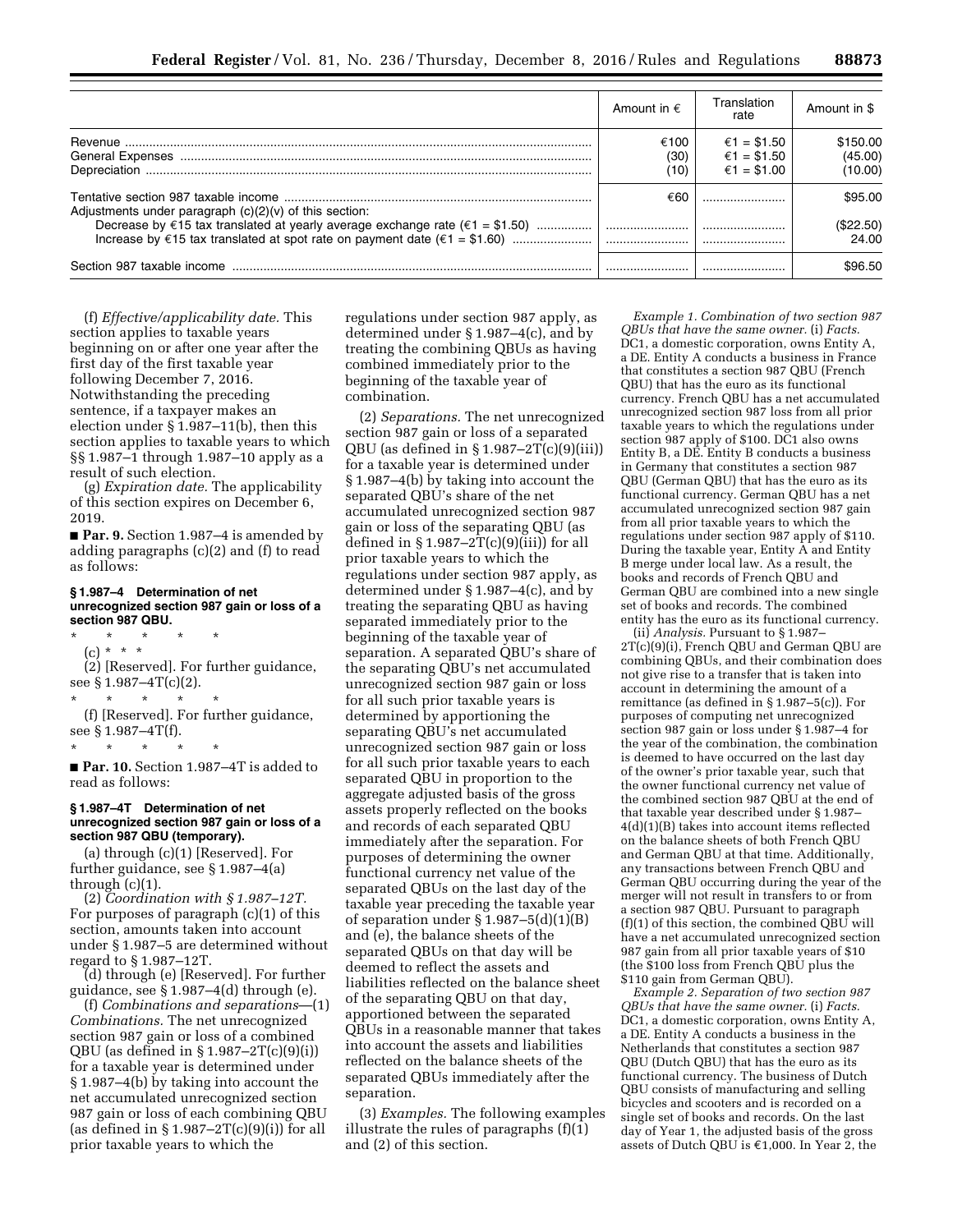| | Amount in € | Translation rate | Amount in $ |
|---|---|---|---|
| Revenue | €100 | €1 = $1.50 | $150.00 |
| General Expenses | (30) | €1 = $1.50 | (45.00) |
| Depreciation | (10) | €1 = $1.00 | (10.00) |
| Tentative section 987 taxable income | €60 | | $95.00 |
| Adjustments under paragraph (c)(2)(v) of this section: | | | |
| Decrease by €15 tax translated at yearly average exchange rate (€1 = $1.50) | | | ($22.50) |
| Increase by €15 tax translated at spot rate on payment date (€1 = $1.60) | | | 24.00 |
| Section 987 taxable income | | | $96.50 |

(f) *Effective/applicability date.* This section applies to taxable years beginning on or after one year after the first day of the first taxable year following December 7, 2016. Notwithstanding the preceding sentence, if a taxpayer makes an election under § 1.987–11(b), then this section applies to taxable years to which §§ 1.987–1 through 1.987–10 apply as a result of such election.

(g) *Expiration date.* The applicability of this section expires on December 6, 2019.

■ **Par. 9.** Section 1.987–4 is amended by adding paragraphs (c)(2) and (f) to read as follows:

**§ 1.987–4 Determination of net unrecognized section 987 gain or loss of a section 987 QBU.**

\* \* \* \* \*

(c) \* \* \*

(2) [Reserved]. For further guidance, see § 1.987–4T(c)(2).

\* \* \* \* \*

(f) [Reserved]. For further guidance, see § 1.987–4T(f).

\* \* \* \* \*

■ **Par. 10.** Section 1.987–4T is added to read as follows:

**§ 1.987–4T Determination of net unrecognized section 987 gain or loss of a section 987 QBU (temporary).**

(a) through (c)(1) [Reserved]. For further guidance, see § 1.987–4(a) through (c)(1).

(2) *Coordination with § 1.987–12T.* For purposes of paragraph (c)(1) of this section, amounts taken into account under § 1.987–5 are determined without regard to § 1.987–12T.

(d) through (e) [Reserved]. For further guidance, see § 1.987–4(d) through (e).

(f) *Combinations and separations*—(1) *Combinations.* The net unrecognized section 987 gain or loss of a combined QBU (as defined in § 1.987–2T(c)(9)(i)) for a taxable year is determined under § 1.987–4(b) by taking into account the net accumulated unrecognized section 987 gain or loss of each combining QBU (as defined in § 1.987–2T(c)(9)(i)) for all prior taxable years to which the regulations under section 987 apply, as determined under § 1.987–4(c), and by treating the combining QBUs as having combined immediately prior to the beginning of the taxable year of combination.

(2) *Separations.* The net unrecognized section 987 gain or loss of a separated QBU (as defined in § 1.987–2T(c)(9)(iii)) for a taxable year is determined under § 1.987–4(b) by taking into account the separated QBU's share of the net accumulated unrecognized section 987 gain or loss of the separating QBU (as defined in § 1.987–2T(c)(9)(iii)) for all prior taxable years to which the regulations under section 987 apply, as determined under § 1.987–4(c), and by treating the separating QBU as having separated immediately prior to the beginning of the taxable year of separation. A separated QBU's share of the separating QBU's net accumulated unrecognized section 987 gain or loss for all such prior taxable years is determined by apportioning the separating QBU's net accumulated unrecognized section 987 gain or loss for all such prior taxable years to each separated QBU in proportion to the aggregate adjusted basis of the gross assets properly reflected on the books and records of each separated QBU immediately after the separation. For purposes of determining the owner functional currency net value of the separated QBUs on the last day of the taxable year preceding the taxable year of separation under § 1.987–5(d)(1)(B) and (e), the balance sheets of the separated QBUs on that day will be deemed to reflect the assets and liabilities reflected on the balance sheet of the separating QBU on that day, apportioned between the separated QBUs in a reasonable manner that takes into account the assets and liabilities reflected on the balance sheets of the separated QBUs immediately after the separation.

(3) *Examples.* The following examples illustrate the rules of paragraphs (f)(1) and (2) of this section.

*Example 1. Combination of two section 987 QBUs that have the same owner.* (i) *Facts.* DC1, a domestic corporation, owns Entity A, a DE. Entity A conducts a business in France that constitutes a section 987 QBU (French QBU) that has the euro as its functional currency. French QBU has a net accumulated unrecognized section 987 loss from all prior taxable years to which the regulations under section 987 apply of $100. DC1 also owns Entity B, a DE. Entity B conducts a business in Germany that constitutes a section 987 QBU (German QBU) that has the euro as its functional currency. German QBU has a net accumulated unrecognized section 987 gain from all prior taxable years to which the regulations under section 987 apply of $110. During the taxable year, Entity A and Entity B merge under local law. As a result, the books and records of French QBU and German QBU are combined into a new single set of books and records. The combined entity has the euro as its functional currency.

(ii) *Analysis.* Pursuant to § 1.987–2T(c)(9)(i), French QBU and German QBU are combining QBUs, and their combination does not give rise to a transfer that is taken into account in determining the amount of a remittance (as defined in § 1.987–5(c)). For purposes of computing net unrecognized section 987 gain or loss under § 1.987–4 for the year of the combination, the combination is deemed to have occurred on the last day of the owner's prior taxable year, such that the owner functional currency net value of the combined section 987 QBU at the end of that taxable year described under § 1.987–4(d)(1)(B) takes into account items reflected on the balance sheets of both French QBU and German QBU at that time. Additionally, any transactions between French QBU and German QBU occurring during the year of the merger will not result in transfers to or from a section 987 QBU. Pursuant to paragraph (f)(1) of this section, the combined QBU will have a net accumulated unrecognized section 987 gain from all prior taxable years of $10 (the $100 loss from French QBU plus the $110 gain from German QBU).

*Example 2. Separation of two section 987 QBUs that have the same owner.* (i) *Facts.* DC1, a domestic corporation, owns Entity A, a DE. Entity A conducts a business in the Netherlands that constitutes a section 987 QBU (Dutch QBU) that has the euro as its functional currency. The business of Dutch QBU consists of manufacturing and selling bicycles and scooters and is recorded on a single set of books and records. On the last day of Year 1, the adjusted basis of the gross assets of Dutch QBU is €1,000. In Year 2, the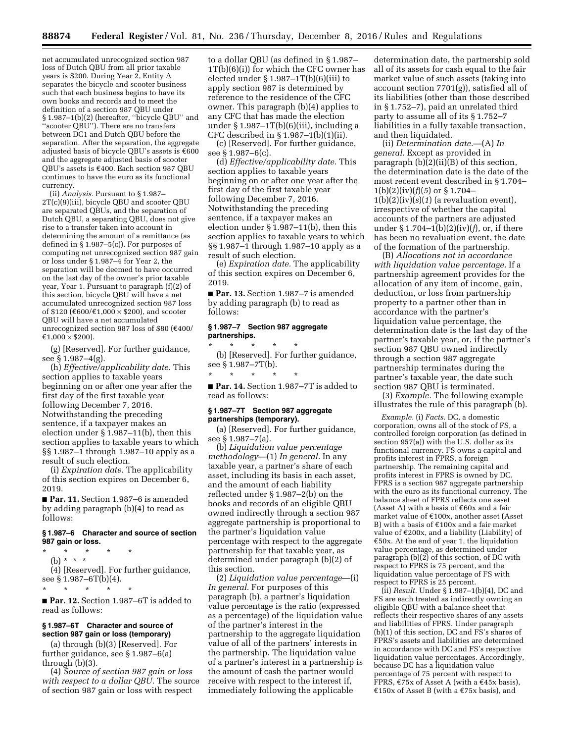net accumulated unrecognized section 987 loss of Dutch QBU from all prior taxable years is $200. During Year 2, Entity A separates the bicycle and scooter business such that each business begins to have its own books and records and to meet the definition of a section 987 QBU under § 1.987–1(b)(2) (hereafter, ''bicycle QBU'' and ''scooter QBU''). There are no transfers between DC1 and Dutch QBU before the separation. After the separation, the aggregate adjusted basis of bicycle QBU's assets is €600 and the aggregate adjusted basis of scooter QBU's assets is €400. Each section 987 QBU continues to have the euro as its functional currency.

(ii) *Analysis.* Pursuant to § 1.987–2T(c)(9)(iii), bicycle QBU and scooter QBU are separated QBUs, and the separation of Dutch QBU, a separating QBU, does not give rise to a transfer taken into account in determining the amount of a remittance (as defined in § 1.987–5(c)). For purposes of computing net unrecognized section 987 gain or loss under § 1.987–4 for Year 2, the separation will be deemed to have occurred on the last day of the owner's prior taxable year, Year 1. Pursuant to paragraph (f)(2) of this section, bicycle QBU will have a net accumulated unrecognized section 987 loss of $120 (€600/€1,000 × $200), and scooter QBU will have a net accumulated unrecognized section 987 loss of $80 (€400/€1,000 × $200).

(g) [Reserved]. For further guidance, see § 1.987–4(g).

(h) *Effective/applicability date.* This section applies to taxable years beginning on or after one year after the first day of the first taxable year following December 7, 2016. Notwithstanding the preceding sentence, if a taxpayer makes an election under § 1.987–11(b), then this section applies to taxable years to which §§ 1.987–1 through 1.987–10 apply as a result of such election.

(i) *Expiration date.* The applicability of this section expires on December 6, 2019.

■ **Par. 11.** Section 1.987–6 is amended by adding paragraph (b)(4) to read as follows:

**§ 1.987–6 Character and source of section 987 gain or loss.**

\* \* \* \* \*

(b) \* \* \*

(4) [Reserved]. For further guidance, see § 1.987–6T(b)(4).

\* \* \* \* \*

■ **Par. 12.** Section 1.987–6T is added to read as follows:

**§ 1.987–6T Character and source of section 987 gain or loss (temporary)**

(a) through (b)(3) [Reserved]. For further guidance, see § 1.987–6(a) through (b)(3).

(4) *Source of section 987 gain or loss with respect to a dollar QBU.* The source of section 987 gain or loss with respect to a dollar QBU (as defined in § 1.987–1T(b)(6)(i)) for which the CFC owner has elected under § 1.987–1T(b)(6)(iii) to apply section 987 is determined by reference to the residence of the CFC owner. This paragraph (b)(4) applies to any CFC that has made the election under § 1.987–1T(b)(6)(iii), including a CFC described in § 1.987–1(b)(1)(ii).

(c) [Reserved]. For further guidance, see § 1.987–6(c).

(d) *Effective/applicability date.* This section applies to taxable years beginning on or after one year after the first day of the first taxable year following December 7, 2016. Notwithstanding the preceding sentence, if a taxpayer makes an election under § 1.987–11(b), then this section applies to taxable years to which §§ 1.987–1 through 1.987–10 apply as a result of such election.

(e) *Expiration date.* The applicability of this section expires on December 6, 2019.

■ **Par. 13.** Section 1.987–7 is amended by adding paragraph (b) to read as follows:

**§ 1.987–7 Section 987 aggregate partnerships.**

\* \* \* \* \*

(b) [Reserved]. For further guidance, see § 1.987–7T(b).

\* \* \* \* \*

■ **Par. 14.** Section 1.987–7T is added to read as follows:

**§ 1.987–7T Section 987 aggregate partnerships (temporary).**

(a) [Reserved]. For further guidance, see § 1.987–7(a).

(b) *Liquidation value percentage methodology*—(1) *In general.* In any taxable year, a partner's share of each asset, including its basis in each asset, and the amount of each liability reflected under § 1.987–2(b) on the books and records of an eligible QBU owned indirectly through a section 987 aggregate partnership is proportional to the partner's liquidation value percentage with respect to the aggregate partnership for that taxable year, as determined under paragraph (b)(2) of this section.

(2) *Liquidation value percentage*—(i) *In general.* For purposes of this paragraph (b), a partner's liquidation value percentage is the ratio (expressed as a percentage) of the liquidation value of the partner's interest in the partnership to the aggregate liquidation value of all of the partners' interests in the partnership. The liquidation value of a partner's interest in a partnership is the amount of cash the partner would receive with respect to the interest if, immediately following the applicable determination date, the partnership sold all of its assets for cash equal to the fair market value of such assets (taking into account section 7701(g)), satisfied all of its liabilities (other than those described in § 1.752–7), paid an unrelated third party to assume all of its § 1.752–7 liabilities in a fully taxable transaction, and then liquidated.

(ii) *Determination date.*—(A) *In general.* Except as provided in paragraph (b)(2)(ii)(B) of this section, the determination date is the date of the most recent event described in § 1.704–1(b)(2)(iv)(*f*)(*5*) or § 1.704–1(b)(2)(iv)(*s*)(*1*) (a revaluation event), irrespective of whether the capital accounts of the partners are adjusted under § 1.704–1(b)(2)(iv)(*f*), or, if there has been no revaluation event, the date of the formation of the partnership.

(B) *Allocations not in accordance with liquidation value percentage.* If a partnership agreement provides for the allocation of any item of income, gain, deduction, or loss from partnership property to a partner other than in accordance with the partner's liquidation value percentage, the determination date is the last day of the partner's taxable year, or, if the partner's section 987 QBU owned indirectly through a section 987 aggregate partnership terminates during the partner's taxable year, the date such section 987 QBU is terminated.

(3) *Example.* The following example illustrates the rule of this paragraph (b).

*Example.* (i) *Facts.* DC, a domestic corporation, owns all of the stock of FS, a controlled foreign corporation (as defined in section 957(a)) with the U.S. dollar as its functional currency. FS owns a capital and profits interest in FPRS, a foreign partnership. The remaining capital and profits interest in FPRS is owned by DC. FPRS is a section 987 aggregate partnership with the euro as its functional currency. The balance sheet of FPRS reflects one asset (Asset A) with a basis of €60x and a fair market value of €100x, another asset (Asset B) with a basis of €100x and a fair market value of €200x, and a liability (Liability) of €50x. At the end of year 1, the liquidation value percentage, as determined under paragraph (b)(2) of this section, of DC with respect to FPRS is 75 percent, and the liquidation value percentage of FS with respect to FPRS is 25 percent.

(ii) *Result.* Under § 1.987–1(b)(4), DC and FS are each treated as indirectly owning an eligible QBU with a balance sheet that reflects their respective shares of any assets and liabilities of FPRS. Under paragraph (b)(1) of this section, DC and FS's shares of FPRS's assets and liabilities are determined in accordance with DC and FS's respective liquidation value percentages. Accordingly, because DC has a liquidation value percentage of 75 percent with respect to FPRS, €75x of Asset A (with a €45x basis), €150x of Asset B (with a €75x basis), and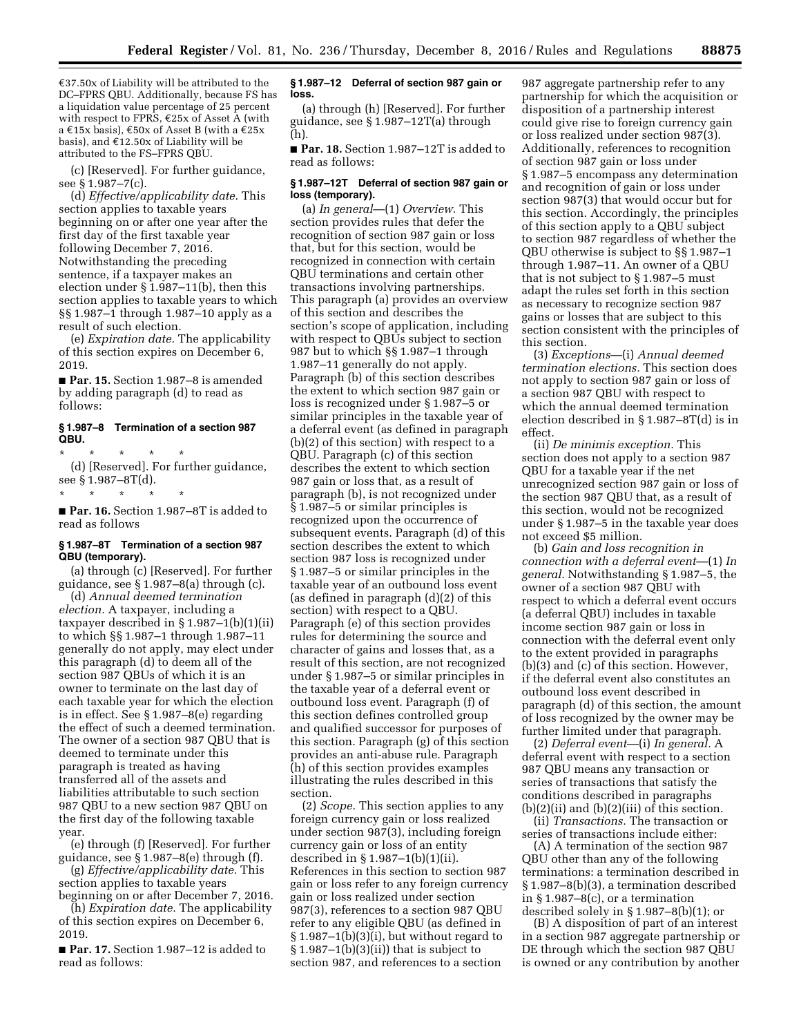€37.50x of Liability will be attributed to the DC–FPRS QBU. Additionally, because FS has a liquidation value percentage of 25 percent with respect to FPRS, €25x of Asset A (with a €15x basis), €50x of Asset B (with a €25x basis), and €12.50x of Liability will be attributed to the FS–FPRS QBU.

(c) [Reserved]. For further guidance, see § 1.987–7(c).

(d) *Effective/applicability date.* This section applies to taxable years beginning on or after one year after the first day of the first taxable year following December 7, 2016. Notwithstanding the preceding sentence, if a taxpayer makes an election under § 1.987–11(b), then this section applies to taxable years to which §§ 1.987–1 through 1.987–10 apply as a result of such election.

(e) *Expiration date.* The applicability of this section expires on December 6, 2019.

■ **Par. 15.** Section 1.987–8 is amended by adding paragraph (d) to read as follows:

### § 1.987–8 Termination of a section 987 QBU.

\* \* \* \* \*

(d) [Reserved]. For further guidance, see § 1.987–8T(d).

\* \* \* \* \*

■ **Par. 16.** Section 1.987–8T is added to read as follows

### § 1.987–8T Termination of a section 987 QBU (temporary).

(a) through (c) [Reserved]. For further guidance, see § 1.987–8(a) through (c).

(d) *Annual deemed termination election.* A taxpayer, including a taxpayer described in § 1.987–1(b)(1)(ii) to which §§ 1.987–1 through 1.987–11 generally do not apply, may elect under this paragraph (d) to deem all of the section 987 QBUs of which it is an owner to terminate on the last day of each taxable year for which the election is in effect. See § 1.987–8(e) regarding the effect of such a deemed termination. The owner of a section 987 QBU that is deemed to terminate under this paragraph is treated as having transferred all of the assets and liabilities attributable to such section 987 QBU to a new section 987 QBU on the first day of the following taxable year.

(e) through (f) [Reserved]. For further guidance, see § 1.987–8(e) through (f).

(g) *Effective/applicability date.* This section applies to taxable years beginning on or after December 7, 2016.

(h) *Expiration date.* The applicability of this section expires on December 6, 2019.

■ **Par. 17.** Section 1.987–12 is added to read as follows:

### § 1.987–12 Deferral of section 987 gain or loss.

(a) through (h) [Reserved]. For further guidance, see § 1.987–12T(a) through (h).

■ **Par. 18.** Section 1.987–12T is added to read as follows:

### § 1.987–12T Deferral of section 987 gain or loss (temporary).

(a) *In general*—(1) *Overview.* This section provides rules that defer the recognition of section 987 gain or loss that, but for this section, would be recognized in connection with certain QBU terminations and certain other transactions involving partnerships. This paragraph (a) provides an overview of this section and describes the section's scope of application, including with respect to QBUs subject to section 987 but to which §§ 1.987–1 through 1.987–11 generally do not apply. Paragraph (b) of this section describes the extent to which section 987 gain or loss is recognized under § 1.987–5 or similar principles in the taxable year of a deferral event (as defined in paragraph (b)(2) of this section) with respect to a QBU. Paragraph (c) of this section describes the extent to which section 987 gain or loss that, as a result of paragraph (b), is not recognized under § 1.987–5 or similar principles is recognized upon the occurrence of subsequent events. Paragraph (d) of this section describes the extent to which section 987 loss is recognized under § 1.987–5 or similar principles in the taxable year of an outbound loss event (as defined in paragraph (d)(2) of this section) with respect to a QBU. Paragraph (e) of this section provides rules for determining the source and character of gains and losses that, as a result of this section, are not recognized under § 1.987–5 or similar principles in the taxable year of a deferral event or outbound loss event. Paragraph (f) of this section defines controlled group and qualified successor for purposes of this section. Paragraph (g) of this section provides an anti-abuse rule. Paragraph (h) of this section provides examples illustrating the rules described in this section.

(2) *Scope.* This section applies to any foreign currency gain or loss realized under section 987(3), including foreign currency gain or loss of an entity described in § 1.987–1(b)(1)(ii). References in this section to section 987 gain or loss refer to any foreign currency gain or loss realized under section 987(3), references to a section 987 QBU refer to any eligible QBU (as defined in § 1.987–1(b)(3)(i), but without regard to § 1.987–1(b)(3)(ii)) that is subject to section 987, and references to a section 987 aggregate partnership refer to any partnership for which the acquisition or disposition of a partnership interest could give rise to foreign currency gain or loss realized under section 987(3). Additionally, references to recognition of section 987 gain or loss under § 1.987–5 encompass any determination and recognition of gain or loss under section 987(3) that would occur but for this section. Accordingly, the principles of this section apply to a QBU subject to section 987 regardless of whether the QBU otherwise is subject to §§ 1.987–1 through 1.987–11. An owner of a QBU that is not subject to § 1.987–5 must adapt the rules set forth in this section as necessary to recognize section 987 gains or losses that are subject to this section consistent with the principles of this section.

(3) *Exceptions*—(i) *Annual deemed termination elections.* This section does not apply to section 987 gain or loss of a section 987 QBU with respect to which the annual deemed termination election described in § 1.987–8T(d) is in effect.

(ii) *De minimis exception.* This section does not apply to a section 987 QBU for a taxable year if the net unrecognized section 987 gain or loss of the section 987 QBU that, as a result of this section, would not be recognized under § 1.987–5 in the taxable year does not exceed $5 million.

(b) *Gain and loss recognition in connection with a deferral event*—(1) *In general.* Notwithstanding § 1.987–5, the owner of a section 987 QBU with respect to which a deferral event occurs (a deferral QBU) includes in taxable income section 987 gain or loss in connection with the deferral event only to the extent provided in paragraphs (b)(3) and (c) of this section. However, if the deferral event also constitutes an outbound loss event described in paragraph (d) of this section, the amount of loss recognized by the owner may be further limited under that paragraph.

(2) *Deferral event*—(i) *In general.* A deferral event with respect to a section 987 QBU means any transaction or series of conditions transactions that satisfy the conditions described in paragraphs (b)(2)(ii) and (b)(2)(iii) of this section.

(ii) *Transactions.* The transaction or series of transactions include either:

(A) A termination of the section 987 QBU other than any of the following terminations: a termination described in § 1.987–8(b)(3), a termination described in § 1.987–8(c), or a termination described solely in § 1.987–8(b)(1); or

(B) A disposition of part of an interest in a section 987 aggregate partnership or DE through which the section 987 QBU is owned or any contribution by another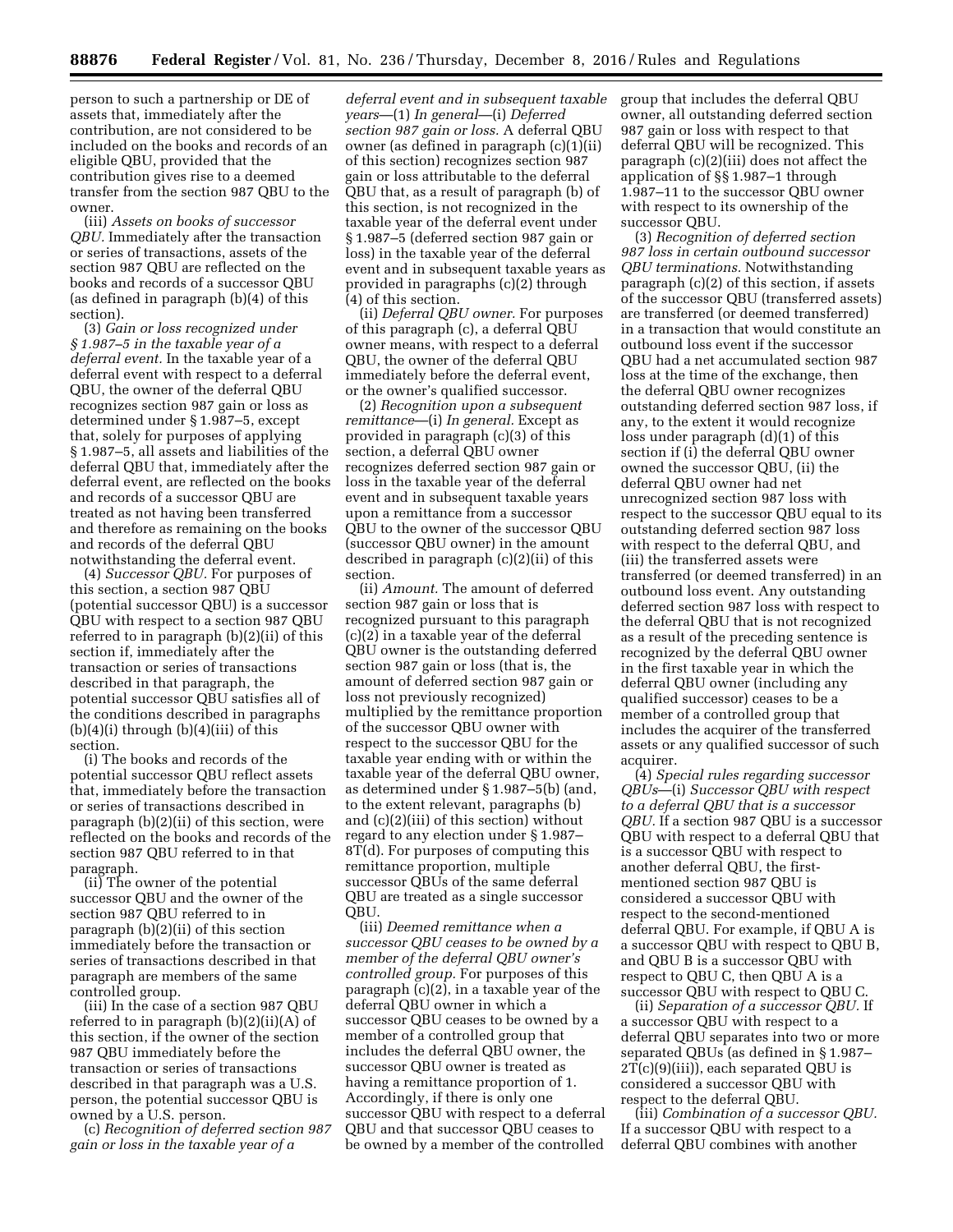person to such a partnership or DE of assets that, immediately after the contribution, are not considered to be included on the books and records of an eligible QBU, provided that the contribution gives rise to a deemed transfer from the section 987 QBU to the owner.

(iii) *Assets on books of successor QBU.* Immediately after the transaction or series of transactions, assets of the section 987 QBU are reflected on the books and records of a successor QBU (as defined in paragraph (b)(4) of this section).

(3) *Gain or loss recognized under § 1.987–5 in the taxable year of a deferral event.* In the taxable year of a deferral event with respect to a deferral QBU, the owner of the deferral QBU recognizes section 987 gain or loss as determined under § 1.987–5, except that, solely for purposes of applying § 1.987–5, all assets and liabilities of the deferral QBU that, immediately after the deferral event, are reflected on the books and records of a successor QBU are treated as not having been transferred and therefore as remaining on the books and records of the deferral QBU notwithstanding the deferral event.

(4) *Successor QBU.* For purposes of this section, a section 987 QBU (potential successor QBU) is a successor QBU with respect to a section 987 QBU referred to in paragraph (b)(2)(ii) of this section if, immediately after the transaction or series of transactions described in that paragraph, the potential successor QBU satisfies all of the conditions described in paragraphs (b)(4)(i) through (b)(4)(iii) of this section.

(i) The books and records of the potential successor QBU reflect assets that, immediately before the transaction or series of transactions described in paragraph (b)(2)(ii) of this section, were reflected on the books and records of the section 987 QBU referred to in that paragraph.

(ii) The owner of the potential successor QBU and the owner of the section 987 QBU referred to in paragraph (b)(2)(ii) of this section immediately before the transaction or series of transactions described in that paragraph are members of the same controlled group.

(iii) In the case of a section 987 QBU referred to in paragraph (b)(2)(ii)(A) of this section, if the owner of the section 987 QBU immediately before the transaction or series of transactions described in that paragraph was a U.S. person, the potential successor QBU is owned by a U.S. person.

(c) *Recognition of deferred section 987 gain or loss in the taxable year of a deferral event and in subsequent taxable years*—(1) *In general*—(i) *Deferred section 987 gain or loss.* A deferral QBU owner (as defined in paragraph (c)(1)(ii) of this section) recognizes section 987 gain or loss attributable to the deferral QBU that, as a result of paragraph (b) of this section, is not recognized in the taxable year of the deferral event under § 1.987–5 (deferred section 987 gain or loss) in the taxable year of the deferral event and in subsequent taxable years as provided in paragraphs (c)(2) through (4) of this section.

(ii) *Deferral QBU owner.* For purposes of this paragraph (c), a deferral QBU owner means, with respect to a deferral QBU, the owner of the deferral QBU immediately before the deferral event, or the owner's qualified successor.

(2) *Recognition upon a subsequent remittance*—(i) *In general.* Except as provided in paragraph (c)(3) of this section, a deferral QBU owner recognizes deferred section 987 gain or loss in the taxable year of the deferral event and in subsequent taxable years upon a remittance from a successor QBU to the owner of the successor QBU (successor QBU owner) in the amount described in paragraph (c)(2)(ii) of this section.

(ii) *Amount.* The amount of deferred section 987 gain or loss that is recognized pursuant to this paragraph (c)(2) in a taxable year of the deferral QBU owner is the outstanding deferred section 987 gain or loss (that is, the amount of deferred section 987 gain or loss not previously recognized) multiplied by the remittance proportion of the successor QBU owner with respect to the successor QBU for the taxable year ending with or within the taxable year of the deferral QBU owner, as determined under § 1.987–5(b) (and, to the extent relevant, paragraphs (b) and (c)(2)(iii) of this section) without regard to any election under § 1.987–8T(d). For purposes of computing this remittance proportion, multiple successor QBUs of the same deferral QBU are treated as a single successor QBU.

(iii) *Deemed remittance when a successor QBU ceases to be owned by a member of the deferral QBU owner's controlled group.* For purposes of this paragraph (c)(2), in a taxable year of the deferral QBU owner in which a successor QBU ceases to be owned by a member of a controlled group that includes the deferral QBU owner, the successor QBU owner is treated as having a remittance proportion of 1. Accordingly, if there is only one successor QBU with respect to a deferral QBU and that successor QBU ceases to be owned by a member of the controlled group that includes the deferral QBU owner, all outstanding deferred section 987 gain or loss with respect to that deferral QBU will be recognized. This paragraph (c)(2)(iii) does not affect the application of §§ 1.987–1 through 1.987–11 to the successor QBU owner with respect to its ownership of the successor QBU.

(3) *Recognition of deferred section 987 loss in certain outbound successor QBU terminations.* Notwithstanding paragraph (c)(2) of this section, if assets of the successor QBU (transferred assets) are transferred (or deemed transferred) in a transaction that would constitute an outbound loss event if the successor QBU had a net accumulated section 987 loss at the time of the exchange, then the deferral QBU owner recognizes outstanding deferred section 987 loss, if any, to the extent it would recognize loss under paragraph (d)(1) of this section if (i) the deferral QBU owner owned the successor QBU, (ii) the deferral QBU owner had net unrecognized section 987 loss with respect to the successor QBU equal to its outstanding deferred section 987 loss with respect to the deferral QBU, and (iii) the transferred assets were transferred (or deemed transferred) in an outbound loss event. Any outstanding deferred section 987 loss with respect to the deferral QBU that is not recognized as a result of the preceding sentence is recognized by the deferral QBU owner in the first taxable year in which the deferral QBU owner (including any qualified successor) ceases to be a member of a controlled group that includes the acquirer of the transferred assets or any qualified successor of such acquirer.

(4) *Special rules regarding successor QBUs*—(i) *Successor QBU with respect to a deferral QBU that is a successor QBU.* If a section 987 QBU is a successor QBU with respect to a deferral QBU that is a successor QBU with respect to another deferral QBU, the first-mentioned section 987 QBU is considered a successor QBU with respect to the second-mentioned deferral QBU. For example, if QBU A is a successor QBU with respect to QBU B, and QBU B is a successor QBU with respect to QBU C, then QBU A is a successor QBU with respect to QBU C.

(ii) *Separation of a successor QBU.* If a successor QBU with respect to a deferral QBU separates into two or more separated QBUs (as defined in § 1.987–2T(c)(9)(iii)), each separated QBU is considered a successor QBU with respect to the deferral QBU.

(iii) *Combination of a successor QBU.* If a successor QBU with respect to a deferral QBU combines with another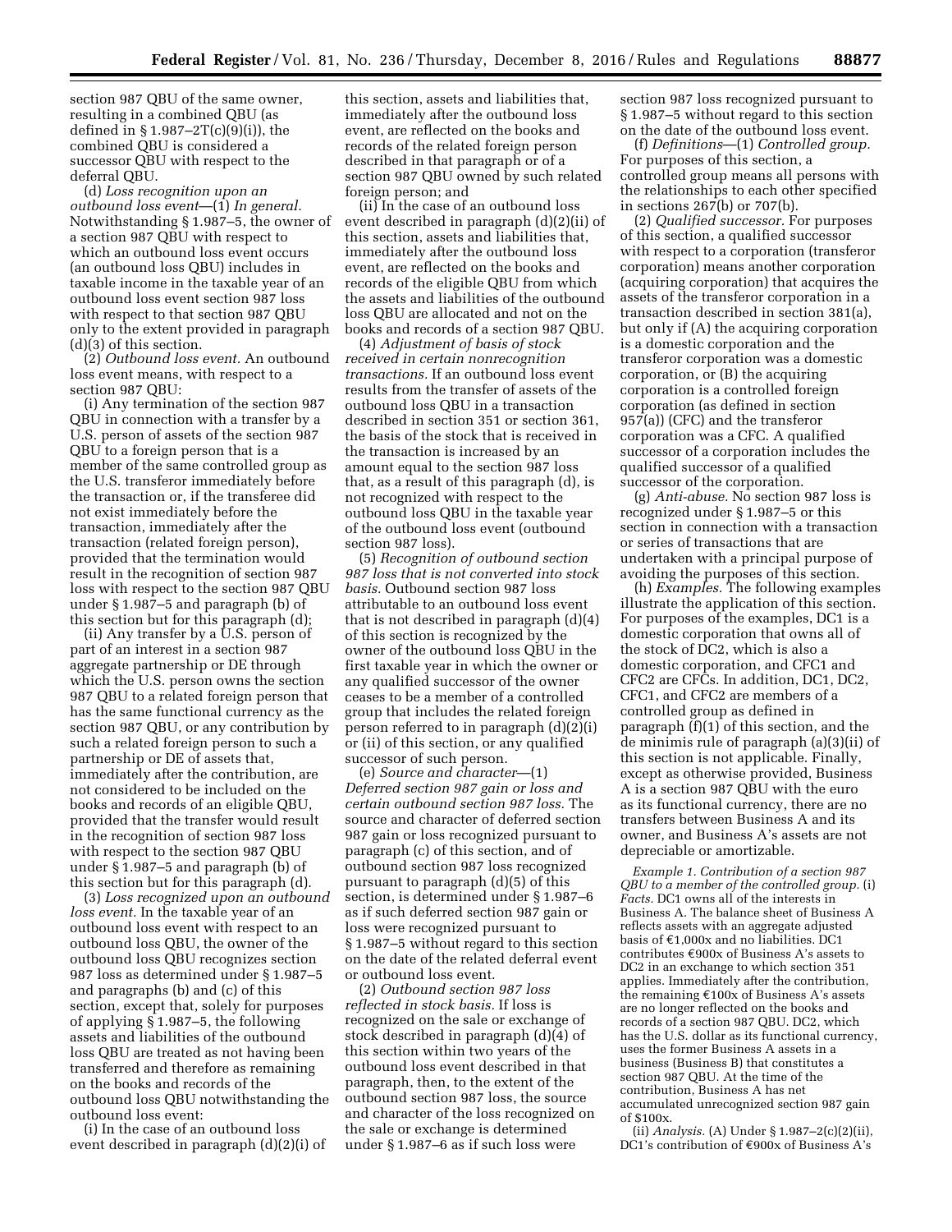section 987 QBU of the same owner, resulting in a combined QBU (as defined in § 1.987–2T(c)(9)(i)), the combined QBU is considered a successor QBU with respect to the deferral QBU.

(d) *Loss recognition upon an outbound loss event*—(1) *In general.* Notwithstanding § 1.987–5, the owner of a section 987 QBU with respect to which an outbound loss event occurs (an outbound loss QBU) includes in taxable income in the taxable year of an outbound loss event section 987 loss with respect to that section 987 QBU only to the extent provided in paragraph (d)(3) of this section.

(2) *Outbound loss event.* An outbound loss event means, with respect to a section 987 QBU:

(i) Any termination of the section 987 QBU in connection with a transfer by a U.S. person of assets of the section 987 QBU to a foreign person that is a member of the same controlled group as the U.S. transferor immediately before the transaction or, if the transferee did not exist immediately before the transaction, immediately after the transaction (related foreign person), provided that the termination would result in the recognition of section 987 loss with respect to the section 987 QBU under § 1.987–5 and paragraph (b) of this section but for this paragraph (d);

(ii) Any transfer by a U.S. person of part of an interest in a section 987 aggregate partnership or DE through which the U.S. person owns the section 987 QBU to a related foreign person that has the same functional currency as the section 987 QBU, or any contribution by such a related foreign person to such a partnership or DE of assets that, immediately after the contribution, are not considered to be included on the books and records of an eligible QBU, provided that the transfer would result in the recognition of section 987 loss with respect to the section 987 QBU under § 1.987–5 and paragraph (b) of this section but for this paragraph (d).

(3) *Loss recognized upon an outbound loss event.* In the taxable year of an outbound loss event with respect to an outbound loss QBU, the owner of the outbound loss QBU recognizes section 987 loss as determined under § 1.987–5 and paragraphs (b) and (c) of this section, except that, solely for purposes of applying § 1.987–5, the following assets and liabilities of the outbound loss QBU are treated as not having been transferred and therefore as remaining on the books and records of the outbound loss QBU notwithstanding the outbound loss event:

(i) In the case of an outbound loss event described in paragraph (d)(2)(i) of this section, assets and liabilities that, immediately after the outbound loss event, are reflected on the books and records of the related foreign person described in that paragraph or of a section 987 QBU owned by such related foreign person; and

(ii) In the case of an outbound loss event described in paragraph (d)(2)(ii) of this section, assets and liabilities that, immediately after the outbound loss event, are reflected on the books and records of the eligible QBU from which the assets and liabilities of the outbound loss QBU are allocated and not on the books and records of a section 987 QBU.

(4) *Adjustment of basis of stock received in certain nonrecognition transactions.* If an outbound loss event results from the transfer of assets of the outbound loss QBU in a transaction described in section 351 or section 361, the basis of the stock that is received in the transaction is increased by an amount equal to the section 987 loss that, as a result of this paragraph (d), is not recognized with respect to the outbound loss QBU in the taxable year of the outbound loss event (outbound section 987 loss).

(5) *Recognition of outbound section 987 loss that is not converted into stock basis.* Outbound section 987 loss attributable to an outbound loss event that is not described in paragraph (d)(4) of this section is recognized by the owner of the outbound loss QBU in the first taxable year in which the owner or any qualified successor of the owner ceases to be a member of a controlled group that includes the related foreign person referred to in paragraph (d)(2)(i) or (ii) of this section, or any qualified successor of such person.

(e) *Source and character*—(1) *Deferred section 987 gain or loss and certain outbound section 987 loss.* The source and character of deferred section 987 gain or loss recognized pursuant to paragraph (c) of this section, and of outbound section 987 loss recognized pursuant to paragraph (d)(5) of this section, is determined under § 1.987–6 as if such deferred section 987 gain or loss were recognized pursuant to § 1.987–5 without regard to this section on the date of the related deferral event or outbound loss event.

(2) *Outbound section 987 loss reflected in stock basis.* If loss is recognized on the sale or exchange of stock described in paragraph (d)(4) of this section within two years of the outbound loss event described in that paragraph, then, to the extent of the outbound section 987 loss, the source and character of the loss recognized on the sale or exchange is determined under § 1.987–6 as if such loss were section 987 loss recognized pursuant to § 1.987–5 without regard to this section on the date of the outbound loss event.

(f) *Definitions*—(1) *Controlled group.* For purposes of this section, a controlled group means all persons with the relationships to each other specified in sections 267(b) or 707(b).

(2) *Qualified successor.* For purposes of this section, a qualified successor with respect to a corporation (transferor corporation) means another corporation (acquiring corporation) that acquires the assets of the transferor corporation in a transaction described in section 381(a), but only if (A) the acquiring corporation is a domestic corporation and the transferor corporation was a domestic corporation, or (B) the acquiring corporation is a controlled foreign corporation (as defined in section 957(a)) (CFC) and the transferor corporation was a CFC. A qualified successor of a corporation includes the qualified successor of a qualified successor of the corporation.

(g) *Anti-abuse.* No section 987 loss is recognized under § 1.987–5 or this section in connection with a transaction or series of transactions that are undertaken with a principal purpose of avoiding the purposes of this section.

(h) *Examples.* The following examples illustrate the application of this section. For purposes of the examples, DC1 is a domestic corporation that owns all of the stock of DC2, which is also a domestic corporation, and CFC1 and CFC2 are CFCs. In addition, DC1, DC2, CFC1, and CFC2 are members of a controlled group as defined in paragraph (f)(1) of this section, and the de minimis rule of paragraph (a)(3)(ii) of this section is not applicable. Finally, except as otherwise provided, Business A is a section 987 QBU with the euro as its functional currency, there are no transfers between Business A and its owner, and Business A's assets are not depreciable or amortizable.

*Example 1. Contribution of a section 987 QBU to a member of the controlled group.* (i) *Facts.* DC1 owns all of the interests in Business A. The balance sheet of Business A reflects assets with an aggregate adjusted basis of €1,000x and no liabilities. DC1 contributes €900x of Business A's assets to DC2 in an exchange to which section 351 applies. Immediately after the contribution, the remaining €100x of Business A's assets are no longer reflected on the books and records of a section 987 QBU. DC2, which has the U.S. dollar as its functional currency, uses the former Business A assets in a business (Business B) that constitutes a section 987 QBU. At the time of the contribution, Business A has net accumulated unrecognized section 987 gain of $100x.

(ii) *Analysis.* (A) Under § 1.987–2(c)(2)(ii), DC1's contribution of €900x of Business A's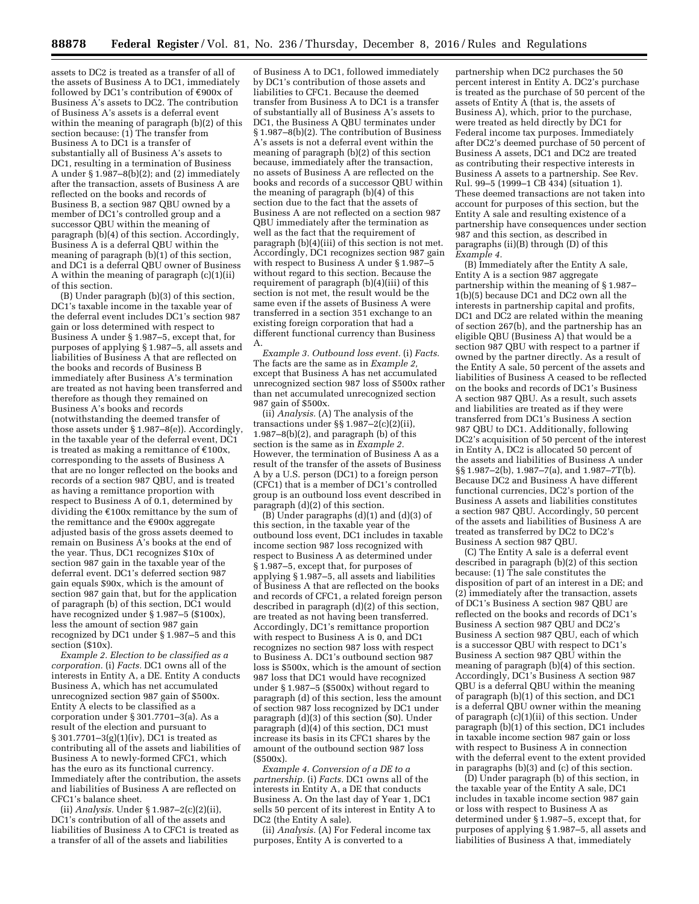assets to DC2 is treated as a transfer of all of the assets of Business A to DC1, immediately followed by DC1's contribution of €900x of Business A's assets to DC2. The contribution of Business A's assets is a deferral event within the meaning of paragraph (b)(2) of this section because: (1) The transfer from Business A to DC1 is a transfer of substantially all of Business A's assets to DC1, resulting in a termination of Business A under § 1.987–8(b)(2); and (2) immediately after the transaction, assets of Business A are reflected on the books and records of Business B, a section 987 QBU owned by a member of DC1's controlled group and a successor QBU within the meaning of paragraph (b)(4) of this section. Accordingly, Business A is a deferral QBU within the meaning of paragraph (b)(1) of this section, and DC1 is a deferral QBU owner of Business A within the meaning of paragraph (c)(1)(ii) of this section.

(B) Under paragraph (b)(3) of this section, DC1's taxable income in the taxable year of the deferral event includes DC1's section 987 gain or loss determined with respect to Business A under § 1.987–5, except that, for purposes of applying § 1.987–5, all assets and liabilities of Business A that are reflected on the books and records of Business B immediately after Business A's termination are treated as not having been transferred and therefore as though they remained on Business A's books and records (notwithstanding the deemed transfer of those assets under § 1.987–8(e)). Accordingly, in the taxable year of the deferral event, DC1 is treated as making a remittance of €100x, corresponding to the assets of Business A that are no longer reflected on the books and records of a section 987 QBU, and is treated as having a remittance proportion with respect to Business A of 0.1, determined by dividing the €100x remittance by the sum of the remittance and the €900x aggregate adjusted basis of the gross assets deemed to remain on Business A's books at the end of the year. Thus, DC1 recognizes $10x of section 987 gain in the taxable year of the deferral event. DC1's deferred section 987 gain equals $90x, which is the amount of section 987 gain that, but for the application of paragraph (b) of this section, DC1 would have recognized under § 1.987–5 ($100x), less the amount of section 987 gain recognized by DC1 under § 1.987–5 and this section ($10x).

*Example 2. Election to be classified as a corporation.* (i) *Facts.* DC1 owns all of the interests in Entity A, a DE. Entity A conducts Business A, which has net accumulated unrecognized section 987 gain of $500x. Entity A elects to be classified as a corporation under § 301.7701–3(a). As a result of the election and pursuant to § 301.7701–3(g)(1)(iv), DC1 is treated as contributing all of the assets and liabilities of Business A to newly-formed CFC1, which has the euro as its functional currency. Immediately after the contribution, the assets and liabilities of Business A are reflected on CFC1's balance sheet.

(ii) *Analysis.* Under § 1.987–2(c)(2)(ii), DC1's contribution of all of the assets and liabilities of Business A to CFC1 is treated as a transfer of all of the assets and liabilities of Business A to DC1, followed immediately by DC1's contribution of those assets and liabilities to CFC1. Because the deemed transfer from Business A to DC1 is a transfer of substantially all of Business A's assets to DC1, the Business A QBU terminates under § 1.987–8(b)(2). The contribution of Business A's assets is not a deferral event within the meaning of paragraph (b)(2) of this section because, immediately after the transaction, no assets of Business A are reflected on the books and records of a successor QBU within the meaning of paragraph (b)(4) of this section due to the fact that the assets of Business A are not reflected on a section 987 QBU immediately after the termination as well as the fact that the requirement of paragraph (b)(4)(iii) of this section is not met. Accordingly, DC1 recognizes section 987 gain with respect to Business A under § 1.987–5 without regard to this section. Because the requirement of paragraph (b)(4)(iii) of this section is not met, the result would be the same even if the assets of Business A were transferred in a section 351 exchange to an existing foreign corporation that had a different functional currency than Business A.

*Example 3. Outbound loss event.* (i) *Facts.* The facts are the same as in *Example 2,* except that Business A has net accumulated unrecognized section 987 loss of $500x rather than net accumulated unrecognized section 987 gain of $500x.

(ii) *Analysis.* (A) The analysis of the transactions under §§ 1.987–2(c)(2)(ii), 1.987–8(b)(2), and paragraph (b) of this section is the same as in *Example 2*. However, the termination of Business A as a result of the transfer of the assets of Business A by a U.S. person (DC1) to a foreign person (CFC1) that is a member of DC1's controlled group is an outbound loss event described in paragraph (d)(2) of this section.

(B) Under paragraphs (d)(1) and (d)(3) of this section, in the taxable year of the outbound loss event, DC1 includes in taxable income section 987 loss recognized with respect to Business A as determined under § 1.987–5, except that, for purposes of applying § 1.987–5, all assets and liabilities of Business A that are reflected on the books and records of CFC1, a related foreign person described in paragraph (d)(2) of this section, are treated as not having been transferred. Accordingly, DC1's remittance proportion with respect to Business A is 0, and DC1 recognizes no section 987 loss with respect to Business A. DC1's outbound section 987 loss is $500x, which is the amount of section 987 loss that DC1 would have recognized under § 1.987–5 ($500x) without regard to paragraph (d) of this section, less the amount of section 987 loss recognized by DC1 under paragraph (d)(3) of this section ($0). Under paragraph (d)(4) of this section, DC1 must increase its basis in its CFC1 shares by the amount of the outbound section 987 loss ($500x).

*Example 4. Conversion of a DE to a partnership.* (i) *Facts.* DC1 owns all of the interests in Entity A, a DE that conducts Business A. On the last day of Year 1, DC1 sells 50 percent of its interest in Entity A to DC2 (the Entity A sale).

(ii) *Analysis.* (A) For Federal income tax purposes, Entity A is converted to a partnership when DC2 purchases the 50 percent interest in Entity A. DC2's purchase is treated as the purchase of 50 percent of the assets of Entity A (that is, the assets of Business A), which, prior to the purchase, were treated as held directly by DC1 for Federal income tax purposes. Immediately after DC2's deemed purchase of 50 percent of Business A assets, DC1 and DC2 are treated as contributing their respective interests in Business A assets to a partnership. See Rev. Rul. 99–5 (1999–1 CB 434) (situation 1). These deemed transactions are not taken into account for purposes of this section, but the Entity A sale and resulting existence of a partnership have consequences under section 987 and this section, as described in paragraphs (ii)(B) through (D) of this *Example 4.*

(B) Immediately after the Entity A sale, Entity A is a section 987 aggregate partnership within the meaning of § 1.987–1(b)(5) because DC1 and DC2 own all the interests in partnership capital and profits, DC1 and DC2 are related within the meaning of section 267(b), and the partnership has an eligible QBU (Business A) that would be a section 987 QBU with respect to a partner if owned by the partner directly. As a result of the Entity A sale, 50 percent of the assets and liabilities of Business A ceased to be reflected on the books and records of DC1's Business A section 987 QBU. As a result, such assets and liabilities are treated as if they were transferred from DC1's Business A section 987 QBU to DC1. Additionally, following DC2's acquisition of 50 percent of the interest in Entity A, DC2 is allocated 50 percent of the assets and liabilities of Business A under §§ 1.987–2(b), 1.987–7(a), and 1.987–7T(b). Because DC2 and Business A have different functional currencies, DC2's portion of the Business A assets and liabilities constitutes a section 987 QBU. Accordingly, 50 percent of the assets and liabilities of Business A are treated as transferred by DC2 to DC2's Business A section 987 QBU.

(C) The Entity A sale is a deferral event described in paragraph (b)(2) of this section because: (1) The sale constitutes the disposition of part of an interest in a DE; and (2) immediately after the transaction, assets of DC1's Business A section 987 QBU are reflected on the books and records of DC1's Business A section 987 QBU and DC2's Business A section 987 QBU, each of which is a successor QBU with respect to DC1's Business A section 987 QBU within the meaning of paragraph (b)(4) of this section. Accordingly, DC1's Business A section 987 QBU is a deferral QBU within the meaning of paragraph (b)(1) of this section, and DC1 is a deferral QBU owner within the meaning of paragraph (c)(1)(ii) of this section. Under paragraph (b)(1) of this section, DC1 includes in taxable income section 987 gain or loss with respect to Business A in connection with the deferral event to the extent provided in paragraphs (b)(3) and (c) of this section.

(D) Under paragraph (b) of this section, in the taxable year of the Entity A sale, DC1 includes in taxable income section 987 gain or loss with respect to Business A as determined under § 1.987–5, except that, for purposes of applying § 1.987–5, all assets and liabilities of Business A that, immediately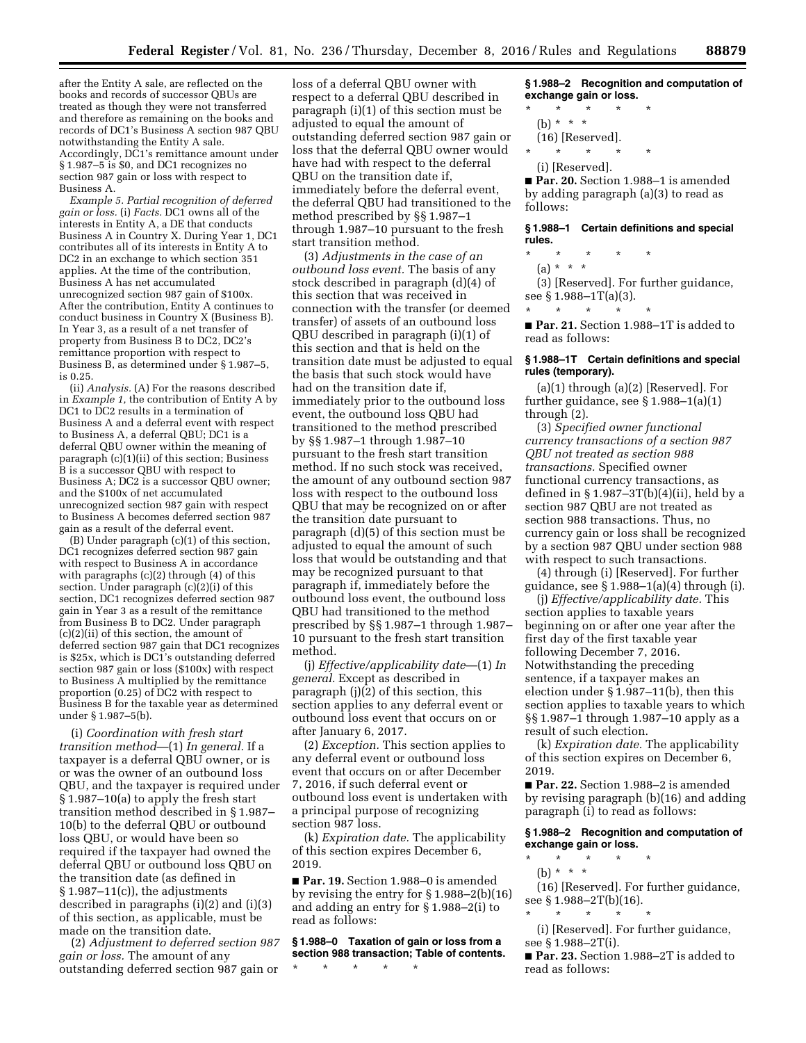after the Entity A sale, are reflected on the books and records of successor QBUs are treated as though they were not transferred and therefore as remaining on the books and records of DC1's Business A section 987 QBU notwithstanding the Entity A sale. Accordingly, DC1's remittance amount under § 1.987–5 is $0, and DC1 recognizes no section 987 gain or loss with respect to Business A.

*Example 5. Partial recognition of deferred gain or loss.* (i) *Facts.* DC1 owns all of the interests in Entity A, a DE that conducts Business A in Country X. During Year 1, DC1 contributes all of its interests in Entity A to DC2 in an exchange to which section 351 applies. At the time of the contribution, Business A has net accumulated unrecognized section 987 gain of $100x. After the contribution, Entity A continues to conduct business in Country X (Business B). In Year 3, as a result of a net transfer of property from Business B to DC2, DC2's remittance proportion with respect to Business B, as determined under § 1.987–5, is 0.25.

(ii) *Analysis.* (A) For the reasons described in *Example 1,* the contribution of Entity A by DC1 to DC2 results in a termination of Business A and a deferral event with respect to Business A, a deferral QBU; DC1 is a deferral QBU owner within the meaning of paragraph (c)(1)(ii) of this section; Business B is a successor QBU with respect to Business A; DC2 is a successor QBU owner; and the $100x of net accumulated unrecognized section 987 gain with respect to Business A becomes deferred section 987 gain as a result of the deferral event.

(B) Under paragraph (c)(1) of this section, DC1 recognizes deferred section 987 gain with respect to Business A in accordance with paragraphs (c)(2) through (4) of this section. Under paragraph (c)(2)(i) of this section, DC1 recognizes deferred section 987 gain in Year 3 as a result of the remittance from Business B to DC2. Under paragraph (c)(2)(ii) of this section, the amount of deferred section 987 gain that DC1 recognizes is $25x, which is DC1's outstanding deferred section 987 gain or loss ($100x) with respect to Business A multiplied by the remittance proportion (0.25) of DC2 with respect to Business B for the taxable year as determined under § 1.987–5(b).

(i) *Coordination with fresh start transition method*—(1) *In general.* If a taxpayer is a deferral QBU owner, or is or was the owner of an outbound loss QBU, and the taxpayer is required under § 1.987–10(a) to apply the fresh start transition method described in § 1.987–10(b) to the deferral QBU or outbound loss QBU, or would have been so required if the taxpayer had owned the deferral QBU or outbound loss QBU on the transition date (as defined in § 1.987–11(c)), the adjustments described in paragraphs (i)(2) and (i)(3) of this section, as applicable, must be made on the transition date.

(2) *Adjustment to deferred section 987 gain or loss.* The amount of any outstanding deferred section 987 gain or loss of a deferral QBU owner with respect to a deferral QBU described in paragraph (i)(1) of this section must be adjusted to equal the amount of outstanding deferred section 987 gain or loss that the deferral QBU owner would have had with respect to the deferral QBU on the transition date if, immediately before the deferral event, the deferral QBU had transitioned to the method prescribed by §§ 1.987–1 through 1.987–10 pursuant to the fresh start transition method.

(3) *Adjustments in the case of an outbound loss event.* The basis of any stock described in paragraph (d)(4) of this section that was received in connection with the transfer (or deemed transfer) of assets of an outbound loss QBU described in paragraph (i)(1) of this section and that is held on the transition date must be adjusted to equal the basis that such stock would have had on the transition date if, immediately prior to the outbound loss event, the outbound loss QBU had transitioned to the method prescribed by §§ 1.987–1 through 1.987–10 pursuant to the fresh start transition method. If no such stock was received, the amount of any outbound section 987 loss with respect to the outbound loss QBU that may be recognized on or after the transition date pursuant to paragraph (d)(5) of this section must be adjusted to equal the amount of such loss that would be outstanding and that may be recognized pursuant to that paragraph if, immediately before the outbound loss event, the outbound loss QBU had transitioned to the method prescribed by §§ 1.987–1 through 1.987–10 pursuant to the fresh start transition method.

(j) *Effective/applicability date*—(1) *In general.* Except as described in paragraph (j)(2) of this section, this section applies to any deferral event or outbound loss event that occurs on or after January 6, 2017.

(2) *Exception.* This section applies to any deferral event or outbound loss event that occurs on or after December 7, 2016, if such deferral event or outbound loss event is undertaken with a principal purpose of recognizing section 987 loss.

(k) *Expiration date.* The applicability of this section expires December 6, 2019.

■ **Par. 19.** Section 1.988–0 is amended by revising the entry for § 1.988–2(b)(16) and adding an entry for § 1.988–2(i) to read as follows:

**§ 1.988–0 Taxation of gain or loss from a section 988 transaction; Table of contents.**

\* \* \* \* \*

**§ 1.988–2 Recognition and computation of exchange gain or loss.**

\* \* \* \* \*

(b) \* \* \*

(16) [Reserved].

\* \* \* \* \*

(i) [Reserved].

■ **Par. 20.** Section 1.988–1 is amended by adding paragraph (a)(3) to read as follows:

**§ 1.988–1 Certain definitions and special rules.**

\* \* \* \* \*

(a) \* \* \*

(3) [Reserved]. For further guidance, see § 1.988–1T(a)(3).

\* \* \* \* \*

■ **Par. 21.** Section 1.988–1T is added to read as follows:

**§ 1.988–1T Certain definitions and special rules (temporary).**

(a)(1) through (a)(2) [Reserved]. For further guidance, see § 1.988–1(a)(1) through (2).

(3) *Specified owner functional currency transactions of a section 987 QBU not treated as section 988 transactions.* Specified owner functional currency transactions, as defined in § 1.987–3T(b)(4)(ii), held by a section 987 QBU are not treated as section 988 transactions. Thus, no currency gain or loss shall be recognized by a section 987 QBU under section 988 with respect to such transactions.

(4) through (i) [Reserved]. For further guidance, see § 1.988–1(a)(4) through (i).

(j) *Effective/applicability date.* This section applies to taxable years beginning on or after one year after the first day of the first taxable year following December 7, 2016. Notwithstanding the preceding sentence, if a taxpayer makes an election under § 1.987–11(b), then this section applies to taxable years to which §§ 1.987–1 through 1.987–10 apply as a result of such election.

(k) *Expiration date.* The applicability of this section expires on December 6, 2019.

■ **Par. 22.** Section 1.988–2 is amended by revising paragraph (b)(16) and adding paragraph (i) to read as follows:

**§ 1.988–2 Recognition and computation of exchange gain or loss.**

\* \* \* \* \*

(b) \* \* \*

(16) [Reserved]. For further guidance, see § 1.988–2T(b)(16).

\* \* \* \* \*

(i) [Reserved]. For further guidance, see § 1.988–2T(i).

■ **Par. 23.** Section 1.988–2T is added to read as follows: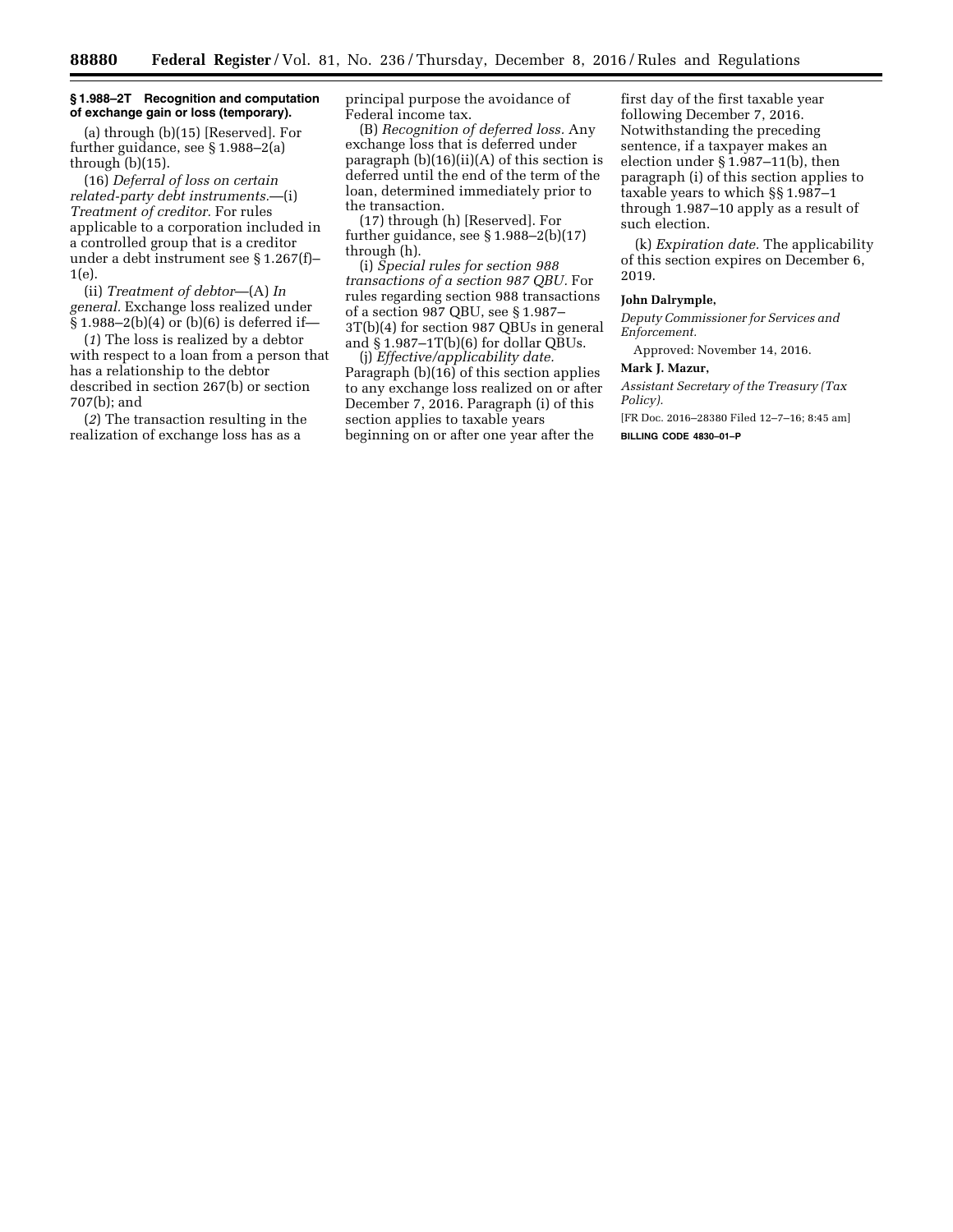**§ 1.988–2T Recognition and computation of exchange gain or loss (temporary).**

(a) through (b)(15) [Reserved]. For further guidance, see § 1.988–2(a) through (b)(15).

(16) *Deferral of loss on certain related-party debt instruments.*—(i) *Treatment of creditor.* For rules applicable to a corporation included in a controlled group that is a creditor under a debt instrument see § 1.267(f)–1(e).

(ii) *Treatment of debtor*—(A) *In general.* Exchange loss realized under § 1.988–2(b)(4) or (b)(6) is deferred if—

(*1*) The loss is realized by a debtor with respect to a loan from a person that has a relationship to the debtor described in section 267(b) or section 707(b); and

(*2*) The transaction resulting in the realization of exchange loss has as a principal purpose the avoidance of Federal income tax.

(B) *Recognition of deferred loss.* Any exchange loss that is deferred under paragraph (b)(16)(ii)(A) of this section is deferred until the end of the term of the loan, determined immediately prior to the transaction.

(17) through (h) [Reserved]. For further guidance, see § 1.988–2(b)(17) through (h).

(i) *Special rules for section 988 transactions of a section 987 QBU.* For rules regarding section 988 transactions of a section 987 QBU, see § 1.987–3T(b)(4) for section 987 QBUs in general and § 1.987–1T(b)(6) for dollar QBUs.

(j) *Effective/applicability date.* Paragraph (b)(16) of this section applies to any exchange loss realized on or after December 7, 2016. Paragraph (i) of this section applies to taxable years beginning on or after one year after the first day of the first taxable year following December 7, 2016. Notwithstanding the preceding sentence, if a taxpayer makes an election under § 1.987–11(b), then paragraph (i) of this section applies to taxable years to which §§ 1.987–1 through 1.987–10 apply as a result of such election.

(k) *Expiration date.* The applicability of this section expires on December 6, 2019.

**John Dalrymple,**

*Deputy Commissioner for Services and Enforcement.*

Approved: November 14, 2016.

**Mark J. Mazur,**

*Assistant Secretary of the Treasury (Tax Policy).*

[FR Doc. 2016–28380 Filed 12–7–16; 8:45 am]

**BILLING CODE 4830–01–P**